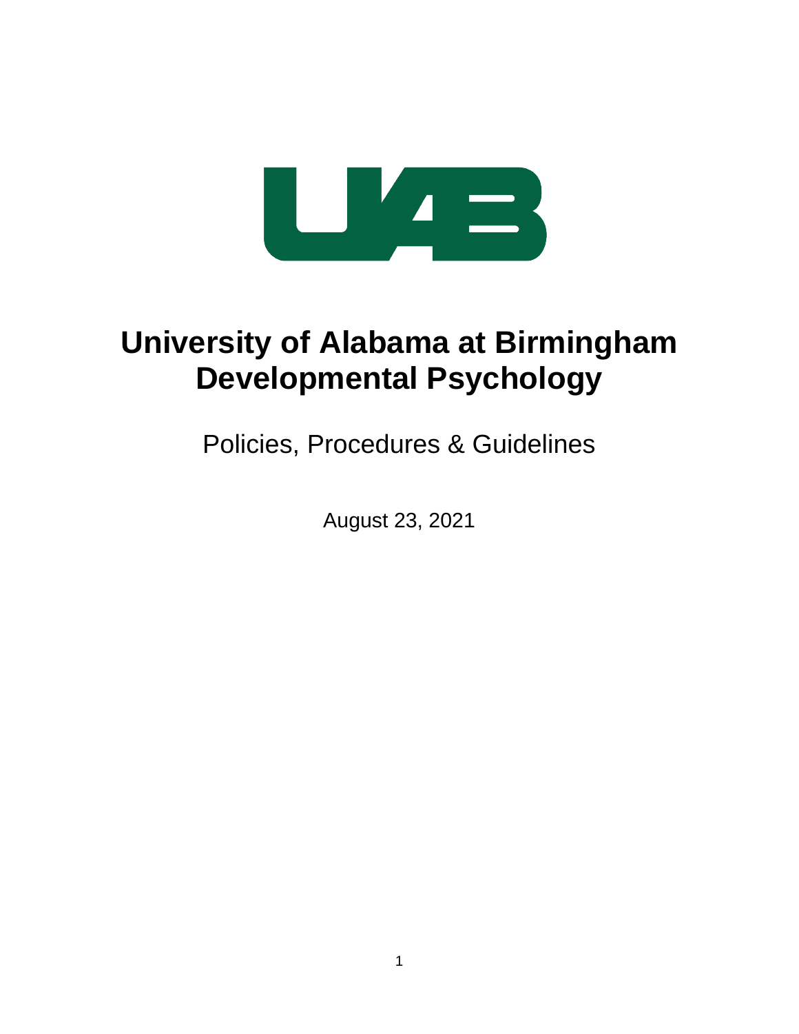# University of Alabama at Birmingham Developmental Psychology

Policies, Procedures & Guidelines

August 23, 2021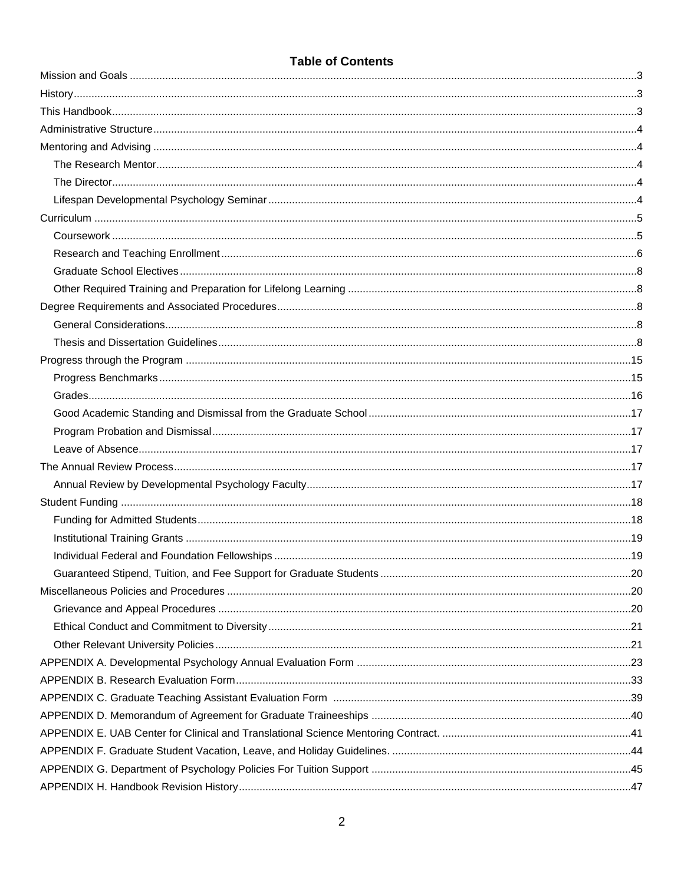# Table of Contents

- Mission and Goals ........ 3
- History ........ 3
- This Handbook ........ 3
- Administrative Structure ........ 4
- Mentoring and Advising ........ 4
  - The Research Mentor ........ 4
  - The Director ........ 4
  - Lifespan Developmental Psychology Seminar ........ 4
- Curriculum ........ 5
  - Coursework ........ 5
  - Research and Teaching Enrollment ........ 6
  - Graduate School Electives ........ 8
  - Other Required Training and Preparation for Lifelong Learning ........ 8
- Degree Requirements and Associated Procedures ........ 8
  - General Considerations ........ 8
  - Thesis and Dissertation Guidelines ........ 8
- Progress through the Program ........ 15
  - Progress Benchmarks ........ 15
  - Grades ........ 16
  - Good Academic Standing and Dismissal from the Graduate School ........ 17
  - Program Probation and Dismissal ........ 17
  - Leave of Absence ........ 17
- The Annual Review Process ........ 17
  - Annual Review by Developmental Psychology Faculty ........ 17
- Student Funding ........ 18
  - Funding for Admitted Students ........ 18
  - Institutional Training Grants ........ 19
  - Individual Federal and Foundation Fellowships ........ 19
  - Guaranteed Stipend, Tuition, and Fee Support for Graduate Students ........ 20
- Miscellaneous Policies and Procedures ........ 20
  - Grievance and Appeal Procedures ........ 20
  - Ethical Conduct and Commitment to Diversity ........ 21
  - Other Relevant University Policies ........ 21
- APPENDIX A. Developmental Psychology Annual Evaluation Form ........ 23
- APPENDIX B. Research Evaluation Form ........ 33
- APPENDIX C. Graduate Teaching Assistant Evaluation Form ........ 39
- APPENDIX D. Memorandum of Agreement for Graduate Traineeships ........ 40
- APPENDIX E. UAB Center for Clinical and Translational Science Mentoring Contract. ........ 41
- APPENDIX F. Graduate Student Vacation, Leave, and Holiday Guidelines. ........ 44
- APPENDIX G. Department of Psychology Policies For Tuition Support ........ 45
- APPENDIX H. Handbook Revision History ........ 47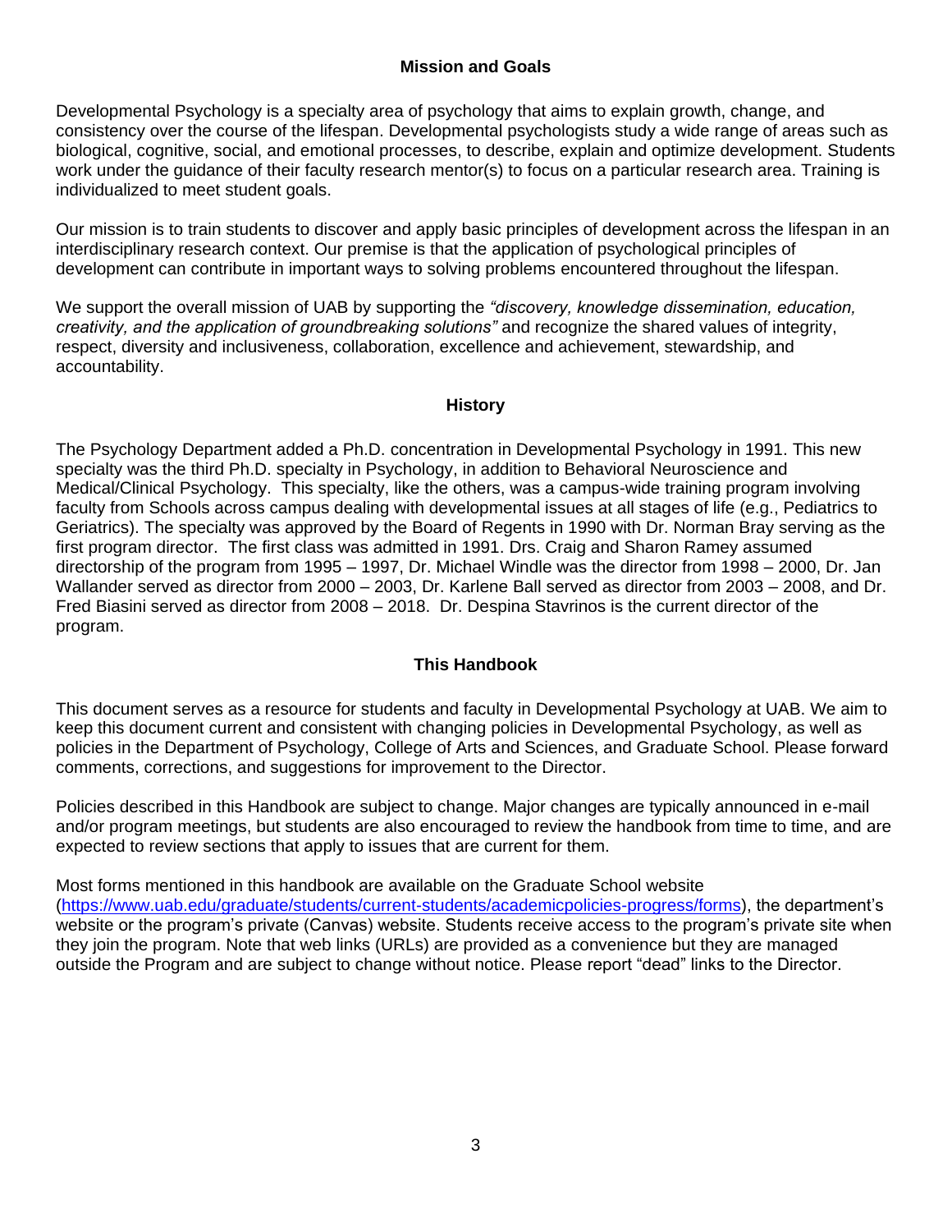## Mission and Goals

Developmental Psychology is a specialty area of psychology that aims to explain growth, change, and consistency over the course of the lifespan. Developmental psychologists study a wide range of areas such as biological, cognitive, social, and emotional processes, to describe, explain and optimize development. Students work under the guidance of their faculty research mentor(s) to focus on a particular research area. Training is individualized to meet student goals.

Our mission is to train students to discover and apply basic principles of development across the lifespan in an interdisciplinary research context. Our premise is that the application of psychological principles of development can contribute in important ways to solving problems encountered throughout the lifespan.

We support the overall mission of UAB by supporting the *"discovery, knowledge dissemination, education, creativity, and the application of groundbreaking solutions"* and recognize the shared values of integrity, respect, diversity and inclusiveness, collaboration, excellence and achievement, stewardship, and accountability.

## History

The Psychology Department added a Ph.D. concentration in Developmental Psychology in 1991. This new specialty was the third Ph.D. specialty in Psychology, in addition to Behavioral Neuroscience and Medical/Clinical Psychology. This specialty, like the others, was a campus-wide training program involving faculty from Schools across campus dealing with developmental issues at all stages of life (e.g., Pediatrics to Geriatrics). The specialty was approved by the Board of Regents in 1990 with Dr. Norman Bray serving as the first program director. The first class was admitted in 1991. Drs. Craig and Sharon Ramey assumed directorship of the program from 1995 – 1997, Dr. Michael Windle was the director from 1998 – 2000, Dr. Jan Wallander served as director from 2000 – 2003, Dr. Karlene Ball served as director from 2003 – 2008, and Dr. Fred Biasini served as director from 2008 – 2018. Dr. Despina Stavrinos is the current director of the program.

## This Handbook

This document serves as a resource for students and faculty in Developmental Psychology at UAB. We aim to keep this document current and consistent with changing policies in Developmental Psychology, as well as policies in the Department of Psychology, College of Arts and Sciences, and Graduate School. Please forward comments, corrections, and suggestions for improvement to the Director.

Policies described in this Handbook are subject to change. Major changes are typically announced in e-mail and/or program meetings, but students are also encouraged to review the handbook from time to time, and are expected to review sections that apply to issues that are current for them.

Most forms mentioned in this handbook are available on the Graduate School website (https://www.uab.edu/graduate/students/current-students/academicpolicies-progress/forms), the department's website or the program's private (Canvas) website. Students receive access to the program's private site when they join the program. Note that web links (URLs) are provided as a convenience but they are managed outside the Program and are subject to change without notice. Please report "dead" links to the Director.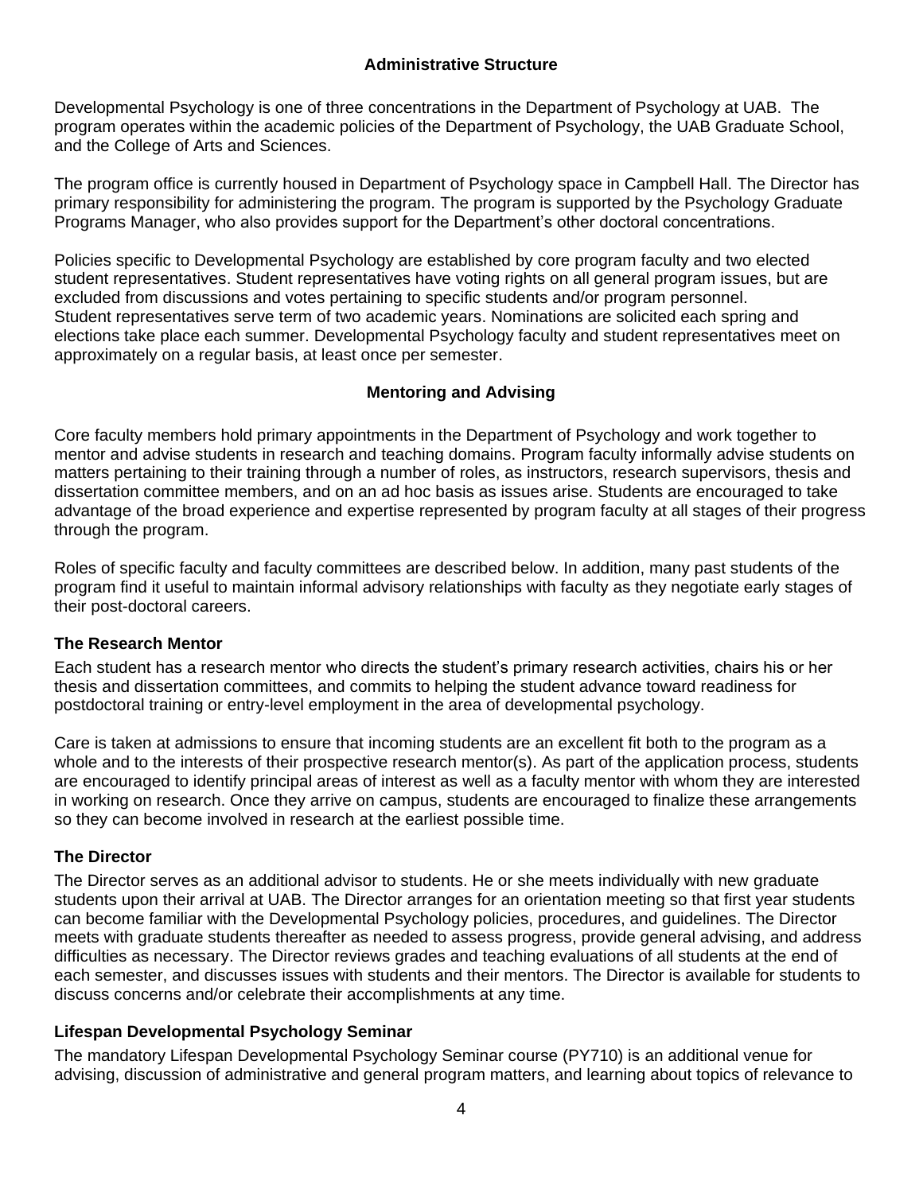## Administrative Structure

Developmental Psychology is one of three concentrations in the Department of Psychology at UAB. The program operates within the academic policies of the Department of Psychology, the UAB Graduate School, and the College of Arts and Sciences.

The program office is currently housed in Department of Psychology space in Campbell Hall. The Director has primary responsibility for administering the program. The program is supported by the Psychology Graduate Programs Manager, who also provides support for the Department's other doctoral concentrations.

Policies specific to Developmental Psychology are established by core program faculty and two elected student representatives. Student representatives have voting rights on all general program issues, but are excluded from discussions and votes pertaining to specific students and/or program personnel. Student representatives serve term of two academic years. Nominations are solicited each spring and elections take place each summer. Developmental Psychology faculty and student representatives meet on approximately on a regular basis, at least once per semester.

## Mentoring and Advising

Core faculty members hold primary appointments in the Department of Psychology and work together to mentor and advise students in research and teaching domains. Program faculty informally advise students on matters pertaining to their training through a number of roles, as instructors, research supervisors, thesis and dissertation committee members, and on an ad hoc basis as issues arise. Students are encouraged to take advantage of the broad experience and expertise represented by program faculty at all stages of their progress through the program.

Roles of specific faculty and faculty committees are described below. In addition, many past students of the program find it useful to maintain informal advisory relationships with faculty as they negotiate early stages of their post-doctoral careers.

### The Research Mentor

Each student has a research mentor who directs the student's primary research activities, chairs his or her thesis and dissertation committees, and commits to helping the student advance toward readiness for postdoctoral training or entry-level employment in the area of developmental psychology.

Care is taken at admissions to ensure that incoming students are an excellent fit both to the program as a whole and to the interests of their prospective research mentor(s). As part of the application process, students are encouraged to identify principal areas of interest as well as a faculty mentor with whom they are interested in working on research. Once they arrive on campus, students are encouraged to finalize these arrangements so they can become involved in research at the earliest possible time.

### The Director

The Director serves as an additional advisor to students. He or she meets individually with new graduate students upon their arrival at UAB. The Director arranges for an orientation meeting so that first year students can become familiar with the Developmental Psychology policies, procedures, and guidelines. The Director meets with graduate students thereafter as needed to assess progress, provide general advising, and address difficulties as necessary. The Director reviews grades and teaching evaluations of all students at the end of each semester, and discusses issues with students and their mentors. The Director is available for students to discuss concerns and/or celebrate their accomplishments at any time.

### Lifespan Developmental Psychology Seminar

The mandatory Lifespan Developmental Psychology Seminar course (PY710) is an additional venue for advising, discussion of administrative and general program matters, and learning about topics of relevance to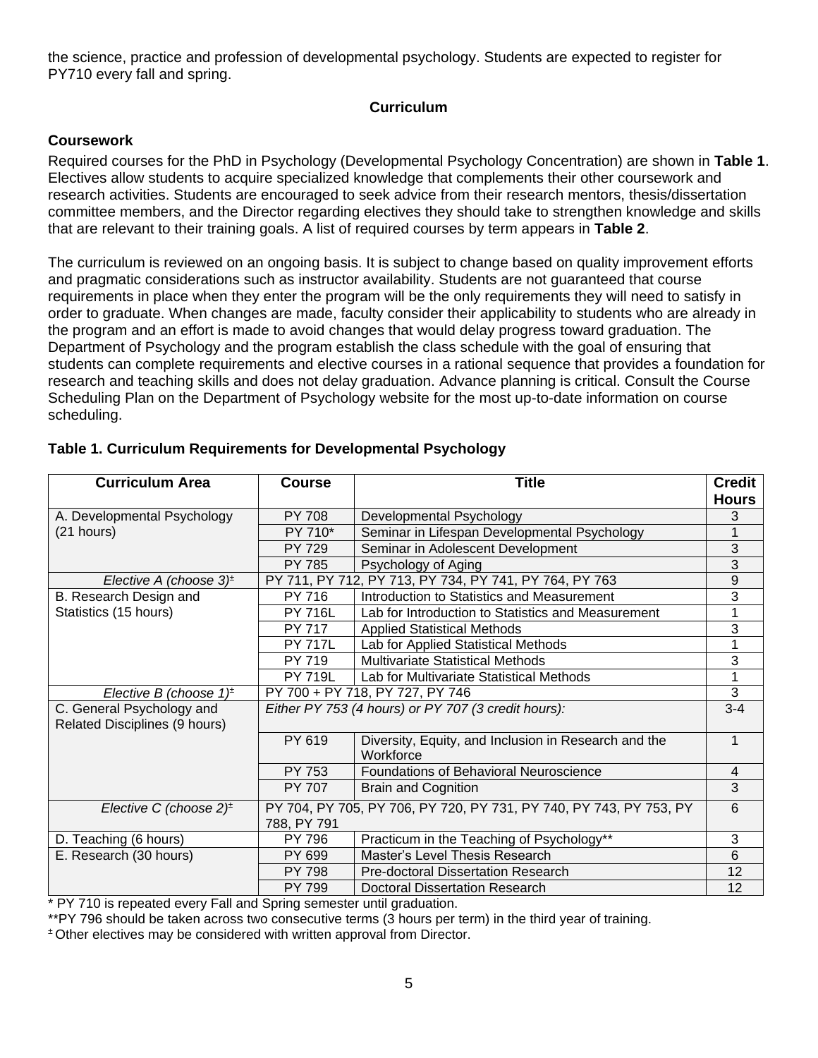the science, practice and profession of developmental psychology. Students are expected to register for PY710 every fall and spring.

## Curriculum

### Coursework

Required courses for the PhD in Psychology (Developmental Psychology Concentration) are shown in **Table 1**. Electives allow students to acquire specialized knowledge that complements their other coursework and research activities. Students are encouraged to seek advice from their research mentors, thesis/dissertation committee members, and the Director regarding electives they should take to strengthen knowledge and skills that are relevant to their training goals. A list of required courses by term appears in **Table 2**.

The curriculum is reviewed on an ongoing basis. It is subject to change based on quality improvement efforts and pragmatic considerations such as instructor availability. Students are not guaranteed that course requirements in place when they enter the program will be the only requirements they will need to satisfy in order to graduate. When changes are made, faculty consider their applicability to students who are already in the program and an effort is made to avoid changes that would delay progress toward graduation. The Department of Psychology and the program establish the class schedule with the goal of ensuring that students can complete requirements and elective courses in a rational sequence that provides a foundation for research and teaching skills and does not delay graduation. Advance planning is critical. Consult the Course Scheduling Plan on the Department of Psychology website for the most up-to-date information on course scheduling.

**Table 1. Curriculum Requirements for Developmental Psychology**

| Curriculum Area | Course | Title | Credit Hours |
|---|---|---|---|
| A. Developmental Psychology (21 hours) | PY 708 | Developmental Psychology | 3 |
| | PY 710* | Seminar in Lifespan Developmental Psychology | 1 |
| | PY 729 | Seminar in Adolescent Development | 3 |
| | PY 785 | Psychology of Aging | 3 |
| *Elective A (choose 3)*± | PY 711, PY 712, PY 713, PY 734, PY 741, PY 764, PY 763 | | 9 |
| B. Research Design and Statistics (15 hours) | PY 716 | Introduction to Statistics and Measurement | 3 |
| | PY 716L | Lab for Introduction to Statistics and Measurement | 1 |
| | PY 717 | Applied Statistical Methods | 3 |
| | PY 717L | Lab for Applied Statistical Methods | 1 |
| | PY 719 | Multivariate Statistical Methods | 3 |
| | PY 719L | Lab for Multivariate Statistical Methods | 1 |
| *Elective B (choose 1)*± | PY 700 + PY 718, PY 727, PY 746 | | 3 |
| C. General Psychology and Related Disciplines (9 hours) | *Either PY 753 (4 hours) or PY 707 (3 credit hours):* | | 3-4 |
| | PY 619 | Diversity, Equity, and Inclusion in Research and the Workforce | 1 |
| | PY 753 | Foundations of Behavioral Neuroscience | 4 |
| | PY 707 | Brain and Cognition | 3 |
| *Elective C (choose 2)*± | PY 704, PY 705, PY 706, PY 720, PY 731, PY 740, PY 743, PY 753, PY 788, PY 791 | | 6 |
| D. Teaching (6 hours) | PY 796 | Practicum in the Teaching of Psychology** | 3 |
| E. Research (30 hours) | PY 699 | Master's Level Thesis Research | 6 |
| | PY 798 | Pre-doctoral Dissertation Research | 12 |
| | PY 799 | Doctoral Dissertation Research | 12 |

\* PY 710 is repeated every Fall and Spring semester until graduation.

**PY 796 should be taken across two consecutive terms (3 hours per term) in the third year of training.

± Other electives may be considered with written approval from Director.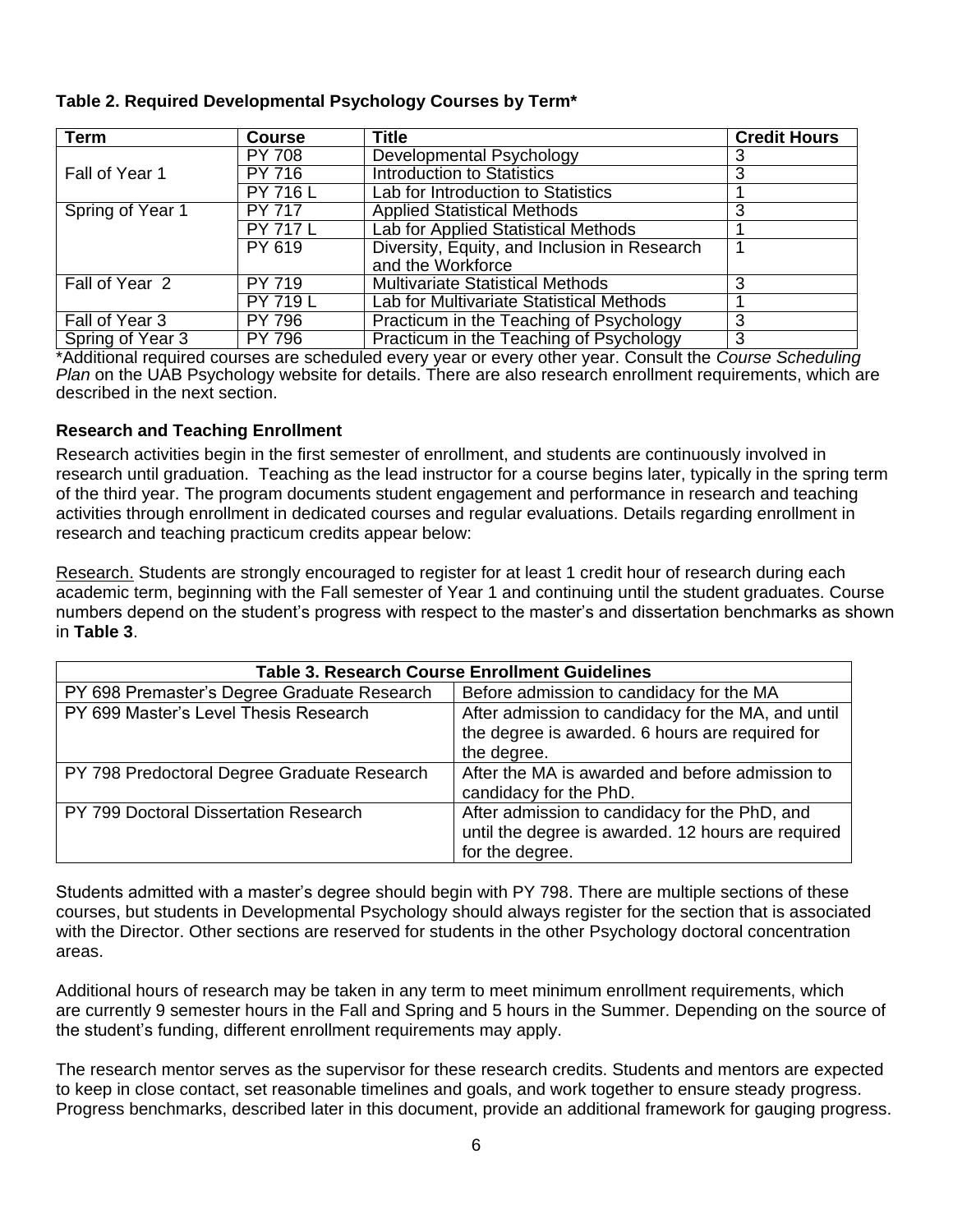**Table 2. Required Developmental Psychology Courses by Term***

| Term | Course | Title | Credit Hours |
|---|---|---|---|
| Fall of Year 1 | PY 708 | Developmental Psychology | 3 |
| | PY 716 | Introduction to Statistics | 3 |
| | PY 716 L | Lab for Introduction to Statistics | 1 |
| Spring of Year 1 | PY 717 | Applied Statistical Methods | 3 |
| | PY 717 L | Lab for Applied Statistical Methods | 1 |
| | PY 619 | Diversity, Equity, and Inclusion in Research and the Workforce | 1 |
| Fall of Year 2 | PY 719 | Multivariate Statistical Methods | 3 |
| | PY 719 L | Lab for Multivariate Statistical Methods | 1 |
| Fall of Year 3 | PY 796 | Practicum in the Teaching of Psychology | 3 |
| Spring of Year 3 | PY 796 | Practicum in the Teaching of Psychology | 3 |

*Additional required courses are scheduled every year or every other year. Consult the *Course Scheduling Plan* on the UAB Psychology website for details. There are also research enrollment requirements, which are described in the next section.

**Research and Teaching Enrollment**

Research activities begin in the first semester of enrollment, and students are continuously involved in research until graduation. Teaching as the lead instructor for a course begins later, typically in the spring term of the third year. The program documents student engagement and performance in research and teaching activities through enrollment in dedicated courses and regular evaluations. Details regarding enrollment in research and teaching practicum credits appear below:

Research. Students are strongly encouraged to register for at least 1 credit hour of research during each academic term, beginning with the Fall semester of Year 1 and continuing until the student graduates. Course numbers depend on the student's progress with respect to the master's and dissertation benchmarks as shown in **Table 3**.

**Table 3. Research Course Enrollment Guidelines**

| | |
|---|---|
| PY 698 Premaster's Degree Graduate Research | Before admission to candidacy for the MA |
| PY 699 Master's Level Thesis Research | After admission to candidacy for the MA, and until the degree is awarded. 6 hours are required for the degree. |
| PY 798 Predoctoral Degree Graduate Research | After the MA is awarded and before admission to candidacy for the PhD. |
| PY 799 Doctoral Dissertation Research | After admission to candidacy for the PhD, and until the degree is awarded. 12 hours are required for the degree. |

Students admitted with a master's degree should begin with PY 798. There are multiple sections of these courses, but students in Developmental Psychology should always register for the section that is associated with the Director. Other sections are reserved for students in the other Psychology doctoral concentration areas.

Additional hours of research may be taken in any term to meet minimum enrollment requirements, which are currently 9 semester hours in the Fall and Spring and 5 hours in the Summer. Depending on the source of the student's funding, different enrollment requirements may apply.

The research mentor serves as the supervisor for these research credits. Students and mentors are expected to keep in close contact, set reasonable timelines and goals, and work together to ensure steady progress. Progress benchmarks, described later in this document, provide an additional framework for gauging progress.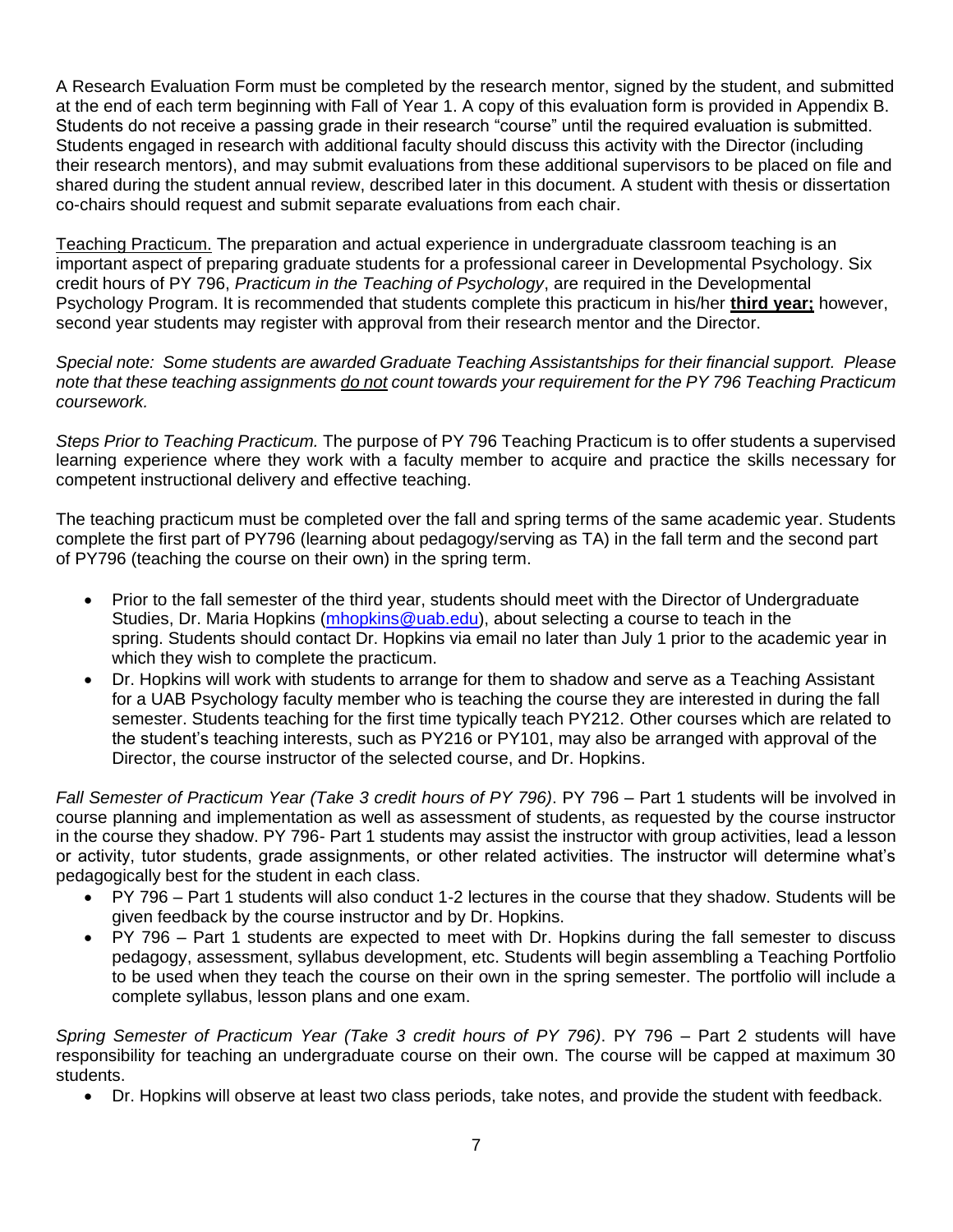A Research Evaluation Form must be completed by the research mentor, signed by the student, and submitted at the end of each term beginning with Fall of Year 1. A copy of this evaluation form is provided in Appendix B. Students do not receive a passing grade in their research "course" until the required evaluation is submitted. Students engaged in research with additional faculty should discuss this activity with the Director (including their research mentors), and may submit evaluations from these additional supervisors to be placed on file and shared during the student annual review, described later in this document. A student with thesis or dissertation co-chairs should request and submit separate evaluations from each chair.

<u>Teaching Practicum.</u> The preparation and actual experience in undergraduate classroom teaching is an important aspect of preparing graduate students for a professional career in Developmental Psychology. Six credit hours of PY 796, *Practicum in the Teaching of Psychology*, are required in the Developmental Psychology Program. It is recommended that students complete this practicum in his/her <u>**third year;**</u> however, second year students may register with approval from their research mentor and the Director.

*Special note: Some students are awarded Graduate Teaching Assistantships for their financial support. Please note that these teaching assignments <u>do not</u> count towards your requirement for the PY 796 Teaching Practicum coursework.*

*Steps Prior to Teaching Practicum.* The purpose of PY 796 Teaching Practicum is to offer students a supervised learning experience where they work with a faculty member to acquire and practice the skills necessary for competent instructional delivery and effective teaching.

The teaching practicum must be completed over the fall and spring terms of the same academic year. Students complete the first part of PY796 (learning about pedagogy/serving as TA) in the fall term and the second part of PY796 (teaching the course on their own) in the spring term.

- Prior to the fall semester of the third year, students should meet with the Director of Undergraduate Studies, Dr. Maria Hopkins (mhopkins@uab.edu), about selecting a course to teach in the spring. Students should contact Dr. Hopkins via email no later than July 1 prior to the academic year in which they wish to complete the practicum.
- Dr. Hopkins will work with students to arrange for them to shadow and serve as a Teaching Assistant for a UAB Psychology faculty member who is teaching the course they are interested in during the fall semester. Students teaching for the first time typically teach PY212. Other courses which are related to the student's teaching interests, such as PY216 or PY101, may also be arranged with approval of the Director, the course instructor of the selected course, and Dr. Hopkins.

*Fall Semester of Practicum Year (Take 3 credit hours of PY 796)*. PY 796 – Part 1 students will be involved in course planning and implementation as well as assessment of students, as requested by the course instructor in the course they shadow. PY 796- Part 1 students may assist the instructor with group activities, lead a lesson or activity, tutor students, grade assignments, or other related activities. The instructor will determine what's pedagogically best for the student in each class.

- PY 796 – Part 1 students will also conduct 1-2 lectures in the course that they shadow. Students will be given feedback by the course instructor and by Dr. Hopkins.
- PY 796 – Part 1 students are expected to meet with Dr. Hopkins during the fall semester to discuss pedagogy, assessment, syllabus development, etc. Students will begin assembling a Teaching Portfolio to be used when they teach the course on their own in the spring semester. The portfolio will include a complete syllabus, lesson plans and one exam.

*Spring Semester of Practicum Year (Take 3 credit hours of PY 796)*. PY 796 – Part 2 students will have responsibility for teaching an undergraduate course on their own. The course will be capped at maximum 30 students.

- Dr. Hopkins will observe at least two class periods, take notes, and provide the student with feedback.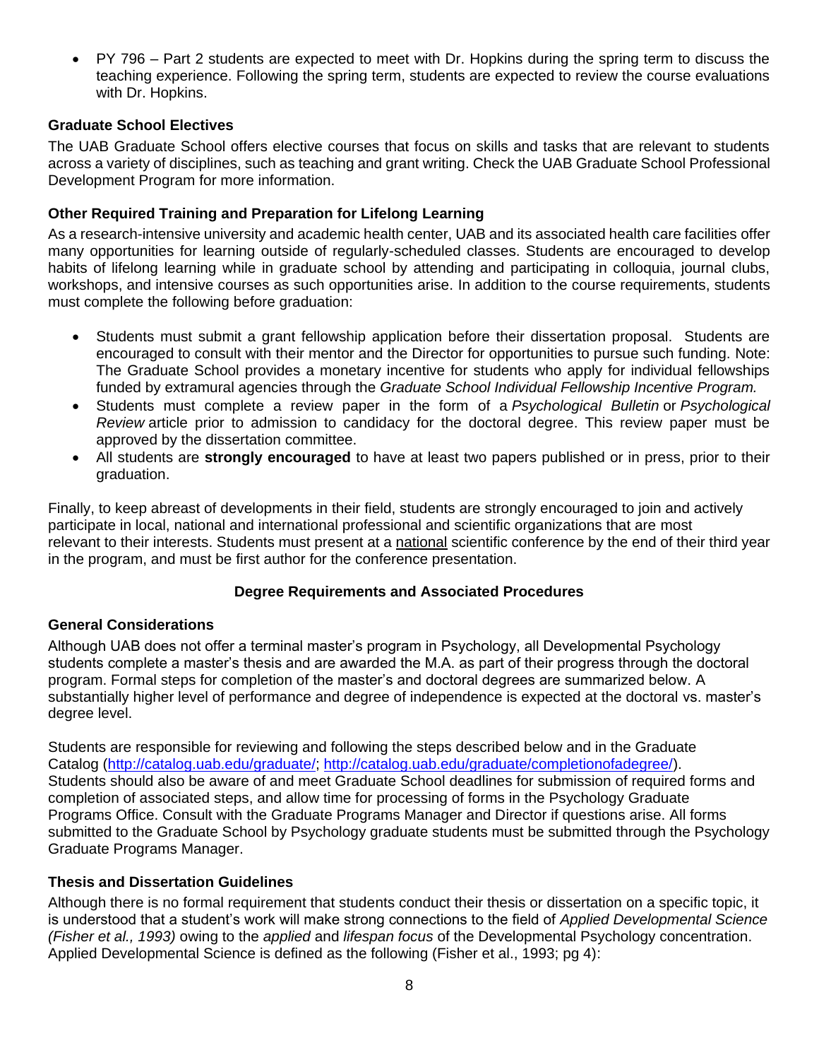- PY 796 – Part 2 students are expected to meet with Dr. Hopkins during the spring term to discuss the teaching experience. Following the spring term, students are expected to review the course evaluations with Dr. Hopkins.

### Graduate School Electives

The UAB Graduate School offers elective courses that focus on skills and tasks that are relevant to students across a variety of disciplines, such as teaching and grant writing. Check the UAB Graduate School Professional Development Program for more information.

### Other Required Training and Preparation for Lifelong Learning

As a research-intensive university and academic health center, UAB and its associated health care facilities offer many opportunities for learning outside of regularly-scheduled classes. Students are encouraged to develop habits of lifelong learning while in graduate school by attending and participating in colloquia, journal clubs, workshops, and intensive courses as such opportunities arise. In addition to the course requirements, students must complete the following before graduation:

- Students must submit a grant fellowship application before their dissertation proposal. Students are encouraged to consult with their mentor and the Director for opportunities to pursue such funding. Note: The Graduate School provides a monetary incentive for students who apply for individual fellowships funded by extramural agencies through the *Graduate School Individual Fellowship Incentive Program.*
- Students must complete a review paper in the form of a *Psychological Bulletin* or *Psychological Review* article prior to admission to candidacy for the doctoral degree. This review paper must be approved by the dissertation committee.
- All students are **strongly encouraged** to have at least two papers published or in press, prior to their graduation.

Finally, to keep abreast of developments in their field, students are strongly encouraged to join and actively participate in local, national and international professional and scientific organizations that are most relevant to their interests. Students must present at a national scientific conference by the end of their third year in the program, and must be first author for the conference presentation.

## Degree Requirements and Associated Procedures

### General Considerations

Although UAB does not offer a terminal master's program in Psychology, all Developmental Psychology students complete a master's thesis and are awarded the M.A. as part of their progress through the doctoral program. Formal steps for completion of the master's and doctoral degrees are summarized below. A substantially higher level of performance and degree of independence is expected at the doctoral vs. master's degree level.

Students are responsible for reviewing and following the steps described below and in the Graduate Catalog (http://catalog.uab.edu/graduate/; http://catalog.uab.edu/graduate/completionofadegree/). Students should also be aware of and meet Graduate School deadlines for submission of required forms and completion of associated steps, and allow time for processing of forms in the Psychology Graduate Programs Office. Consult with the Graduate Programs Manager and Director if questions arise. All forms submitted to the Graduate School by Psychology graduate students must be submitted through the Psychology Graduate Programs Manager.

### Thesis and Dissertation Guidelines

Although there is no formal requirement that students conduct their thesis or dissertation on a specific topic, it is understood that a student's work will make strong connections to the field of *Applied Developmental Science (Fisher et al., 1993)* owing to the *applied* and *lifespan focus* of the Developmental Psychology concentration. Applied Developmental Science is defined as the following (Fisher et al., 1993; pg 4):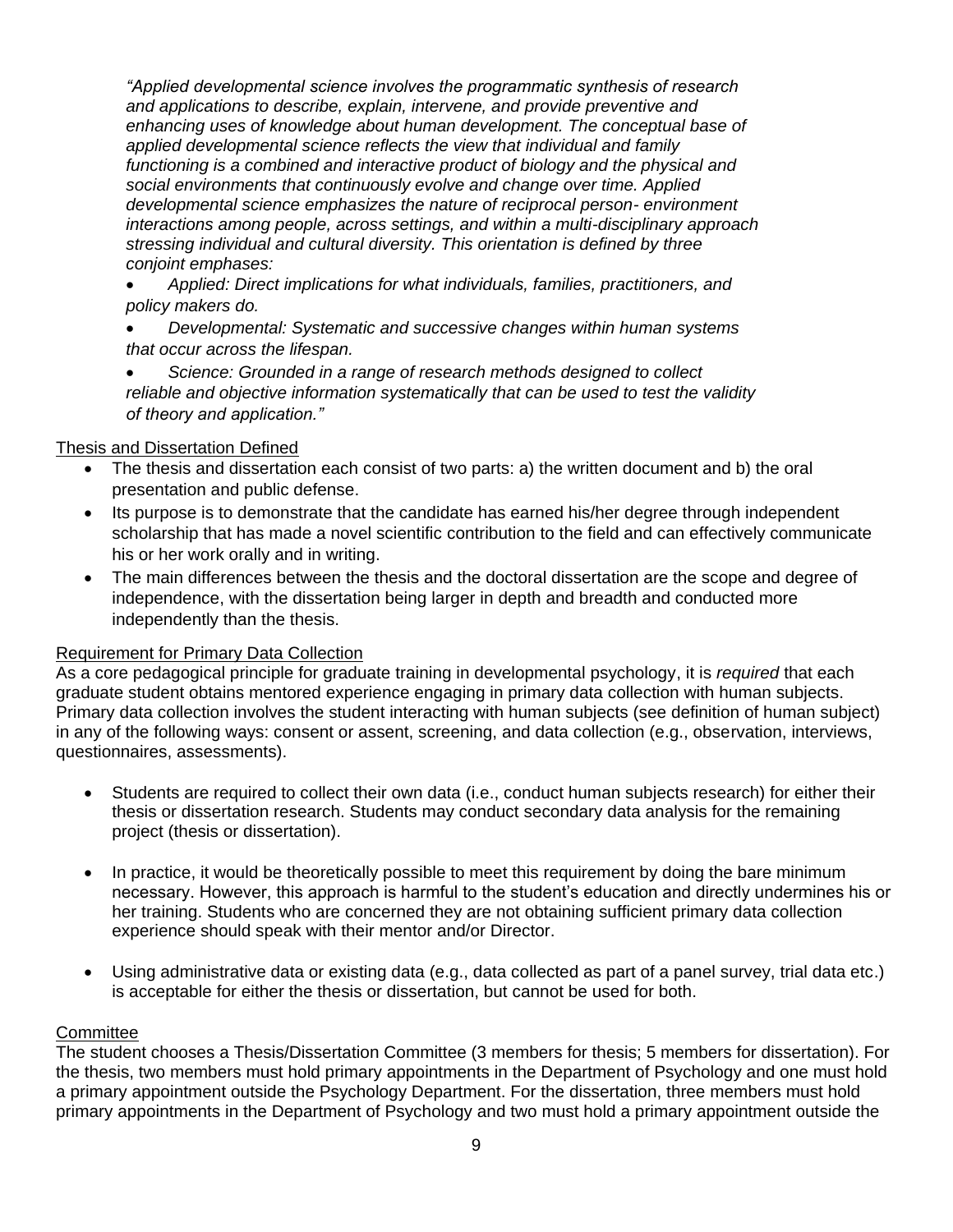*"Applied developmental science involves the programmatic synthesis of research and applications to describe, explain, intervene, and provide preventive and enhancing uses of knowledge about human development. The conceptual base of applied developmental science reflects the view that individual and family functioning is a combined and interactive product of biology and the physical and social environments that continuously evolve and change over time. Applied developmental science emphasizes the nature of reciprocal person- environment interactions among people, across settings, and within a multi-disciplinary approach stressing individual and cultural diversity. This orientation is defined by three conjoint emphases:*

- *Applied: Direct implications for what individuals, families, practitioners, and policy makers do.*
- *Developmental: Systematic and successive changes within human systems that occur across the lifespan.*
- *Science: Grounded in a range of research methods designed to collect reliable and objective information systematically that can be used to test the validity of theory and application."*

<u>Thesis and Dissertation Defined</u>

- The thesis and dissertation each consist of two parts: a) the written document and b) the oral presentation and public defense.
- Its purpose is to demonstrate that the candidate has earned his/her degree through independent scholarship that has made a novel scientific contribution to the field and can effectively communicate his or her work orally and in writing.
- The main differences between the thesis and the doctoral dissertation are the scope and degree of independence, with the dissertation being larger in depth and breadth and conducted more independently than the thesis.

<u>Requirement for Primary Data Collection</u>

As a core pedagogical principle for graduate training in developmental psychology, it is *required* that each graduate student obtains mentored experience engaging in primary data collection with human subjects. Primary data collection involves the student interacting with human subjects (see definition of human subject) in any of the following ways: consent or assent, screening, and data collection (e.g., observation, interviews, questionnaires, assessments).

- Students are required to collect their own data (i.e., conduct human subjects research) for either their thesis or dissertation research. Students may conduct secondary data analysis for the remaining project (thesis or dissertation).

- In practice, it would be theoretically possible to meet this requirement by doing the bare minimum necessary. However, this approach is harmful to the student's education and directly undermines his or her training. Students who are concerned they are not obtaining sufficient primary data collection experience should speak with their mentor and/or Director.

- Using administrative data or existing data (e.g., data collected as part of a panel survey, trial data etc.) is acceptable for either the thesis or dissertation, but cannot be used for both.

<u>Committee</u>

The student chooses a Thesis/Dissertation Committee (3 members for thesis; 5 members for dissertation). For the thesis, two members must hold primary appointments in the Department of Psychology and one must hold a primary appointment outside the Psychology Department. For the dissertation, three members must hold primary appointments in the Department of Psychology and two must hold a primary appointment outside the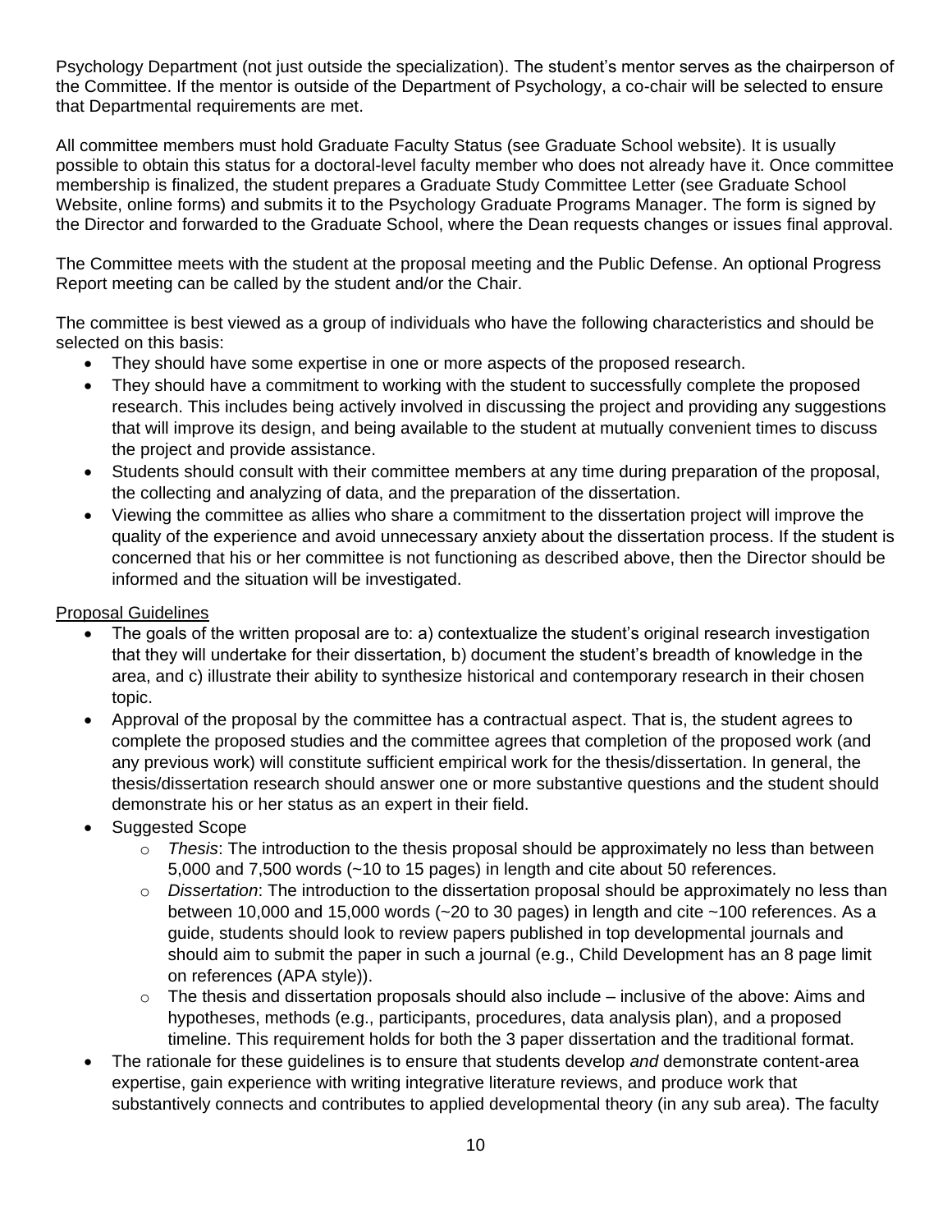Psychology Department (not just outside the specialization). The student's mentor serves as the chairperson of the Committee. If the mentor is outside of the Department of Psychology, a co-chair will be selected to ensure that Departmental requirements are met.

All committee members must hold Graduate Faculty Status (see Graduate School website). It is usually possible to obtain this status for a doctoral-level faculty member who does not already have it. Once committee membership is finalized, the student prepares a Graduate Study Committee Letter (see Graduate School Website, online forms) and submits it to the Psychology Graduate Programs Manager. The form is signed by the Director and forwarded to the Graduate School, where the Dean requests changes or issues final approval.

The Committee meets with the student at the proposal meeting and the Public Defense. An optional Progress Report meeting can be called by the student and/or the Chair.

The committee is best viewed as a group of individuals who have the following characteristics and should be selected on this basis:

- They should have some expertise in one or more aspects of the proposed research.
- They should have a commitment to working with the student to successfully complete the proposed research. This includes being actively involved in discussing the project and providing any suggestions that will improve its design, and being available to the student at mutually convenient times to discuss the project and provide assistance.
- Students should consult with their committee members at any time during preparation of the proposal, the collecting and analyzing of data, and the preparation of the dissertation.
- Viewing the committee as allies who share a commitment to the dissertation project will improve the quality of the experience and avoid unnecessary anxiety about the dissertation process. If the student is concerned that his or her committee is not functioning as described above, then the Director should be informed and the situation will be investigated.

<u>Proposal Guidelines</u>

- The goals of the written proposal are to: a) contextualize the student's original research investigation that they will undertake for their dissertation, b) document the student's breadth of knowledge in the area, and c) illustrate their ability to synthesize historical and contemporary research in their chosen topic.
- Approval of the proposal by the committee has a contractual aspect. That is, the student agrees to complete the proposed studies and the committee agrees that completion of the proposed work (and any previous work) will constitute sufficient empirical work for the thesis/dissertation. In general, the thesis/dissertation research should answer one or more substantive questions and the student should demonstrate his or her status as an expert in their field.
- Suggested Scope
    - *Thesis*: The introduction to the thesis proposal should be approximately no less than between 5,000 and 7,500 words (~10 to 15 pages) in length and cite about 50 references.
    - *Dissertation*: The introduction to the dissertation proposal should be approximately no less than between 10,000 and 15,000 words (~20 to 30 pages) in length and cite ~100 references. As a guide, students should look to review papers published in top developmental journals and should aim to submit the paper in such a journal (e.g., Child Development has an 8 page limit on references (APA style)).
    - The thesis and dissertation proposals should also include – inclusive of the above: Aims and hypotheses, methods (e.g., participants, procedures, data analysis plan), and a proposed timeline. This requirement holds for both the 3 paper dissertation and the traditional format.
- The rationale for these guidelines is to ensure that students develop *and* demonstrate content-area expertise, gain experience with writing integrative literature reviews, and produce work that substantively connects and contributes to applied developmental theory (in any sub area). The faculty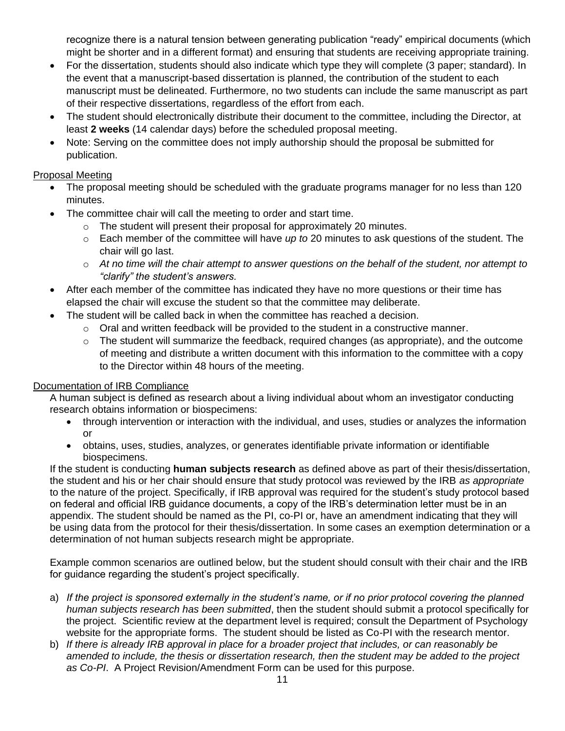recognize there is a natural tension between generating publication "ready" empirical documents (which might be shorter and in a different format) and ensuring that students are receiving appropriate training.

- For the dissertation, students should also indicate which type they will complete (3 paper; standard). In the event that a manuscript-based dissertation is planned, the contribution of the student to each manuscript must be delineated. Furthermore, no two students can include the same manuscript as part of their respective dissertations, regardless of the effort from each.
- The student should electronically distribute their document to the committee, including the Director, at least **2 weeks** (14 calendar days) before the scheduled proposal meeting.
- Note: Serving on the committee does not imply authorship should the proposal be submitted for publication.

Proposal Meeting

- The proposal meeting should be scheduled with the graduate programs manager for no less than 120 minutes.
- The committee chair will call the meeting to order and start time.
    - The student will present their proposal for approximately 20 minutes.
    - Each member of the committee will have *up to* 20 minutes to ask questions of the student. The chair will go last.
    - *At no time will the chair attempt to answer questions on the behalf of the student, nor attempt to "clarify" the student's answers.*
- After each member of the committee has indicated they have no more questions or their time has elapsed the chair will excuse the student so that the committee may deliberate.
- The student will be called back in when the committee has reached a decision.
    - Oral and written feedback will be provided to the student in a constructive manner.
    - The student will summarize the feedback, required changes (as appropriate), and the outcome of meeting and distribute a written document with this information to the committee with a copy to the Director within 48 hours of the meeting.

Documentation of IRB Compliance

A human subject is defined as research about a living individual about whom an investigator conducting research obtains information or biospecimens:

- through intervention or interaction with the individual, and uses, studies or analyzes the information or
- obtains, uses, studies, analyzes, or generates identifiable private information or identifiable biospecimens.

If the student is conducting **human subjects research** as defined above as part of their thesis/dissertation, the student and his or her chair should ensure that study protocol was reviewed by the IRB *as appropriate* to the nature of the project. Specifically, if IRB approval was required for the student's study protocol based on federal and official IRB guidance documents, a copy of the IRB's determination letter must be in an appendix. The student should be named as the PI, co-PI or, have an amendment indicating that they will be using data from the protocol for their thesis/dissertation. In some cases an exemption determination or a determination of not human subjects research might be appropriate.

Example common scenarios are outlined below, but the student should consult with their chair and the IRB for guidance regarding the student's project specifically.

a) *If the project is sponsored externally in the student's name, or if no prior protocol covering the planned human subjects research has been submitted*, then the student should submit a protocol specifically for the project. Scientific review at the department level is required; consult the Department of Psychology website for the appropriate forms. The student should be listed as Co-PI with the research mentor.

b) *If there is already IRB approval in place for a broader project that includes, or can reasonably be amended to include, the thesis or dissertation research, then the student may be added to the project as Co-PI*. A Project Revision/Amendment Form can be used for this purpose.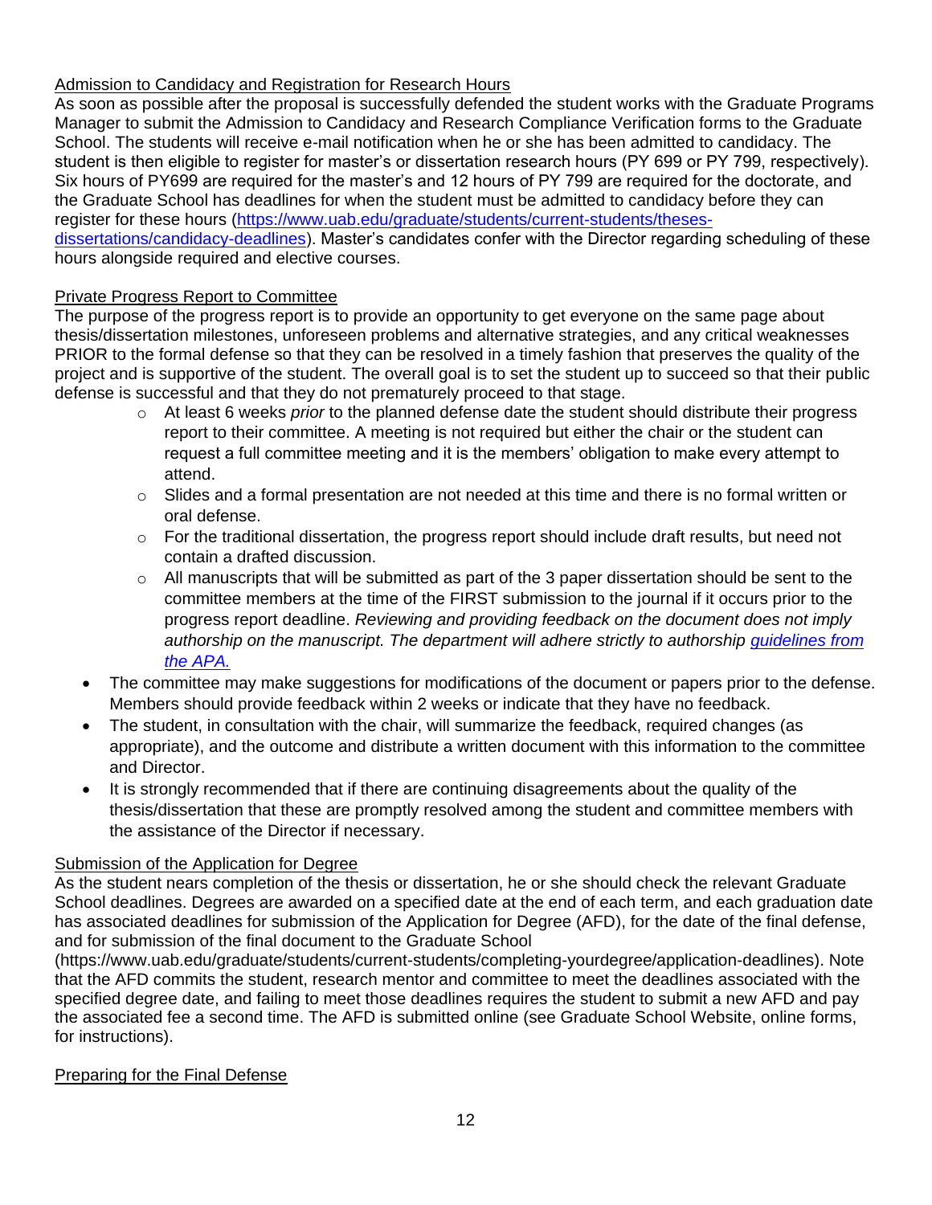Admission to Candidacy and Registration for Research Hours

As soon as possible after the proposal is successfully defended the student works with the Graduate Programs Manager to submit the Admission to Candidacy and Research Compliance Verification forms to the Graduate School. The students will receive e-mail notification when he or she has been admitted to candidacy. The student is then eligible to register for master's or dissertation research hours (PY 699 or PY 799, respectively). Six hours of PY699 are required for the master's and 12 hours of PY 799 are required for the doctorate, and the Graduate School has deadlines for when the student must be admitted to candidacy before they can register for these hours (https://www.uab.edu/graduate/students/current-students/theses-dissertations/candidacy-deadlines). Master's candidates confer with the Director regarding scheduling of these hours alongside required and elective courses.

Private Progress Report to Committee

The purpose of the progress report is to provide an opportunity to get everyone on the same page about thesis/dissertation milestones, unforeseen problems and alternative strategies, and any critical weaknesses PRIOR to the formal defense so that they can be resolved in a timely fashion that preserves the quality of the project and is supportive of the student. The overall goal is to set the student up to succeed so that their public defense is successful and that they do not prematurely proceed to that stage.

- At least 6 weeks *prior* to the planned defense date the student should distribute their progress report to their committee. A meeting is not required but either the chair or the student can request a full committee meeting and it is the members' obligation to make every attempt to attend.
- Slides and a formal presentation are not needed at this time and there is no formal written or oral defense.
- For the traditional dissertation, the progress report should include draft results, but need not contain a drafted discussion.
- All manuscripts that will be submitted as part of the 3 paper dissertation should be sent to the committee members at the time of the FIRST submission to the journal if it occurs prior to the progress report deadline. *Reviewing and providing feedback on the document does not imply authorship on the manuscript. The department will adhere strictly to authorship guidelines from the APA.*

- The committee may make suggestions for modifications of the document or papers prior to the defense. Members should provide feedback within 2 weeks or indicate that they have no feedback.
- The student, in consultation with the chair, will summarize the feedback, required changes (as appropriate), and the outcome and distribute a written document with this information to the committee and Director.
- It is strongly recommended that if there are continuing disagreements about the quality of the thesis/dissertation that these are promptly resolved among the student and committee members with the assistance of the Director if necessary.

Submission of the Application for Degree

As the student nears completion of the thesis or dissertation, he or she should check the relevant Graduate School deadlines. Degrees are awarded on a specified date at the end of each term, and each graduation date has associated deadlines for submission of the Application for Degree (AFD), for the date of the final defense, and for submission of the final document to the Graduate School (https://www.uab.edu/graduate/students/current-students/completing-yourdegree/application-deadlines). Note that the AFD commits the student, research mentor and committee to meet the deadlines associated with the specified degree date, and failing to meet those deadlines requires the student to submit a new AFD and pay the associated fee a second time. The AFD is submitted online (see Graduate School Website, online forms, for instructions).

Preparing for the Final Defense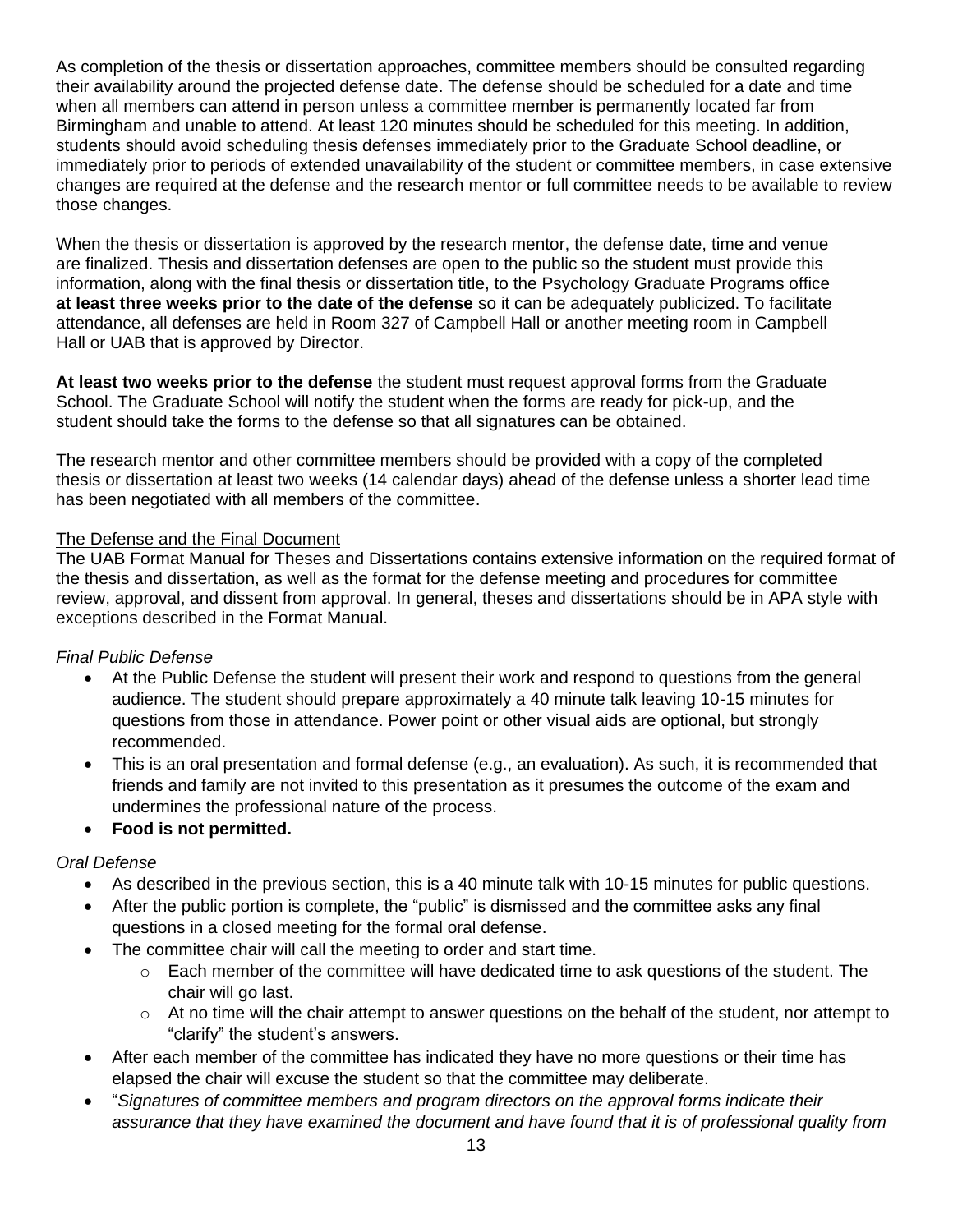As completion of the thesis or dissertation approaches, committee members should be consulted regarding their availability around the projected defense date. The defense should be scheduled for a date and time when all members can attend in person unless a committee member is permanently located far from Birmingham and unable to attend. At least 120 minutes should be scheduled for this meeting. In addition, students should avoid scheduling thesis defenses immediately prior to the Graduate School deadline, or immediately prior to periods of extended unavailability of the student or committee members, in case extensive changes are required at the defense and the research mentor or full committee needs to be available to review those changes.

When the thesis or dissertation is approved by the research mentor, the defense date, time and venue are finalized. Thesis and dissertation defenses are open to the public so the student must provide this information, along with the final thesis or dissertation title, to the Psychology Graduate Programs office **at least three weeks prior to the date of the defense** so it can be adequately publicized. To facilitate attendance, all defenses are held in Room 327 of Campbell Hall or another meeting room in Campbell Hall or UAB that is approved by Director.

**At least two weeks prior to the defense** the student must request approval forms from the Graduate School. The Graduate School will notify the student when the forms are ready for pick-up, and the student should take the forms to the defense so that all signatures can be obtained.

The research mentor and other committee members should be provided with a copy of the completed thesis or dissertation at least two weeks (14 calendar days) ahead of the defense unless a shorter lead time has been negotiated with all members of the committee.

<u>The Defense and the Final Document</u>

The UAB Format Manual for Theses and Dissertations contains extensive information on the required format of the thesis and dissertation, as well as the format for the defense meeting and procedures for committee review, approval, and dissent from approval. In general, theses and dissertations should be in APA style with exceptions described in the Format Manual.

*Final Public Defense*

- At the Public Defense the student will present their work and respond to questions from the general audience. The student should prepare approximately a 40 minute talk leaving 10-15 minutes for questions from those in attendance. Power point or other visual aids are optional, but strongly recommended.
- This is an oral presentation and formal defense (e.g., an evaluation). As such, it is recommended that friends and family are not invited to this presentation as it presumes the outcome of the exam and undermines the professional nature of the process.
- **Food is not permitted.**

*Oral Defense*

- As described in the previous section, this is a 40 minute talk with 10-15 minutes for public questions.
- After the public portion is complete, the "public" is dismissed and the committee asks any final questions in a closed meeting for the formal oral defense.
- The committee chair will call the meeting to order and start time.
  - Each member of the committee will have dedicated time to ask questions of the student. The chair will go last.
  - At no time will the chair attempt to answer questions on the behalf of the student, nor attempt to "clarify" the student's answers.
- After each member of the committee has indicated they have no more questions or their time has elapsed the chair will excuse the student so that the committee may deliberate.
- "*Signatures of committee members and program directors on the approval forms indicate their assurance that they have examined the document and have found that it is of professional quality from*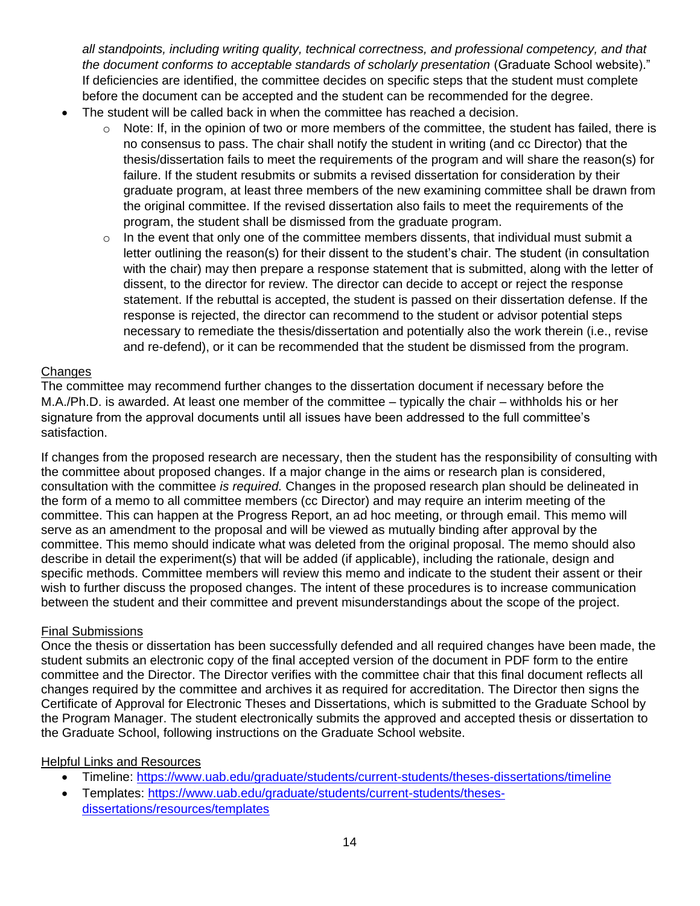*all standpoints, including writing quality, technical correctness, and professional competency, and that the document conforms to acceptable standards of scholarly presentation* (Graduate School website)." If deficiencies are identified, the committee decides on specific steps that the student must complete before the document can be accepted and the student can be recommended for the degree.

- The student will be called back in when the committee has reached a decision.
    - Note: If, in the opinion of two or more members of the committee, the student has failed, there is no consensus to pass. The chair shall notify the student in writing (and cc Director) that the thesis/dissertation fails to meet the requirements of the program and will share the reason(s) for failure. If the student resubmits or submits a revised dissertation for consideration by their graduate program, at least three members of the new examining committee shall be drawn from the original committee. If the revised dissertation also fails to meet the requirements of the program, the student shall be dismissed from the graduate program.
    - In the event that only one of the committee members dissents, that individual must submit a letter outlining the reason(s) for their dissent to the student's chair. The student (in consultation with the chair) may then prepare a response statement that is submitted, along with the letter of dissent, to the director for review. The director can decide to accept or reject the response statement. If the rebuttal is accepted, the student is passed on their dissertation defense. If the response is rejected, the director can recommend to the student or advisor potential steps necessary to remediate the thesis/dissertation and potentially also the work therein (i.e., revise and re-defend), or it can be recommended that the student be dismissed from the program.

<u>Changes</u>

The committee may recommend further changes to the dissertation document if necessary before the M.A./Ph.D. is awarded. At least one member of the committee – typically the chair – withholds his or her signature from the approval documents until all issues have been addressed to the full committee's satisfaction.

If changes from the proposed research are necessary, then the student has the responsibility of consulting with the committee about proposed changes. If a major change in the aims or research plan is considered, consultation with the committee *is required.* Changes in the proposed research plan should be delineated in the form of a memo to all committee members (cc Director) and may require an interim meeting of the committee. This can happen at the Progress Report, an ad hoc meeting, or through email. This memo will serve as an amendment to the proposal and will be viewed as mutually binding after approval by the committee. This memo should indicate what was deleted from the original proposal. The memo should also describe in detail the experiment(s) that will be added (if applicable), including the rationale, design and specific methods. Committee members will review this memo and indicate to the student their assent or their wish to further discuss the proposed changes. The intent of these procedures is to increase communication between the student and their committee and prevent misunderstandings about the scope of the project.

<u>Final Submissions</u>

Once the thesis or dissertation has been successfully defended and all required changes have been made, the student submits an electronic copy of the final accepted version of the document in PDF form to the entire committee and the Director. The Director verifies with the committee chair that this final document reflects all changes required by the committee and archives it as required for accreditation. The Director then signs the Certificate of Approval for Electronic Theses and Dissertations, which is submitted to the Graduate School by the Program Manager. The student electronically submits the approved and accepted thesis or dissertation to the Graduate School, following instructions on the Graduate School website.

<u>Helpful Links and Resources</u>

- Timeline: https://www.uab.edu/graduate/students/current-students/theses-dissertations/timeline
- Templates: https://www.uab.edu/graduate/students/current-students/theses-dissertations/resources/templates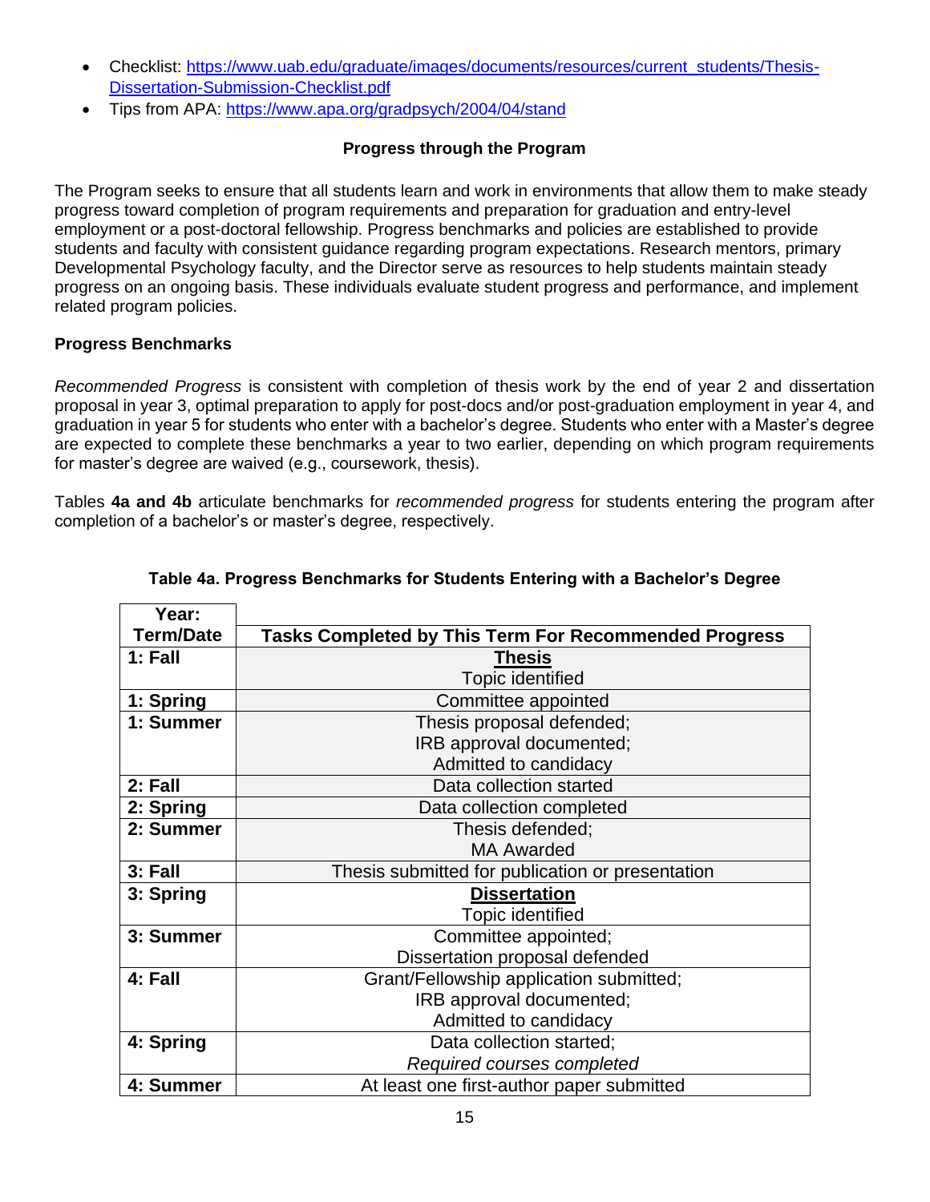- Checklist: https://www.uab.edu/graduate/images/documents/resources/current_students/Thesis-Dissertation-Submission-Checklist.pdf
- Tips from APA: https://www.apa.org/gradpsych/2004/04/stand

## Progress through the Program

The Program seeks to ensure that all students learn and work in environments that allow them to make steady progress toward completion of program requirements and preparation for graduation and entry-level employment or a post-doctoral fellowship. Progress benchmarks and policies are established to provide students and faculty with consistent guidance regarding program expectations. Research mentors, primary Developmental Psychology faculty, and the Director serve as resources to help students maintain steady progress on an ongoing basis. These individuals evaluate student progress and performance, and implement related program policies.

### Progress Benchmarks

*Recommended Progress* is consistent with completion of thesis work by the end of year 2 and dissertation proposal in year 3, optimal preparation to apply for post-docs and/or post-graduation employment in year 4, and graduation in year 5 for students who enter with a bachelor's degree. Students who enter with a Master's degree are expected to complete these benchmarks a year to two earlier, depending on which program requirements for master's degree are waived (e.g., coursework, thesis).

Tables **4a and 4b** articulate benchmarks for *recommended progress* for students entering the program after completion of a bachelor's or master's degree, respectively.

**Table 4a. Progress Benchmarks for Students Entering with a Bachelor's Degree**

| Year: Term/Date | Tasks Completed by This Term For Recommended Progress |
|---|---|
| 1: Fall | **Thesis**<br>Topic identified |
| 1: Spring | Committee appointed |
| 1: Summer | Thesis proposal defended;<br>IRB approval documented;<br>Admitted to candidacy |
| 2: Fall | Data collection started |
| 2: Spring | Data collection completed |
| 2: Summer | Thesis defended;<br>MA Awarded |
| 3: Fall | Thesis submitted for publication or presentation |
| 3: Spring | **Dissertation**<br>Topic identified |
| 3: Summer | Committee appointed;<br>Dissertation proposal defended |
| 4: Fall | Grant/Fellowship application submitted;<br>IRB approval documented;<br>Admitted to candidacy |
| 4: Spring | Data collection started;<br>*Required courses completed* |
| 4: Summer | At least one first-author paper submitted |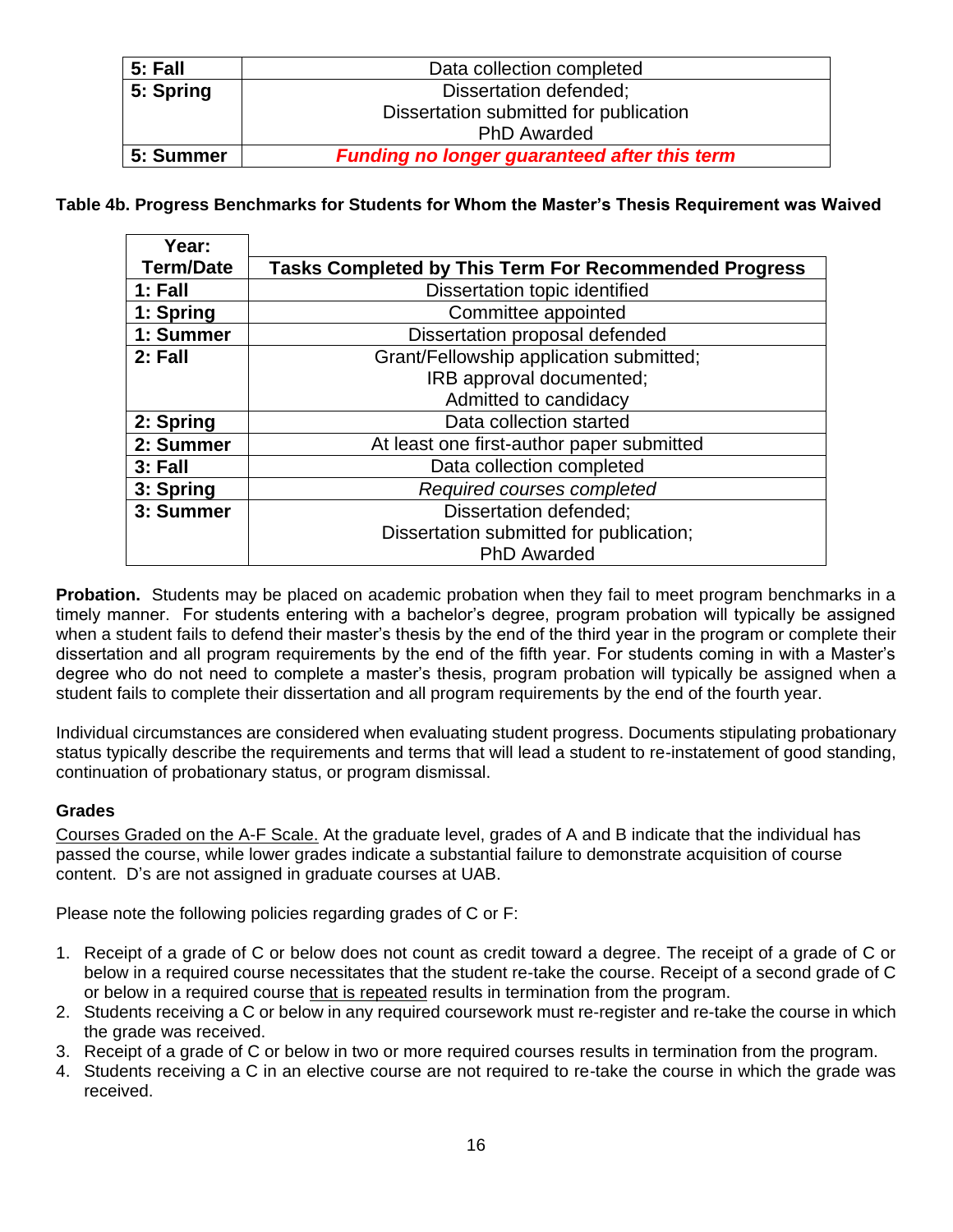| 5: Fall | Data collection completed |
|---|---|
| 5: Spring | Dissertation defended;<br>Dissertation submitted for publication<br>PhD Awarded |
| 5: Summer | ***Funding no longer guaranteed after this term*** |

**Table 4b. Progress Benchmarks for Students for Whom the Master's Thesis Requirement was Waived**

| Year: Term/Date | Tasks Completed by This Term For Recommended Progress |
|---|---|
| 1: Fall | Dissertation topic identified |
| 1: Spring | Committee appointed |
| 1: Summer | Dissertation proposal defended |
| 2: Fall | Grant/Fellowship application submitted;<br>IRB approval documented;<br>Admitted to candidacy |
| 2: Spring | Data collection started |
| 2: Summer | At least one first-author paper submitted |
| 3: Fall | Data collection completed |
| 3: Spring | *Required courses completed* |
| 3: Summer | Dissertation defended;<br>Dissertation submitted for publication;<br>PhD Awarded |

**Probation.** Students may be placed on academic probation when they fail to meet program benchmarks in a timely manner. For students entering with a bachelor's degree, program probation will typically be assigned when a student fails to defend their master's thesis by the end of the third year in the program or complete their dissertation and all program requirements by the end of the fifth year. For students coming in with a Master's degree who do not need to complete a master's thesis, program probation will typically be assigned when a student fails to complete their dissertation and all program requirements by the end of the fourth year.

Individual circumstances are considered when evaluating student progress. Documents stipulating probationary status typically describe the requirements and terms that will lead a student to re-instatement of good standing, continuation of probationary status, or program dismissal.

### Grades

<u>Courses Graded on the A-F Scale.</u> At the graduate level, grades of A and B indicate that the individual has passed the course, while lower grades indicate a substantial failure to demonstrate acquisition of course content. D's are not assigned in graduate courses at UAB.

Please note the following policies regarding grades of C or F:

1. Receipt of a grade of C or below does not count as credit toward a degree. The receipt of a grade of C or below in a required course necessitates that the student re-take the course. Receipt of a second grade of C or below in a required course <u>that is repeated</u> results in termination from the program.
2. Students receiving a C or below in any required coursework must re-register and re-take the course in which the grade was received.
3. Receipt of a grade of C or below in two or more required courses results in termination from the program.
4. Students receiving a C in an elective course are not required to re-take the course in which the grade was received.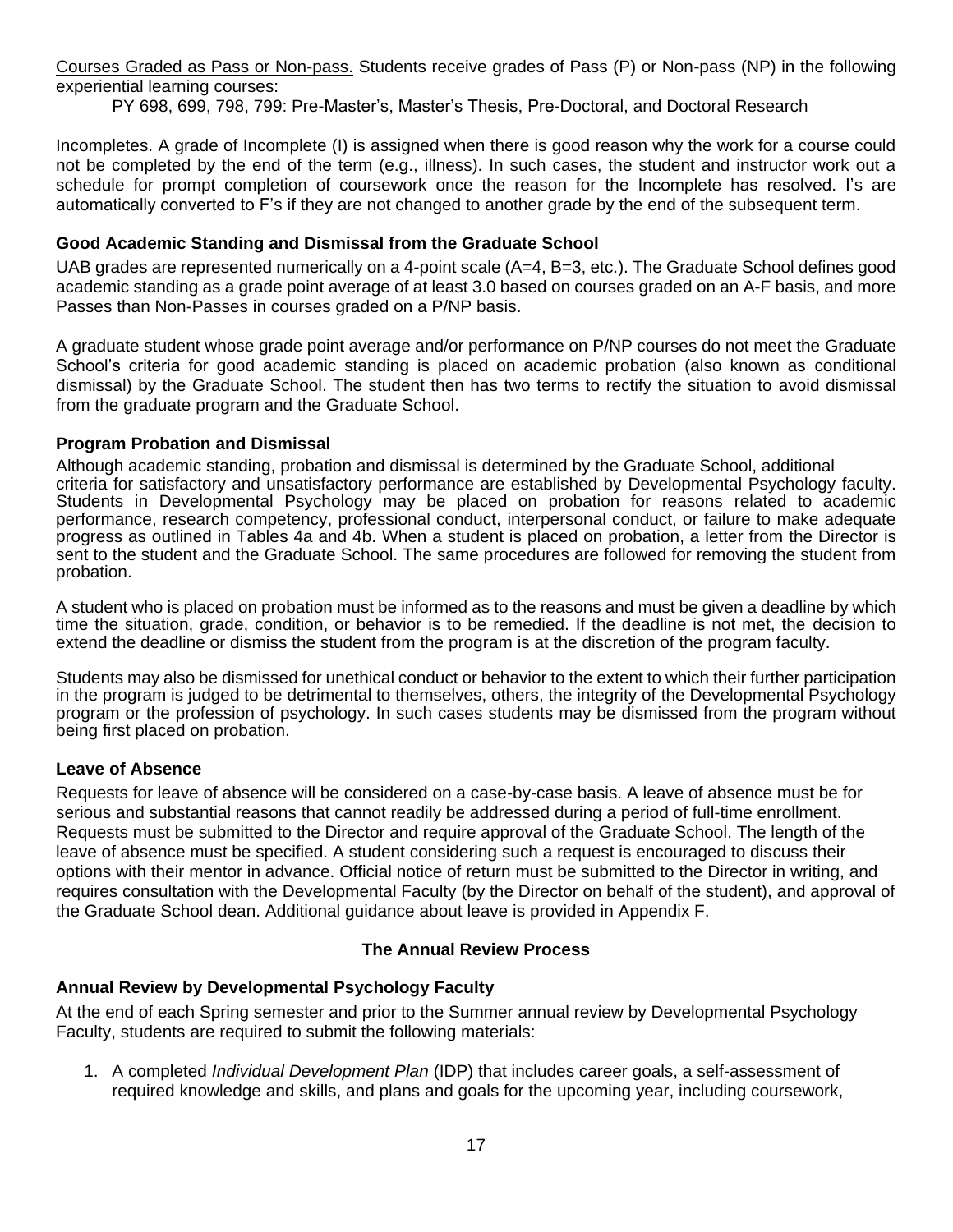Courses Graded as Pass or Non-pass. Students receive grades of Pass (P) or Non-pass (NP) in the following experiential learning courses:

PY 698, 699, 798, 799: Pre-Master's, Master's Thesis, Pre-Doctoral, and Doctoral Research

Incompletes. A grade of Incomplete (I) is assigned when there is good reason why the work for a course could not be completed by the end of the term (e.g., illness). In such cases, the student and instructor work out a schedule for prompt completion of coursework once the reason for the Incomplete has resolved. I's are automatically converted to F's if they are not changed to another grade by the end of the subsequent term.

### Good Academic Standing and Dismissal from the Graduate School

UAB grades are represented numerically on a 4-point scale (A=4, B=3, etc.). The Graduate School defines good academic standing as a grade point average of at least 3.0 based on courses graded on an A-F basis, and more Passes than Non-Passes in courses graded on a P/NP basis.

A graduate student whose grade point average and/or performance on P/NP courses do not meet the Graduate School's criteria for good academic standing is placed on academic probation (also known as conditional dismissal) by the Graduate School. The student then has two terms to rectify the situation to avoid dismissal from the graduate program and the Graduate School.

### Program Probation and Dismissal

Although academic standing, probation and dismissal is determined by the Graduate School, additional criteria for satisfactory and unsatisfactory performance are established by Developmental Psychology faculty. Students in Developmental Psychology may be placed on probation for reasons related to academic performance, research competency, professional conduct, interpersonal conduct, or failure to make adequate progress as outlined in Tables 4a and 4b. When a student is placed on probation, a letter from the Director is sent to the student and the Graduate School. The same procedures are followed for removing the student from probation.

A student who is placed on probation must be informed as to the reasons and must be given a deadline by which time the situation, grade, condition, or behavior is to be remedied. If the deadline is not met, the decision to extend the deadline or dismiss the student from the program is at the discretion of the program faculty.

Students may also be dismissed for unethical conduct or behavior to the extent to which their further participation in the program is judged to be detrimental to themselves, others, the integrity of the Developmental Psychology program or the profession of psychology. In such cases students may be dismissed from the program without being first placed on probation.

### Leave of Absence

Requests for leave of absence will be considered on a case-by-case basis. A leave of absence must be for serious and substantial reasons that cannot readily be addressed during a period of full-time enrollment. Requests must be submitted to the Director and require approval of the Graduate School. The length of the leave of absence must be specified. A student considering such a request is encouraged to discuss their options with their mentor in advance. Official notice of return must be submitted to the Director in writing, and requires consultation with the Developmental Faculty (by the Director on behalf of the student), and approval of the Graduate School dean. Additional guidance about leave is provided in Appendix F.

## The Annual Review Process

### Annual Review by Developmental Psychology Faculty

At the end of each Spring semester and prior to the Summer annual review by Developmental Psychology Faculty, students are required to submit the following materials:

1. A completed *Individual Development Plan* (IDP) that includes career goals, a self-assessment of required knowledge and skills, and plans and goals for the upcoming year, including coursework,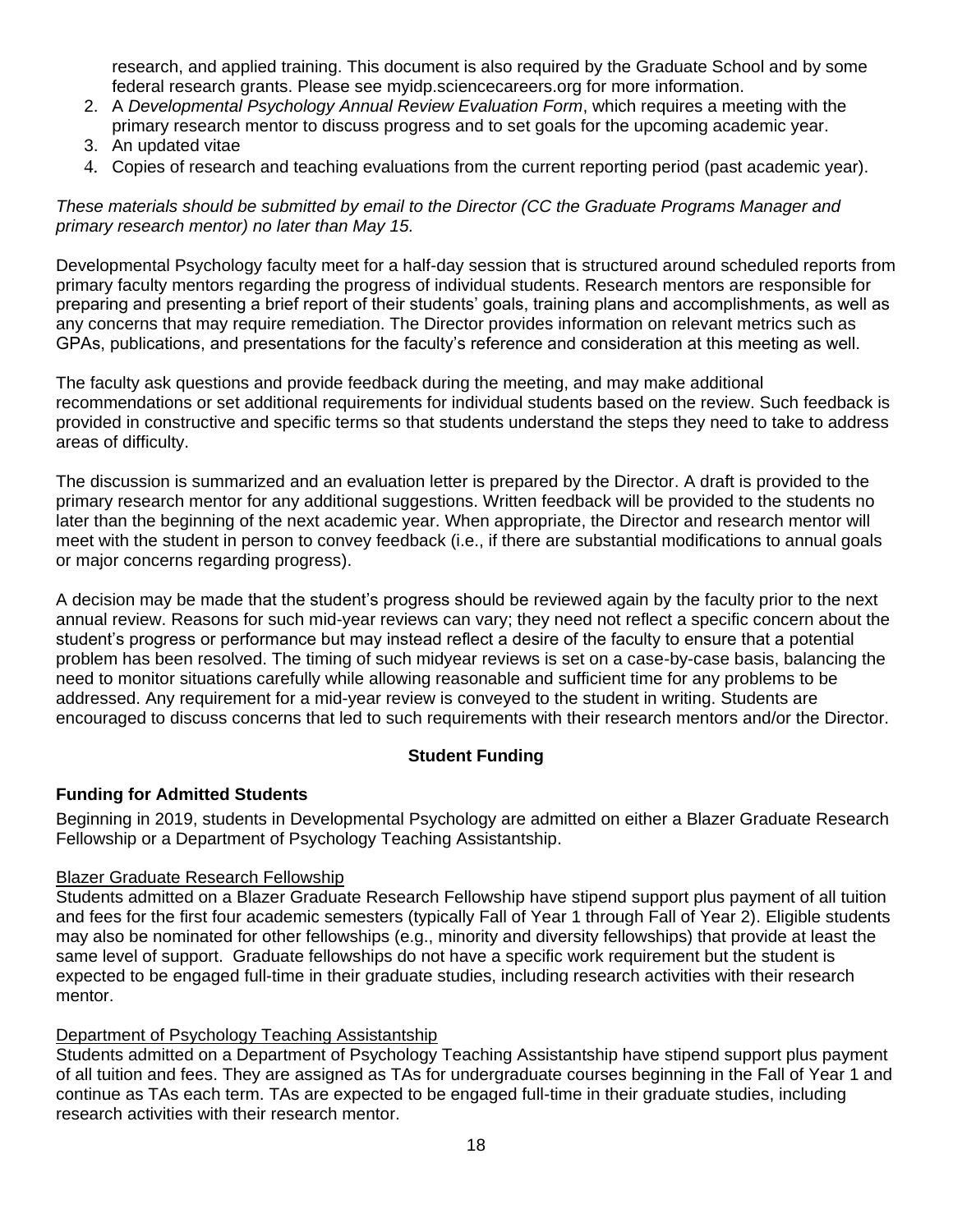research, and applied training. This document is also required by the Graduate School and by some federal research grants. Please see myidp.sciencecareers.org for more information.

2. A *Developmental Psychology Annual Review Evaluation Form*, which requires a meeting with the primary research mentor to discuss progress and to set goals for the upcoming academic year.
3. An updated vitae
4. Copies of research and teaching evaluations from the current reporting period (past academic year).

*These materials should be submitted by email to the Director (CC the Graduate Programs Manager and primary research mentor) no later than May 15.*

Developmental Psychology faculty meet for a half-day session that is structured around scheduled reports from primary faculty mentors regarding the progress of individual students. Research mentors are responsible for preparing and presenting a brief report of their students' goals, training plans and accomplishments, as well as any concerns that may require remediation. The Director provides information on relevant metrics such as GPAs, publications, and presentations for the faculty's reference and consideration at this meeting as well.

The faculty ask questions and provide feedback during the meeting, and may make additional recommendations or set additional requirements for individual students based on the review. Such feedback is provided in constructive and specific terms so that students understand the steps they need to take to address areas of difficulty.

The discussion is summarized and an evaluation letter is prepared by the Director. A draft is provided to the primary research mentor for any additional suggestions. Written feedback will be provided to the students no later than the beginning of the next academic year. When appropriate, the Director and research mentor will meet with the student in person to convey feedback (i.e., if there are substantial modifications to annual goals or major concerns regarding progress).

A decision may be made that the student's progress should be reviewed again by the faculty prior to the next annual review. Reasons for such mid-year reviews can vary; they need not reflect a specific concern about the student's progress or performance but may instead reflect a desire of the faculty to ensure that a potential problem has been resolved. The timing of such midyear reviews is set on a case-by-case basis, balancing the need to monitor situations carefully while allowing reasonable and sufficient time for any problems to be addressed. Any requirement for a mid-year review is conveyed to the student in writing. Students are encouraged to discuss concerns that led to such requirements with their research mentors and/or the Director.

## Student Funding

### Funding for Admitted Students

Beginning in 2019, students in Developmental Psychology are admitted on either a Blazer Graduate Research Fellowship or a Department of Psychology Teaching Assistantship.

#### Blazer Graduate Research Fellowship

Students admitted on a Blazer Graduate Research Fellowship have stipend support plus payment of all tuition and fees for the first four academic semesters (typically Fall of Year 1 through Fall of Year 2). Eligible students may also be nominated for other fellowships (e.g., minority and diversity fellowships) that provide at least the same level of support. Graduate fellowships do not have a specific work requirement but the student is expected to be engaged full-time in their graduate studies, including research activities with their research mentor.

#### Department of Psychology Teaching Assistantship

Students admitted on a Department of Psychology Teaching Assistantship have stipend support plus payment of all tuition and fees. They are assigned as TAs for undergraduate courses beginning in the Fall of Year 1 and continue as TAs each term. TAs are expected to be engaged full-time in their graduate studies, including research activities with their research mentor.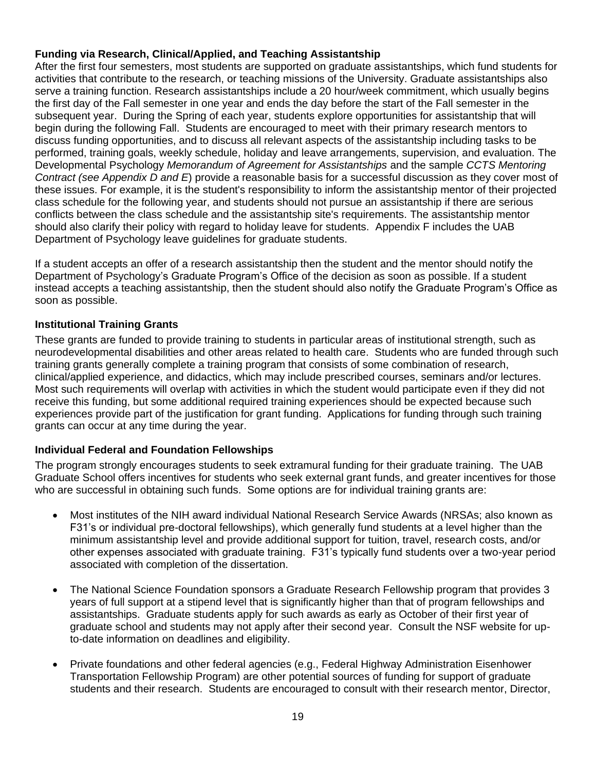### Funding via Research, Clinical/Applied, and Teaching Assistantship

After the first four semesters, most students are supported on graduate assistantships, which fund students for activities that contribute to the research, or teaching missions of the University. Graduate assistantships also serve a training function. Research assistantships include a 20 hour/week commitment, which usually begins the first day of the Fall semester in one year and ends the day before the start of the Fall semester in the subsequent year. During the Spring of each year, students explore opportunities for assistantship that will begin during the following Fall. Students are encouraged to meet with their primary research mentors to discuss funding opportunities, and to discuss all relevant aspects of the assistantship including tasks to be performed, training goals, weekly schedule, holiday and leave arrangements, supervision, and evaluation. The Developmental Psychology *Memorandum of Agreement for Assistantships* and the sample *CCTS Mentoring Contract (see Appendix D and E*) provide a reasonable basis for a successful discussion as they cover most of these issues. For example, it is the student's responsibility to inform the assistantship mentor of their projected class schedule for the following year, and students should not pursue an assistantship if there are serious conflicts between the class schedule and the assistantship site's requirements. The assistantship mentor should also clarify their policy with regard to holiday leave for students. Appendix F includes the UAB Department of Psychology leave guidelines for graduate students.

If a student accepts an offer of a research assistantship then the student and the mentor should notify the Department of Psychology's Graduate Program's Office of the decision as soon as possible. If a student instead accepts a teaching assistantship, then the student should also notify the Graduate Program's Office as soon as possible.

### Institutional Training Grants

These grants are funded to provide training to students in particular areas of institutional strength, such as neurodevelopmental disabilities and other areas related to health care. Students who are funded through such training grants generally complete a training program that consists of some combination of research, clinical/applied experience, and didactics, which may include prescribed courses, seminars and/or lectures. Most such requirements will overlap with activities in which the student would participate even if they did not receive this funding, but some additional required training experiences should be expected because such experiences provide part of the justification for grant funding. Applications for funding through such training grants can occur at any time during the year.

### Individual Federal and Foundation Fellowships

The program strongly encourages students to seek extramural funding for their graduate training. The UAB Graduate School offers incentives for students who seek external grant funds, and greater incentives for those who are successful in obtaining such funds. Some options are for individual training grants are:

- Most institutes of the NIH award individual National Research Service Awards (NRSAs; also known as F31's or individual pre-doctoral fellowships), which generally fund students at a level higher than the minimum assistantship level and provide additional support for tuition, travel, research costs, and/or other expenses associated with graduate training. F31's typically fund students over a two-year period associated with completion of the dissertation.

- The National Science Foundation sponsors a Graduate Research Fellowship program that provides 3 years of full support at a stipend level that is significantly higher than that of program fellowships and assistantships. Graduate students apply for such awards as early as October of their first year of graduate school and students may not apply after their second year. Consult the NSF website for up-to-date information on deadlines and eligibility.

- Private foundations and other federal agencies (e.g., Federal Highway Administration Eisenhower Transportation Fellowship Program) are other potential sources of funding for support of graduate students and their research. Students are encouraged to consult with their research mentor, Director,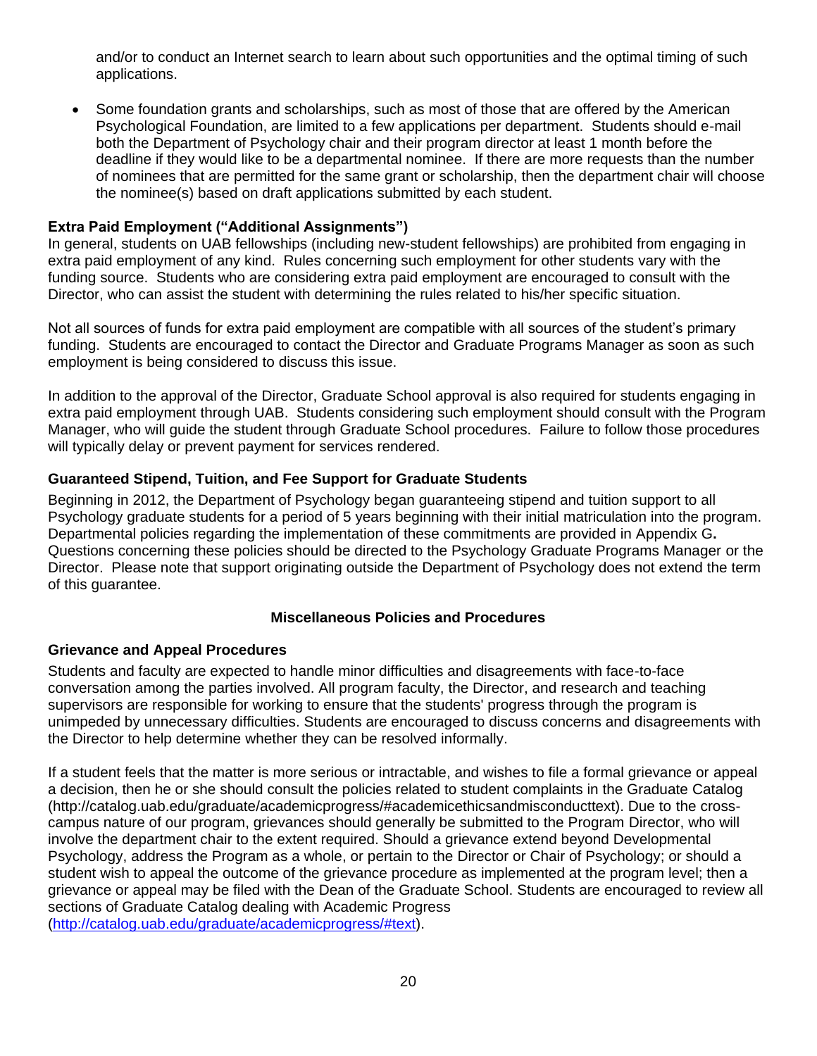and/or to conduct an Internet search to learn about such opportunities and the optimal timing of such applications.

- Some foundation grants and scholarships, such as most of those that are offered by the American Psychological Foundation, are limited to a few applications per department. Students should e-mail both the Department of Psychology chair and their program director at least 1 month before the deadline if they would like to be a departmental nominee. If there are more requests than the number of nominees that are permitted for the same grant or scholarship, then the department chair will choose the nominee(s) based on draft applications submitted by each student.

### Extra Paid Employment ("Additional Assignments")

In general, students on UAB fellowships (including new-student fellowships) are prohibited from engaging in extra paid employment of any kind. Rules concerning such employment for other students vary with the funding source. Students who are considering extra paid employment are encouraged to consult with the Director, who can assist the student with determining the rules related to his/her specific situation.

Not all sources of funds for extra paid employment are compatible with all sources of the student's primary funding. Students are encouraged to contact the Director and Graduate Programs Manager as soon as such employment is being considered to discuss this issue.

In addition to the approval of the Director, Graduate School approval is also required for students engaging in extra paid employment through UAB. Students considering such employment should consult with the Program Manager, who will guide the student through Graduate School procedures. Failure to follow those procedures will typically delay or prevent payment for services rendered.

### Guaranteed Stipend, Tuition, and Fee Support for Graduate Students

Beginning in 2012, the Department of Psychology began guaranteeing stipend and tuition support to all Psychology graduate students for a period of 5 years beginning with their initial matriculation into the program. Departmental policies regarding the implementation of these commitments are provided in Appendix G**.** Questions concerning these policies should be directed to the Psychology Graduate Programs Manager or the Director. Please note that support originating outside the Department of Psychology does not extend the term of this guarantee.

## Miscellaneous Policies and Procedures

### Grievance and Appeal Procedures

Students and faculty are expected to handle minor difficulties and disagreements with face-to-face conversation among the parties involved. All program faculty, the Director, and research and teaching supervisors are responsible for working to ensure that the students' progress through the program is unimpeded by unnecessary difficulties. Students are encouraged to discuss concerns and disagreements with the Director to help determine whether they can be resolved informally.

If a student feels that the matter is more serious or intractable, and wishes to file a formal grievance or appeal a decision, then he or she should consult the policies related to student complaints in the Graduate Catalog (http://catalog.uab.edu/graduate/academicprogress/#academicethicsandmisconducttext). Due to the cross-campus nature of our program, grievances should generally be submitted to the Program Director, who will involve the department chair to the extent required. Should a grievance extend beyond Developmental Psychology, address the Program as a whole, or pertain to the Director or Chair of Psychology; or should a student wish to appeal the outcome of the grievance procedure as implemented at the program level; then a grievance or appeal may be filed with the Dean of the Graduate School. Students are encouraged to review all sections of Graduate Catalog dealing with Academic Progress (http://catalog.uab.edu/graduate/academicprogress/#text).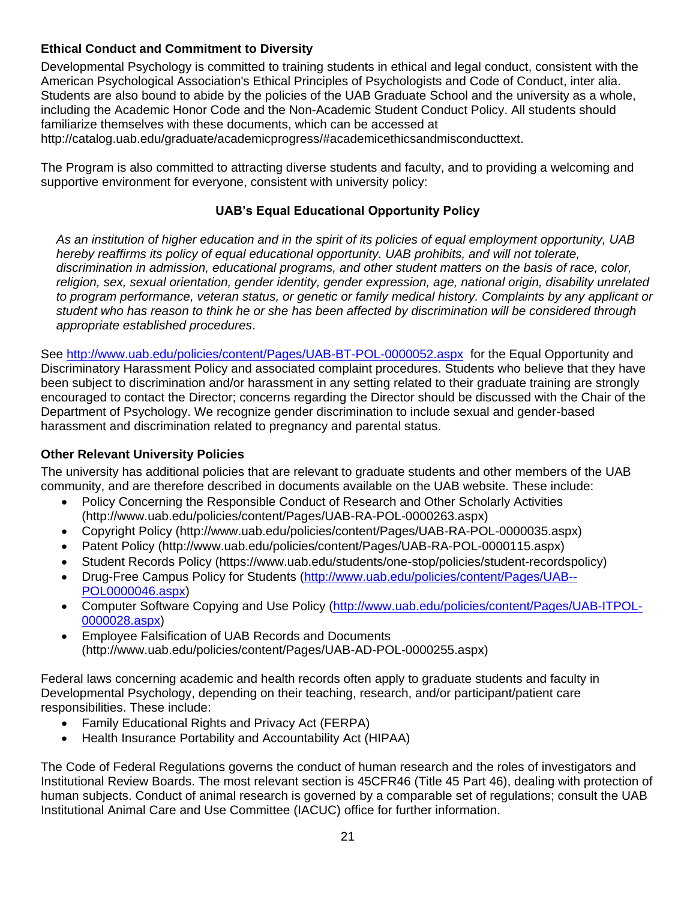### Ethical Conduct and Commitment to Diversity

Developmental Psychology is committed to training students in ethical and legal conduct, consistent with the American Psychological Association's Ethical Principles of Psychologists and Code of Conduct, inter alia. Students are also bound to abide by the policies of the UAB Graduate School and the university as a whole, including the Academic Honor Code and the Non-Academic Student Conduct Policy. All students should familiarize themselves with these documents, which can be accessed at http://catalog.uab.edu/graduate/academicprogress/#academicethicsandmisconducttext.

The Program is also committed to attracting diverse students and faculty, and to providing a welcoming and supportive environment for everyone, consistent with university policy:

**UAB's Equal Educational Opportunity Policy**

*As an institution of higher education and in the spirit of its policies of equal employment opportunity, UAB hereby reaffirms its policy of equal educational opportunity. UAB prohibits, and will not tolerate, discrimination in admission, educational programs, and other student matters on the basis of race, color, religion, sex, sexual orientation, gender identity, gender expression, age, national origin, disability unrelated to program performance, veteran status, or genetic or family medical history. Complaints by any applicant or student who has reason to think he or she has been affected by discrimination will be considered through appropriate established procedures*.

See http://www.uab.edu/policies/content/Pages/UAB-BT-POL-0000052.aspx for the Equal Opportunity and Discriminatory Harassment Policy and associated complaint procedures. Students who believe that they have been subject to discrimination and/or harassment in any setting related to their graduate training are strongly encouraged to contact the Director; concerns regarding the Director should be discussed with the Chair of the Department of Psychology. We recognize gender discrimination to include sexual and gender-based harassment and discrimination related to pregnancy and parental status.

### Other Relevant University Policies

The university has additional policies that are relevant to graduate students and other members of the UAB community, and are therefore described in documents available on the UAB website. These include:

- Policy Concerning the Responsible Conduct of Research and Other Scholarly Activities (http://www.uab.edu/policies/content/Pages/UAB-RA-POL-0000263.aspx)
- Copyright Policy (http://www.uab.edu/policies/content/Pages/UAB-RA-POL-0000035.aspx)
- Patent Policy (http://www.uab.edu/policies/content/Pages/UAB-RA-POL-0000115.aspx)
- Student Records Policy (https://www.uab.edu/students/one-stop/policies/student-recordspolicy)
- Drug-Free Campus Policy for Students (http://www.uab.edu/policies/content/Pages/UAB--POL0000046.aspx)
- Computer Software Copying and Use Policy (http://www.uab.edu/policies/content/Pages/UAB-ITPOL-0000028.aspx)
- Employee Falsification of UAB Records and Documents (http://www.uab.edu/policies/content/Pages/UAB-AD-POL-0000255.aspx)

Federal laws concerning academic and health records often apply to graduate students and faculty in Developmental Psychology, depending on their teaching, research, and/or participant/patient care responsibilities. These include:

- Family Educational Rights and Privacy Act (FERPA)
- Health Insurance Portability and Accountability Act (HIPAA)

The Code of Federal Regulations governs the conduct of human research and the roles of investigators and Institutional Review Boards. The most relevant section is 45CFR46 (Title 45 Part 46), dealing with protection of human subjects. Conduct of animal research is governed by a comparable set of regulations; consult the UAB Institutional Animal Care and Use Committee (IACUC) office for further information.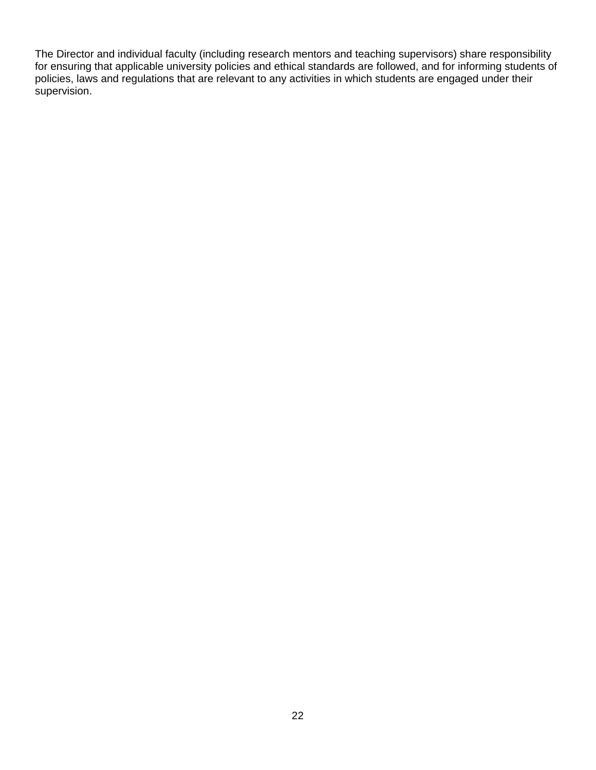The Director and individual faculty (including research mentors and teaching supervisors) share responsibility for ensuring that applicable university policies and ethical standards are followed, and for informing students of policies, laws and regulations that are relevant to any activities in which students are engaged under their supervision.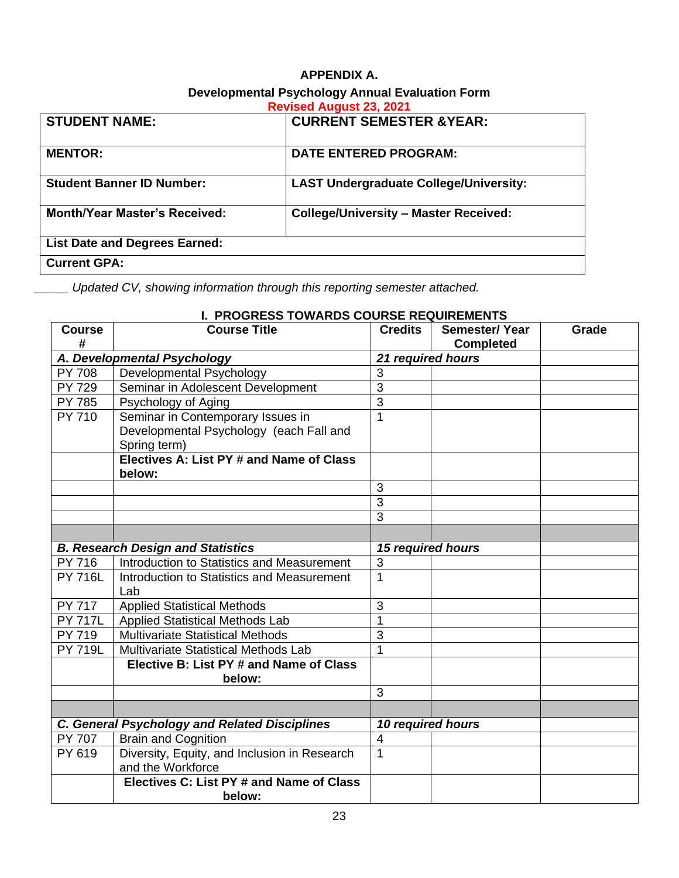**APPENDIX A.**

**Developmental Psychology Annual Evaluation Form**

**Revised August 23, 2021**

| | |
|---|---|
| **STUDENT NAME:** | **CURRENT SEMESTER &YEAR:** |
| **MENTOR:** | **DATE ENTERED PROGRAM:** |
| **Student Banner ID Number:** | **LAST Undergraduate College/University:** |
| **Month/Year Master's Received:** | **College/University – Master Received:** |
| **List Date and Degrees Earned:** | |
| **Current GPA:** | |

_____ *Updated CV, showing information through this reporting semester attached.*

## I. PROGRESS TOWARDS COURSE REQUIREMENTS

| Course # | Course Title | Credits | Semester/ Year Completed | Grade |
|---|---|---|---|---|
| ***A. Developmental Psychology*** | | ***21 required hours*** | | |
| PY 708 | Developmental Psychology | 3 | | |
| PY 729 | Seminar in Adolescent Development | 3 | | |
| PY 785 | Psychology of Aging | 3 | | |
| PY 710 | Seminar in Contemporary Issues in Developmental Psychology (each Fall and Spring term) | 1 | | |
| | **Electives A: List PY # and Name of Class below:** | | | |
| | | 3 | | |
| | | 3 | | |
| | | 3 | | |
| | | | | |
| ***B. Research Design and Statistics*** | | ***15 required hours*** | | |
| PY 716 | Introduction to Statistics and Measurement | 3 | | |
| PY 716L | Introduction to Statistics and Measurement Lab | 1 | | |
| PY 717 | Applied Statistical Methods | 3 | | |
| PY 717L | Applied Statistical Methods Lab | 1 | | |
| PY 719 | Multivariate Statistical Methods | 3 | | |
| PY 719L | Multivariate Statistical Methods Lab | 1 | | |
| | **Elective B: List PY # and Name of Class below:** | | | |
| | | 3 | | |
| | | | | |
| ***C. General Psychology and Related Disciplines*** | | ***10 required hours*** | | |
| PY 707 | Brain and Cognition | 4 | | |
| PY 619 | Diversity, Equity, and Inclusion in Research and the Workforce | 1 | | |
| | **Electives C: List PY # and Name of Class below:** | | | |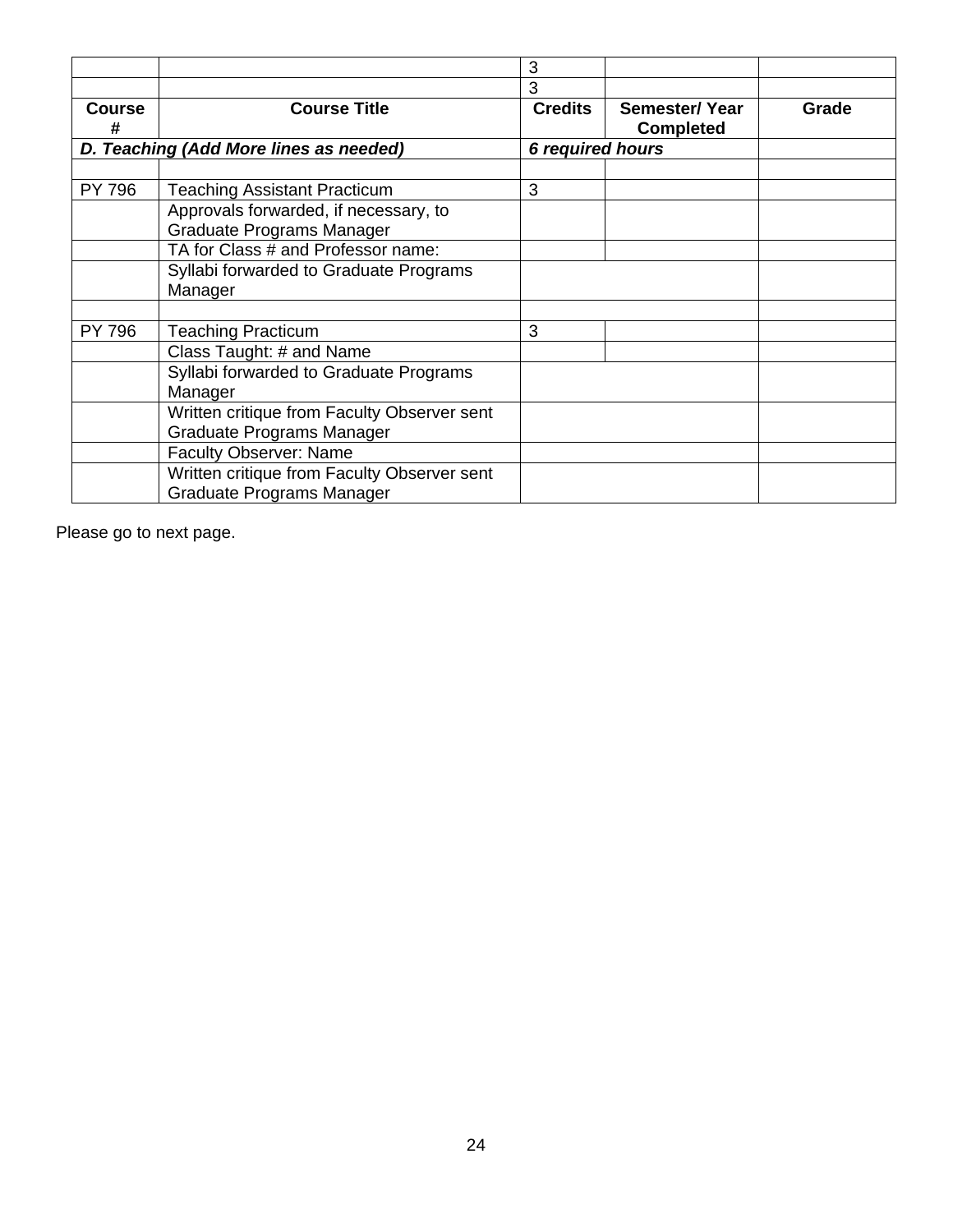| | | | | |
|---|---|---|---|---|
| | | 3 | | |
| | | 3 | | |
| **Course #** | **Course Title** | **Credits** | **Semester/ Year Completed** | **Grade** |
| ***D. Teaching (Add More lines as needed)*** | | ***6 required hours*** | | |
| | | | | |
| PY 796 | Teaching Assistant Practicum | 3 | | |
| | Approvals forwarded, if necessary, to Graduate Programs Manager | | | |
| | TA for Class # and Professor name: | | | |
| | Syllabi forwarded to Graduate Programs Manager | | | |
| | | | | |
| PY 796 | Teaching Practicum | 3 | | |
| | Class Taught: # and Name | | | |
| | Syllabi forwarded to Graduate Programs Manager | | | |
| | Written critique from Faculty Observer sent Graduate Programs Manager | | | |
| | Faculty Observer: Name | | | |
| | Written critique from Faculty Observer sent Graduate Programs Manager | | | |

Please go to next page.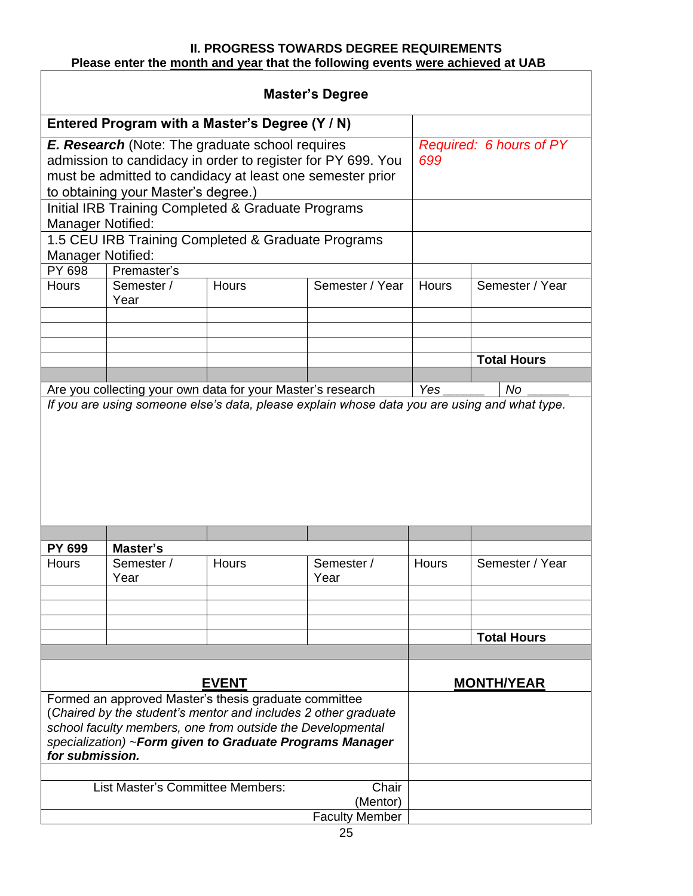**II. PROGRESS TOWARDS DEGREE REQUIREMENTS**
**Please enter the month and year that the following events were achieved at UAB**

## Master's Degree

| | |
|---|---|
| **Entered Program with a Master's Degree (Y / N)** | |
| ***E. Research*** (Note: The graduate school requires admission to candidacy in order to register for PY 699. You must be admitted to candidacy at least one semester prior to obtaining your Master's degree.) | *Required: 6 hours of PY 699* |
| Initial IRB Training Completed & Graduate Programs Manager Notified: | |
| 1.5 CEU IRB Training Completed & Graduate Programs Manager Notified: | |

| PY 698 | Premaster's | | | | |
|---|---|---|---|---|---|
| Hours | Semester / Year | Hours | Semester / Year | Hours | Semester / Year |
| | | | | | |
| | | | | | |
| | | | | | |
| | | | | | **Total Hours** |

Are you collecting your own data for your Master's research *Yes* ______ *No* ______

*If you are using someone else's data, please explain whose data you are using and what type.*

| **PY 699** | **Master's** | | | | |
|---|---|---|---|---|---|
| Hours | Semester / Year | Hours | Semester / Year | Hours | Semester / Year |
| | | | | | |
| | | | | | |
| | | | | | |
| | | | | | **Total Hours** |

| **EVENT** | **MONTH/YEAR** |
|---|---|
| Formed an approved Master's thesis graduate committee (*Chaired by the student's mentor and includes 2 other graduate school faculty members, one from outside the Developmental specialization) ~**Form given to Graduate Programs Manager for submission.*** | |
| | |
| List Master's Committee Members: Chair (Mentor) | |
| Faculty Member | |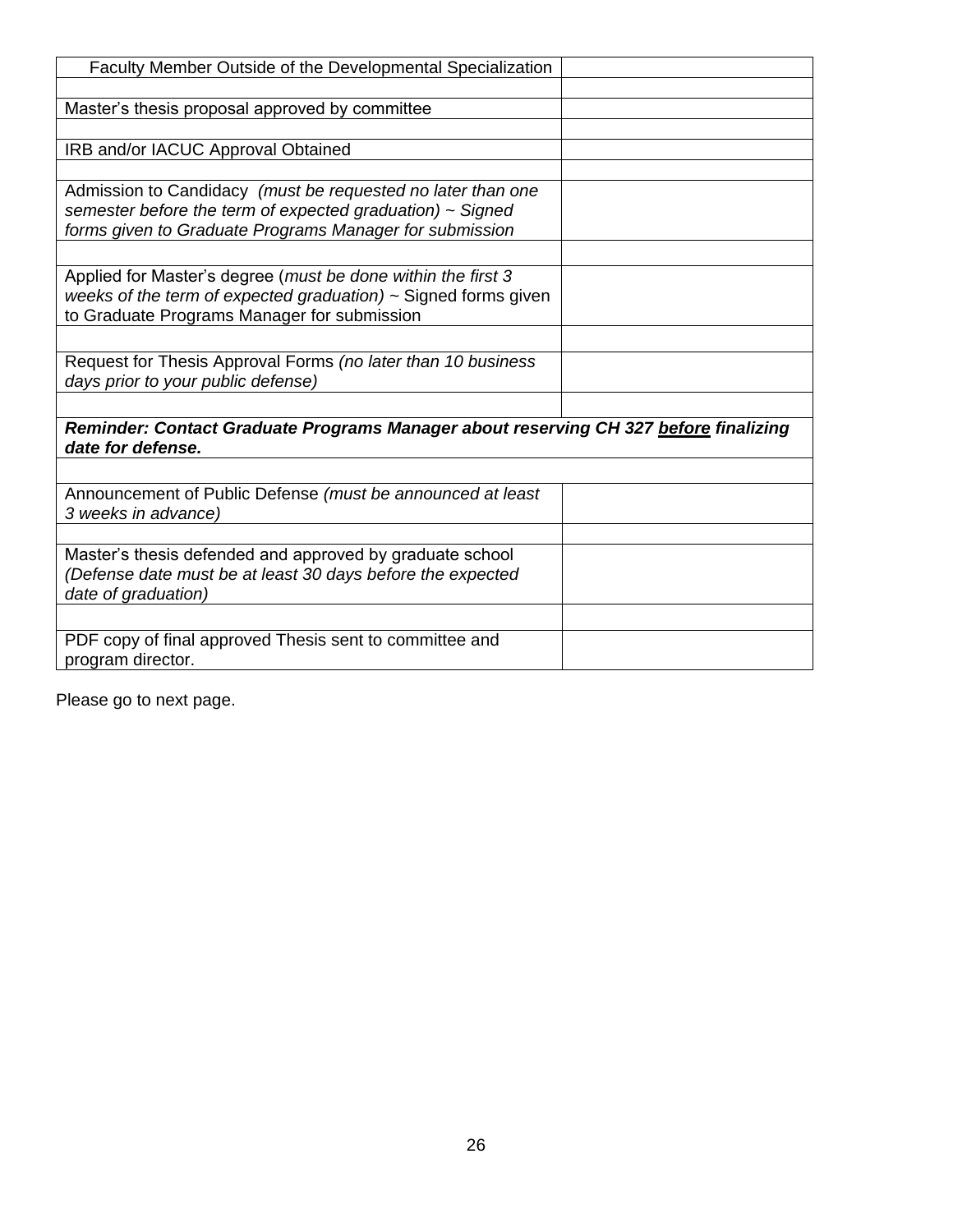| | |
|---|---|
| Faculty Member Outside of the Developmental Specialization | |
| | |
| Master's thesis proposal approved by committee | |
| | |
| IRB and/or IACUC Approval Obtained | |
| | |
| Admission to Candidacy *(must be requested no later than one semester before the term of expected graduation) ~ Signed forms given to Graduate Programs Manager for submission* | |
| | |
| Applied for Master's degree (*must be done within the first 3 weeks of the term of expected graduation)* ~ Signed forms given to Graduate Programs Manager for submission | |
| | |
| Request for Thesis Approval Forms *(no later than 10 business days prior to your public defense)* | |
| | |
| ***Reminder: Contact Graduate Programs Manager about reserving CH 327 <u>before</u> finalizing date for defense.*** | |
| | |
| Announcement of Public Defense *(must be announced at least 3 weeks in advance)* | |
| | |
| Master's thesis defended and approved by graduate school *(Defense date must be at least 30 days before the expected date of graduation)* | |
| | |
| PDF copy of final approved Thesis sent to committee and program director. | |

Please go to next page.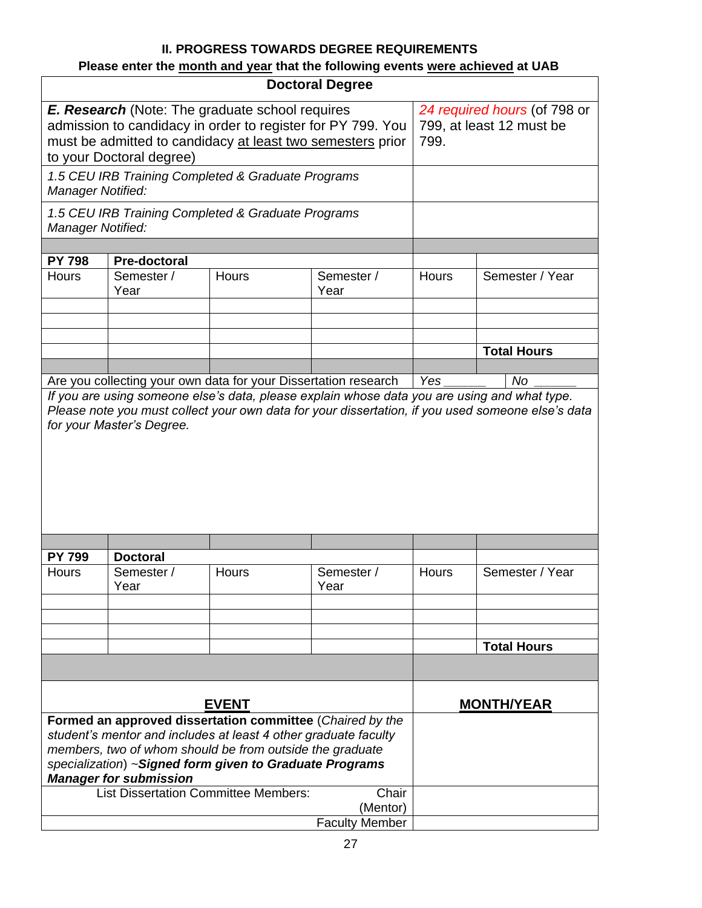**II. PROGRESS TOWARDS DEGREE REQUIREMENTS**

**Please enter the month and year that the following events were achieved at UAB**

| **Doctoral Degree** | | | | | |
|---|---|---|---|---|---|
| ***E. Research*** (Note: The graduate school requires admission to candidacy in order to register for PY 799. You must be admitted to candidacy at least two semesters prior to your Doctoral degree) | | | | *24 required hours* (of 798 or 799, at least 12 must be 799. | |
| *1.5 CEU IRB Training Completed & Graduate Programs Manager Notified:* | | | | | |
| *1.5 CEU IRB Training Completed & Graduate Programs Manager Notified:* | | | | | |
| | | | | | |
| **PY 798** | **Pre-doctoral** | | | | |
| Hours | Semester / Year | Hours | Semester / Year | Hours | Semester / Year |
| | | | | | |
| | | | | | |
| | | | | | |
| | | | | | **Total Hours** |
| | | | | | |
| Are you collecting your own data for your Dissertation research | | | | *Yes* ______ | *No* ______ |
| *If you are using someone else's data, please explain whose data you are using and what type. Please note you must collect your own data for your dissertation, if you used someone else's data for your Master's Degree.* | | | | | |
| | | | | | |
| **PY 799** | **Doctoral** | | | | |
| Hours | Semester / Year | Hours | Semester / Year | Hours | Semester / Year |
| | | | | | |
| | | | | | |
| | | | | | |
| | | | | | **Total Hours** |
| | | | | | |

| **EVENT** | **MONTH/YEAR** |
|---|---|
| **Formed an approved dissertation committee** (*Chaired by the student's mentor and includes at least 4 other graduate faculty members, two of whom should be from outside the graduate specialization*) ~***Signed form given to Graduate Programs Manager for submission*** | |
| List Dissertation Committee Members: Chair (Mentor) | |
| Faculty Member | |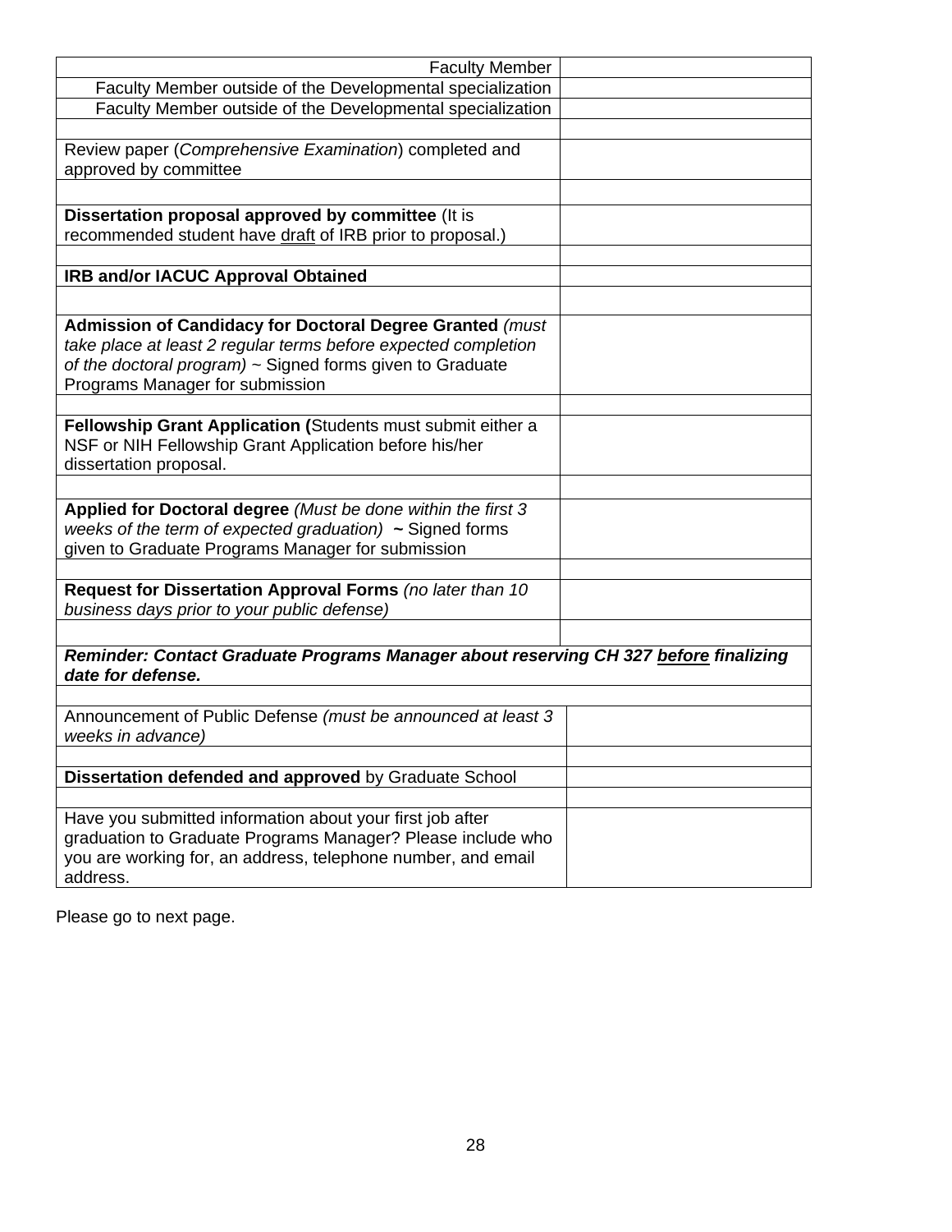| | |
|---|---|
| Faculty Member | |
| Faculty Member outside of the Developmental specialization | |
| Faculty Member outside of the Developmental specialization | |
| | |
| Review paper (*Comprehensive Examination*) completed and approved by committee | |
| | |
| **Dissertation proposal approved by committee** (It is recommended student have draft of IRB prior to proposal.) | |
| | |
| **IRB and/or IACUC Approval Obtained** | |
| | |
| **Admission of Candidacy for Doctoral Degree Granted** *(must take place at least 2 regular terms before expected completion of the doctoral program)* ~ Signed forms given to Graduate Programs Manager for submission | |
| | |
| **Fellowship Grant Application (**Students must submit either a NSF or NIH Fellowship Grant Application before his/her dissertation proposal. | |
| | |
| **Applied for Doctoral degree** *(Must be done within the first 3 weeks of the term of expected graduation)* **~** Signed forms given to Graduate Programs Manager for submission | |
| | |
| **Request for Dissertation Approval Forms** *(no later than 10 business days prior to your public defense)* | |
| | |
| ***Reminder: Contact Graduate Programs Manager about reserving CH 327 before finalizing date for defense.*** | |
| | |
| Announcement of Public Defense *(must be announced at least 3 weeks in advance)* | |
| | |
| **Dissertation defended and approved** by Graduate School | |
| | |
| Have you submitted information about your first job after graduation to Graduate Programs Manager? Please include who you are working for, an address, telephone number, and email address. | |

Please go to next page.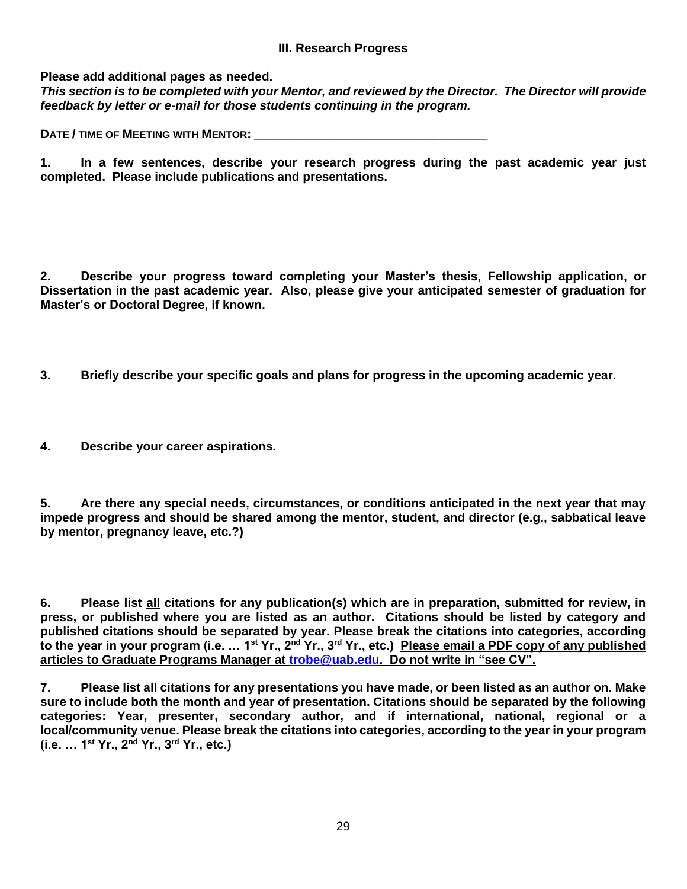### III. Research Progress

**Please add additional pages as needed.**

***This section is to be completed with your Mentor, and reviewed by the Director. The Director will provide feedback by letter or e-mail for those students continuing in the program.***

**DATE / TIME OF MEETING WITH MENTOR: ___________________________________**

**1. In a few sentences, describe your research progress during the past academic year just completed. Please include publications and presentations.**

**2. Describe your progress toward completing your Master's thesis, Fellowship application, or Dissertation in the past academic year. Also, please give your anticipated semester of graduation for Master's or Doctoral Degree, if known.**

**3. Briefly describe your specific goals and plans for progress in the upcoming academic year.**

**4. Describe your career aspirations.**

**5. Are there any special needs, circumstances, or conditions anticipated in the next year that may impede progress and should be shared among the mentor, student, and director (e.g., sabbatical leave by mentor, pregnancy leave, etc.?)**

**6. Please list <u>all</u> citations for any publication(s) which are in preparation, submitted for review, in press, or published where you are listed as an author. Citations should be listed by category and published citations should be separated by year. Please break the citations into categories, according to the year in your program (i.e. … 1st Yr., 2nd Yr., 3rd Yr., etc.) <u>Please email a PDF copy of any published articles to Graduate Programs Manager at trobe@uab.edu. Do not write in "see CV".</u>**

**7. Please list all citations for any presentations you have made, or been listed as an author on. Make sure to include both the month and year of presentation. Citations should be separated by the following categories: Year, presenter, secondary author, and if international, national, regional or a local/community venue. Please break the citations into categories, according to the year in your program (i.e. … 1st Yr., 2nd Yr., 3rd Yr., etc.)**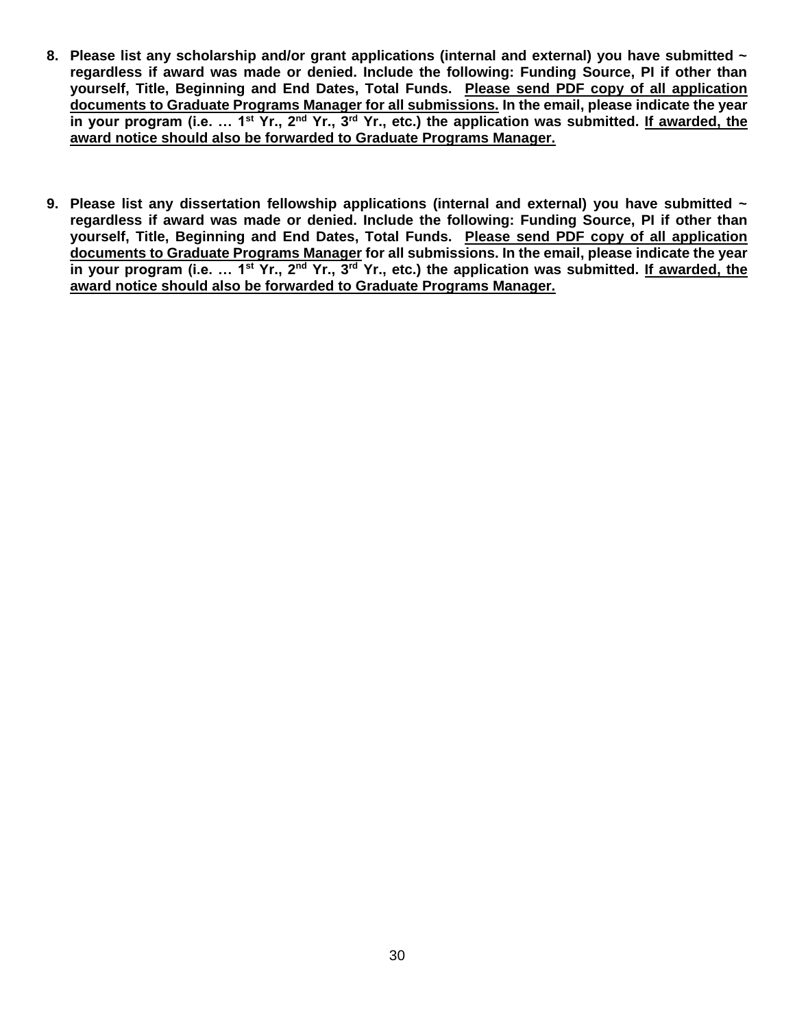8. **Please list any scholarship and/or grant applications (internal and external) you have submitted ~ regardless if award was made or denied. Include the following: Funding Source, PI if other than yourself, Title, Beginning and End Dates, Total Funds.** <u>**Please send PDF copy of all application documents to Graduate Programs Manager for all submissions.**</u> **In the email, please indicate the year in your program (i.e. … 1st Yr., 2nd Yr., 3rd Yr., etc.) the application was submitted.** <u>**If awarded, the award notice should also be forwarded to Graduate Programs Manager.**</u>

9. **Please list any dissertation fellowship applications (internal and external) you have submitted ~ regardless if award was made or denied. Include the following: Funding Source, PI if other than yourself, Title, Beginning and End Dates, Total Funds.** <u>**Please send PDF copy of all application documents to Graduate Programs Manager**</u> **for all submissions. In the email, please indicate the year in your program (i.e. … 1st Yr., 2nd Yr., 3rd Yr., etc.) the application was submitted.** <u>**If awarded, the award notice should also be forwarded to Graduate Programs Manager.**</u>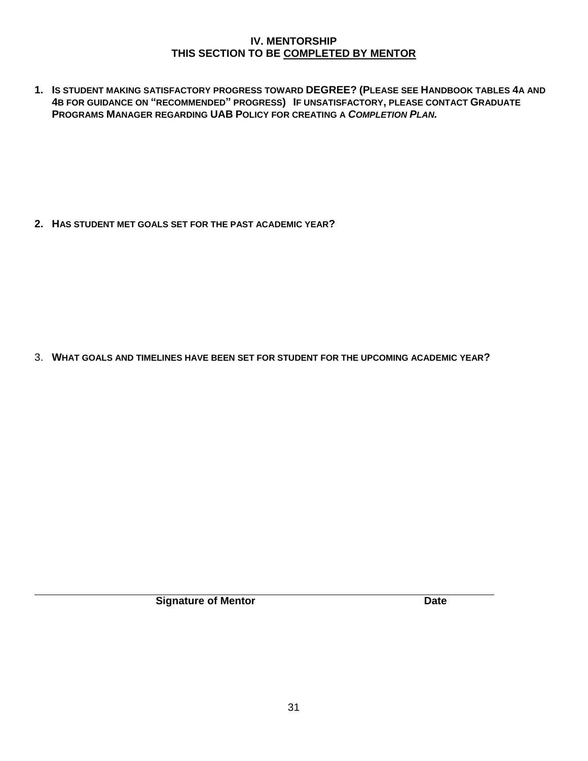## IV. MENTORSHIP
## THIS SECTION TO BE COMPLETED BY MENTOR

1. **IS STUDENT MAKING SATISFACTORY PROGRESS TOWARD DEGREE? (PLEASE SEE HANDBOOK TABLES 4A AND 4B FOR GUIDANCE ON "RECOMMENDED" PROGRESS) IF UNSATISFACTORY, PLEASE CONTACT GRADUATE PROGRAMS MANAGER REGARDING UAB POLICY FOR CREATING A *COMPLETION PLAN.***

2. **HAS STUDENT MET GOALS SET FOR THE PAST ACADEMIC YEAR?**

3. **WHAT GOALS AND TIMELINES HAVE BEEN SET FOR STUDENT FOR THE UPCOMING ACADEMIC YEAR?**

______________________________________________________________

**Signature of Mentor** **Date**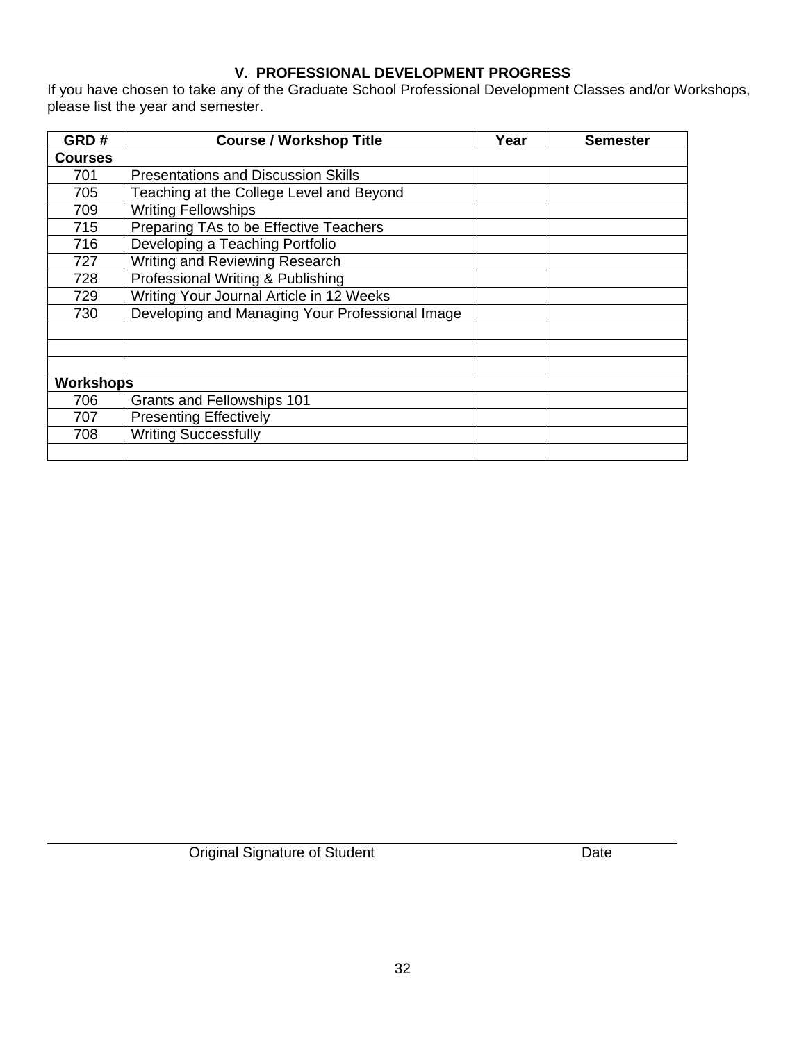## V. PROFESSIONAL DEVELOPMENT PROGRESS

If you have chosen to take any of the Graduate School Professional Development Classes and/or Workshops, please list the year and semester.

| GRD # | Course / Workshop Title | Year | Semester |
|---|---|---|---|
| **Courses** | | | |
| 701 | Presentations and Discussion Skills | | |
| 705 | Teaching at the College Level and Beyond | | |
| 709 | Writing Fellowships | | |
| 715 | Preparing TAs to be Effective Teachers | | |
| 716 | Developing a Teaching Portfolio | | |
| 727 | Writing and Reviewing Research | | |
| 728 | Professional Writing & Publishing | | |
| 729 | Writing Your Journal Article in 12 Weeks | | |
| 730 | Developing and Managing Your Professional Image | | |
| | | | |
| | | | |
| | | | |
| **Workshops** | | | |
| 706 | Grants and Fellowships 101 | | |
| 707 | Presenting Effectively | | |
| 708 | Writing Successfully | | |
| | | | |

Original Signature of Student　　　　　　　　　　Date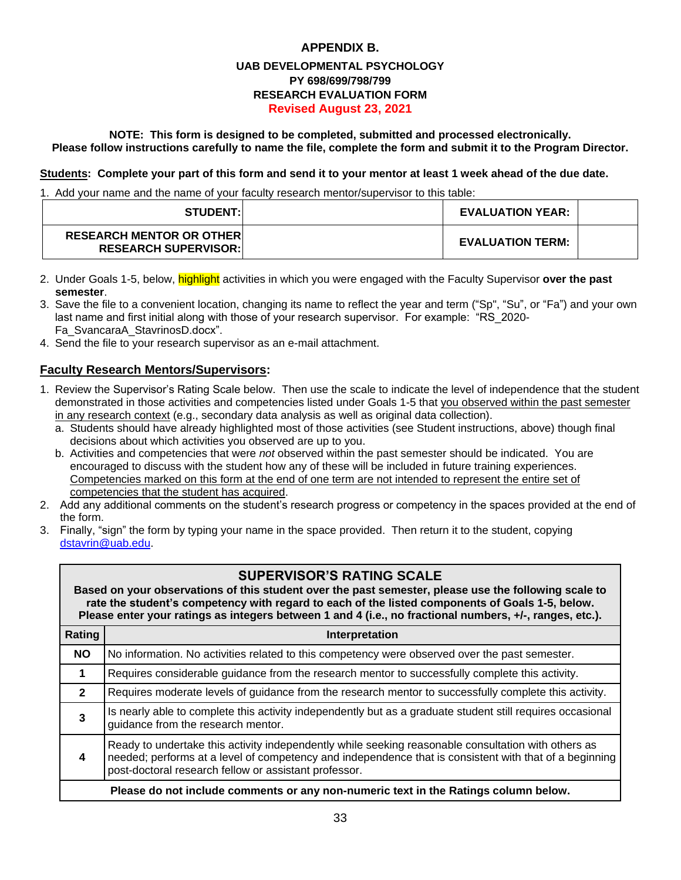# APPENDIX B.

## UAB DEVELOPMENTAL PSYCHOLOGY
## PY 698/699/798/799
## RESEARCH EVALUATION FORM
## Revised August 23, 2021

**NOTE: This form is designed to be completed, submitted and processed electronically. Please follow instructions carefully to name the file, complete the form and submit it to the Program Director.**

**Students: Complete your part of this form and send it to your mentor at least 1 week ahead of the due date.**

1. Add your name and the name of your faculty research mentor/supervisor to this table:

| | | | |
|---|---|---|---|
| **STUDENT:** | | **EVALUATION YEAR:** | |
| **RESEARCH MENTOR OR OTHER RESEARCH SUPERVISOR:** | | **EVALUATION TERM:** | |

2. Under Goals 1-5, below, highlight activities in which you were engaged with the Faculty Supervisor **over the past semester**.
3. Save the file to a convenient location, changing its name to reflect the year and term ("Sp", "Su", or "Fa") and your own last name and first initial along with those of your research supervisor. For example: "RS_2020-Fa_SvancaraA_StavrinosD.docx".
4. Send the file to your research supervisor as an e-mail attachment.

**Faculty Research Mentors/Supervisors:**

1. Review the Supervisor's Rating Scale below. Then use the scale to indicate the level of independence that the student demonstrated in those activities and competencies listed under Goals 1-5 that you observed within the past semester in any research context (e.g., secondary data analysis as well as original data collection).
   a. Students should have already highlighted most of those activities (see Student instructions, above) though final decisions about which activities you observed are up to you.
   b. Activities and competencies that were *not* observed within the past semester should be indicated. You are encouraged to discuss with the student how any of these will be included in future training experiences. Competencies marked on this form at the end of one term are not intended to represent the entire set of competencies that the student has acquired.
2. Add any additional comments on the student's research progress or competency in the spaces provided at the end of the form.
3. Finally, "sign" the form by typing your name in the space provided. Then return it to the student, copying dstavrin@uab.edu.

**SUPERVISOR'S RATING SCALE**

**Based on your observations of this student over the past semester, please use the following scale to rate the student's competency with regard to each of the listed components of Goals 1-5, below. Please enter your ratings as integers between 1 and 4 (i.e., no fractional numbers, +/-, ranges, etc.).**

| Rating | Interpretation |
|---|---|
| **NO** | No information. No activities related to this competency were observed over the past semester. |
| **1** | Requires considerable guidance from the research mentor to successfully complete this activity. |
| **2** | Requires moderate levels of guidance from the research mentor to successfully complete this activity. |
| **3** | Is nearly able to complete this activity independently but as a graduate student still requires occasional guidance from the research mentor. |
| **4** | Ready to undertake this activity independently while seeking reasonable consultation with others as needed; performs at a level of competency and independence that is consistent with that of a beginning post-doctoral research fellow or assistant professor. |

**Please do not include comments or any non-numeric text in the Ratings column below.**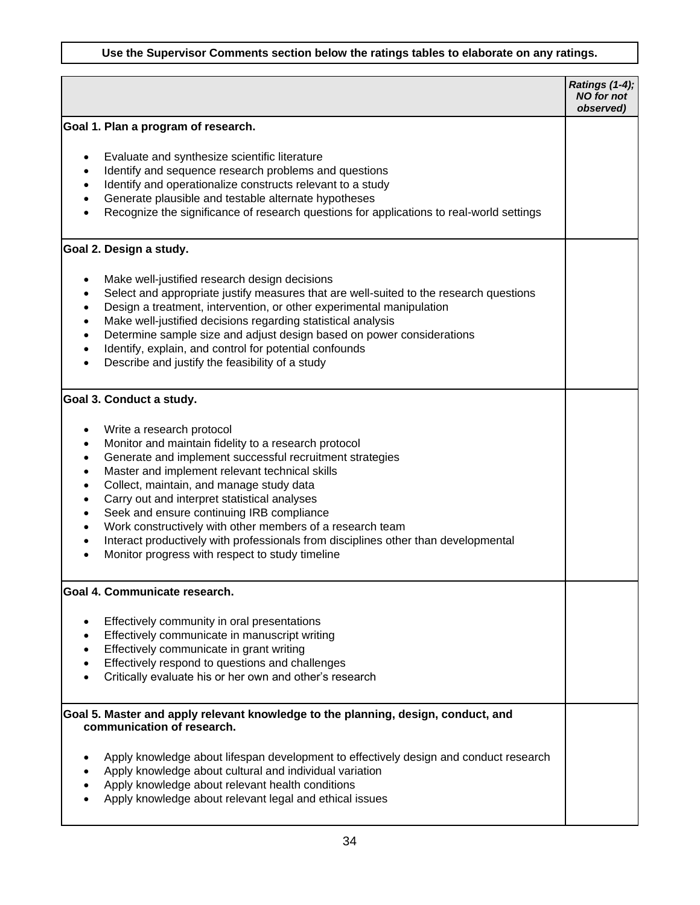**Use the Supervisor Comments section below the ratings tables to elaborate on any ratings.**

| | ***Ratings (1-4); NO for not observed)*** |
|---|---|
| **Goal 1. Plan a program of research.**<br><br>• Evaluate and synthesize scientific literature<br>• Identify and sequence research problems and questions<br>• Identify and operationalize constructs relevant to a study<br>• Generate plausible and testable alternate hypotheses<br>• Recognize the significance of research questions for applications to real-world settings | |
| **Goal 2. Design a study.**<br><br>• Make well-justified research design decisions<br>• Select and appropriate justify measures that are well-suited to the research questions<br>• Design a treatment, intervention, or other experimental manipulation<br>• Make well-justified decisions regarding statistical analysis<br>• Determine sample size and adjust design based on power considerations<br>• Identify, explain, and control for potential confounds<br>• Describe and justify the feasibility of a study | |
| **Goal 3. Conduct a study.**<br><br>• Write a research protocol<br>• Monitor and maintain fidelity to a research protocol<br>• Generate and implement successful recruitment strategies<br>• Master and implement relevant technical skills<br>• Collect, maintain, and manage study data<br>• Carry out and interpret statistical analyses<br>• Seek and ensure continuing IRB compliance<br>• Work constructively with other members of a research team<br>• Interact productively with professionals from disciplines other than developmental<br>• Monitor progress with respect to study timeline | |
| **Goal 4. Communicate research.**<br><br>• Effectively community in oral presentations<br>• Effectively communicate in manuscript writing<br>• Effectively communicate in grant writing<br>• Effectively respond to questions and challenges<br>• Critically evaluate his or her own and other's research | |
| **Goal 5. Master and apply relevant knowledge to the planning, design, conduct, and communication of research.**<br><br>• Apply knowledge about lifespan development to effectively design and conduct research<br>• Apply knowledge about cultural and individual variation<br>• Apply knowledge about relevant health conditions<br>• Apply knowledge about relevant legal and ethical issues | |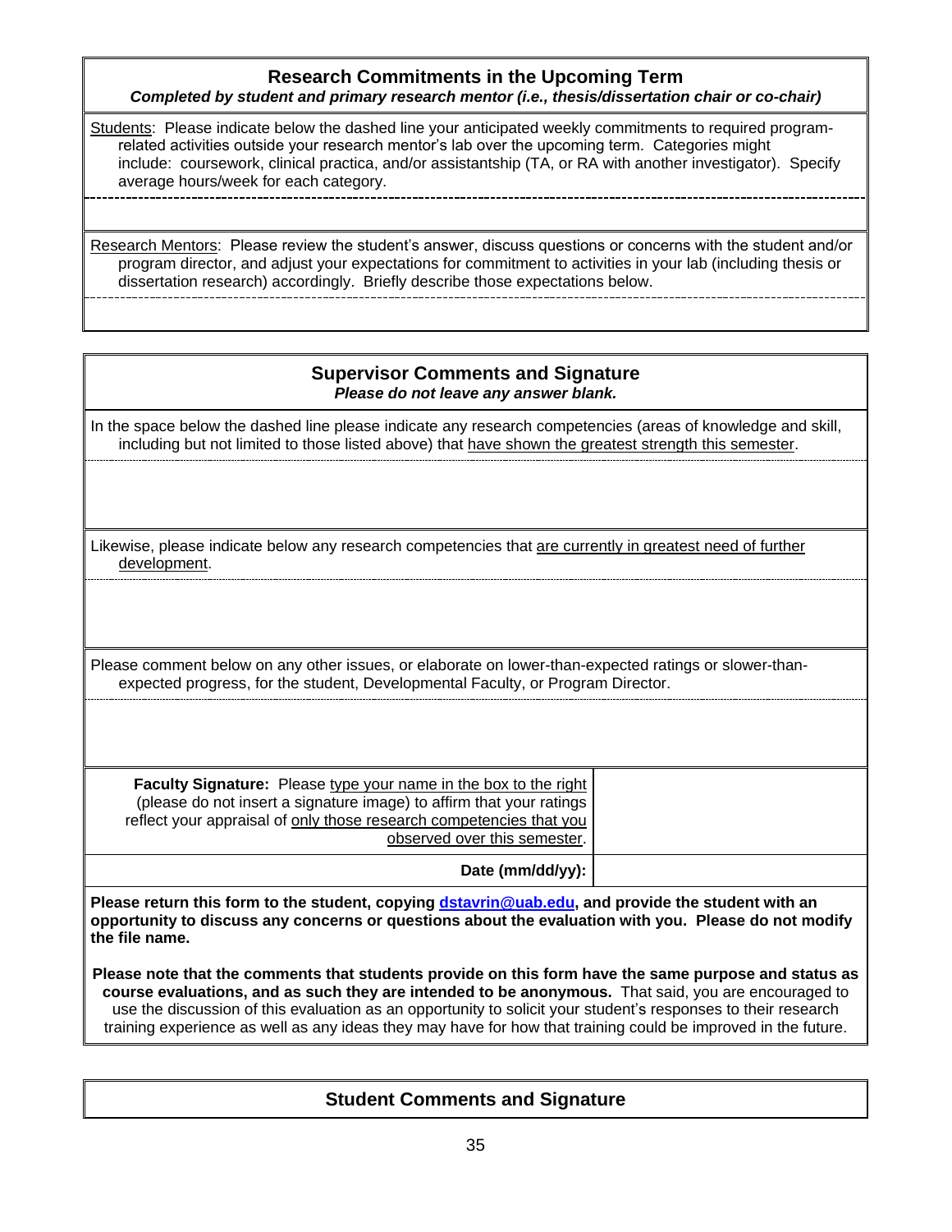## Research Commitments in the Upcoming Term

***Completed by student and primary research mentor (i.e., thesis/dissertation chair or co-chair)***

Students: Please indicate below the dashed line your anticipated weekly commitments to required program-related activities outside your research mentor's lab over the upcoming term. Categories might include: coursework, clinical practica, and/or assistantship (TA, or RA with another investigator). Specify average hours/week for each category.

---

Research Mentors: Please review the student's answer, discuss questions or concerns with the student and/or program director, and adjust your expectations for commitment to activities in your lab (including thesis or dissertation research) accordingly. Briefly describe those expectations below.

---

## Supervisor Comments and Signature

***Please do not leave any answer blank.***

In the space below the dashed line please indicate any research competencies (areas of knowledge and skill, including but not limited to those listed above) that have shown the greatest strength this semester.

---

Likewise, please indicate below any research competencies that are currently in greatest need of further development.

---

Please comment below on any other issues, or elaborate on lower-than-expected ratings or slower-than-expected progress, for the student, Developmental Faculty, or Program Director.

---

| | |
|---|---|
| **Faculty Signature:** Please type your name in the box to the right (please do not insert a signature image) to affirm that your ratings reflect your appraisal of only those research competencies that you observed over this semester. | |
| **Date (mm/dd/yy):** | |

**Please return this form to the student, copying dstavrin@uab.edu, and provide the student with an opportunity to discuss any concerns or questions about the evaluation with you. Please do not modify the file name.**

**Please note that the comments that students provide on this form have the same purpose and status as course evaluations, and as such they are intended to be anonymous.** That said, you are encouraged to use the discussion of this evaluation as an opportunity to solicit your student's responses to their research training experience as well as any ideas they may have for how that training could be improved in the future.

## Student Comments and Signature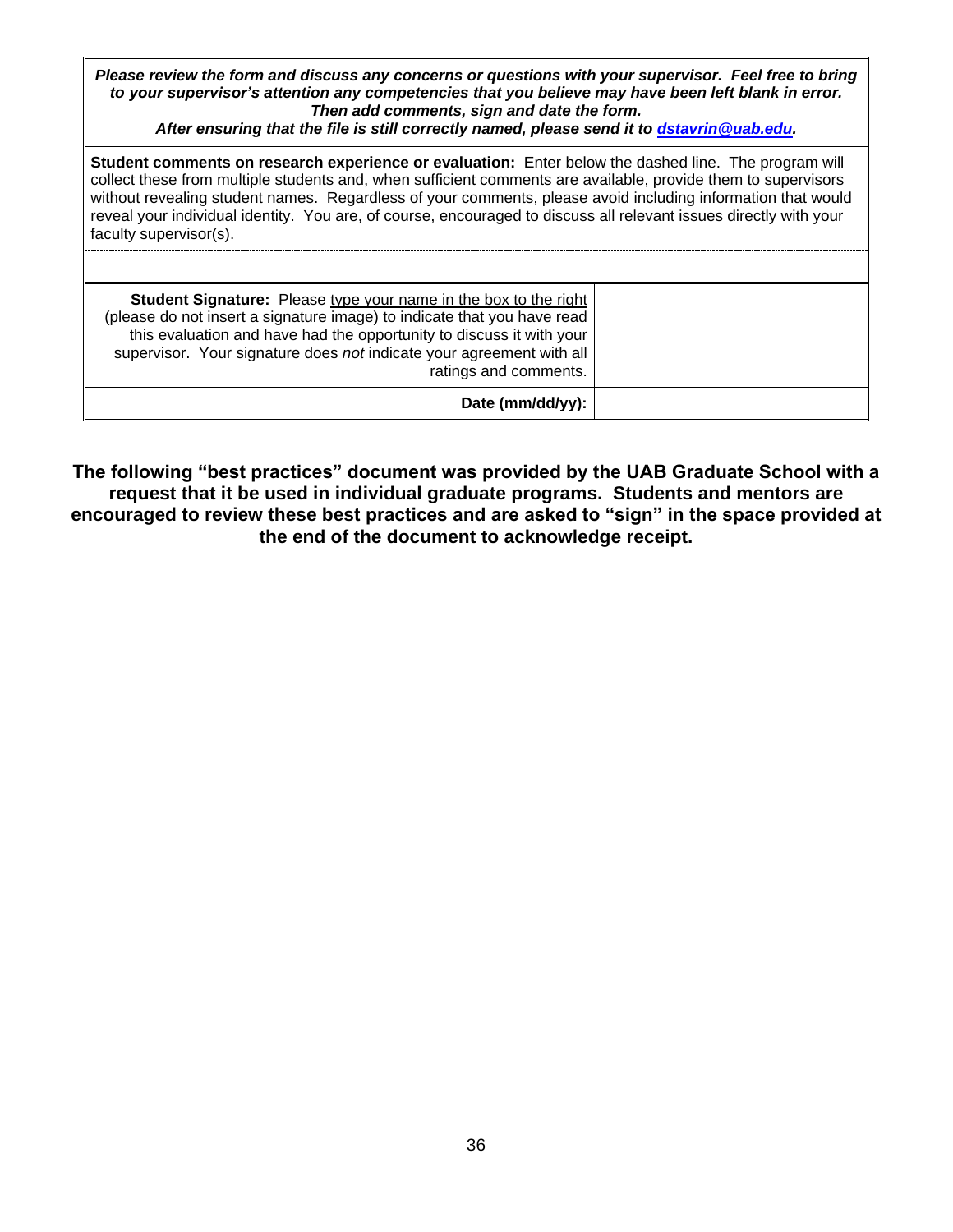***Please review the form and discuss any concerns or questions with your supervisor. Feel free to bring to your supervisor's attention any competencies that you believe may have been left blank in error. Then add comments, sign and date the form.***

***After ensuring that the file is still correctly named, please send it to [dstavrin@uab.edu](mailto:dstavrin@uab.edu).***

**Student comments on research experience or evaluation:** Enter below the dashed line. The program will collect these from multiple students and, when sufficient comments are available, provide them to supervisors without revealing student names. Regardless of your comments, please avoid including information that would reveal your individual identity. You are, of course, encouraged to discuss all relevant issues directly with your faculty supervisor(s).

| | |
|---|---|
| **Student Signature:** Please type your name in the box to the right (please do not insert a signature image) to indicate that you have read this evaluation and have had the opportunity to discuss it with your supervisor. Your signature does *not* indicate your agreement with all ratings and comments. | |
| **Date (mm/dd/yy):** | |

**The following "best practices" document was provided by the UAB Graduate School with a request that it be used in individual graduate programs. Students and mentors are encouraged to review these best practices and are asked to "sign" in the space provided at the end of the document to acknowledge receipt.**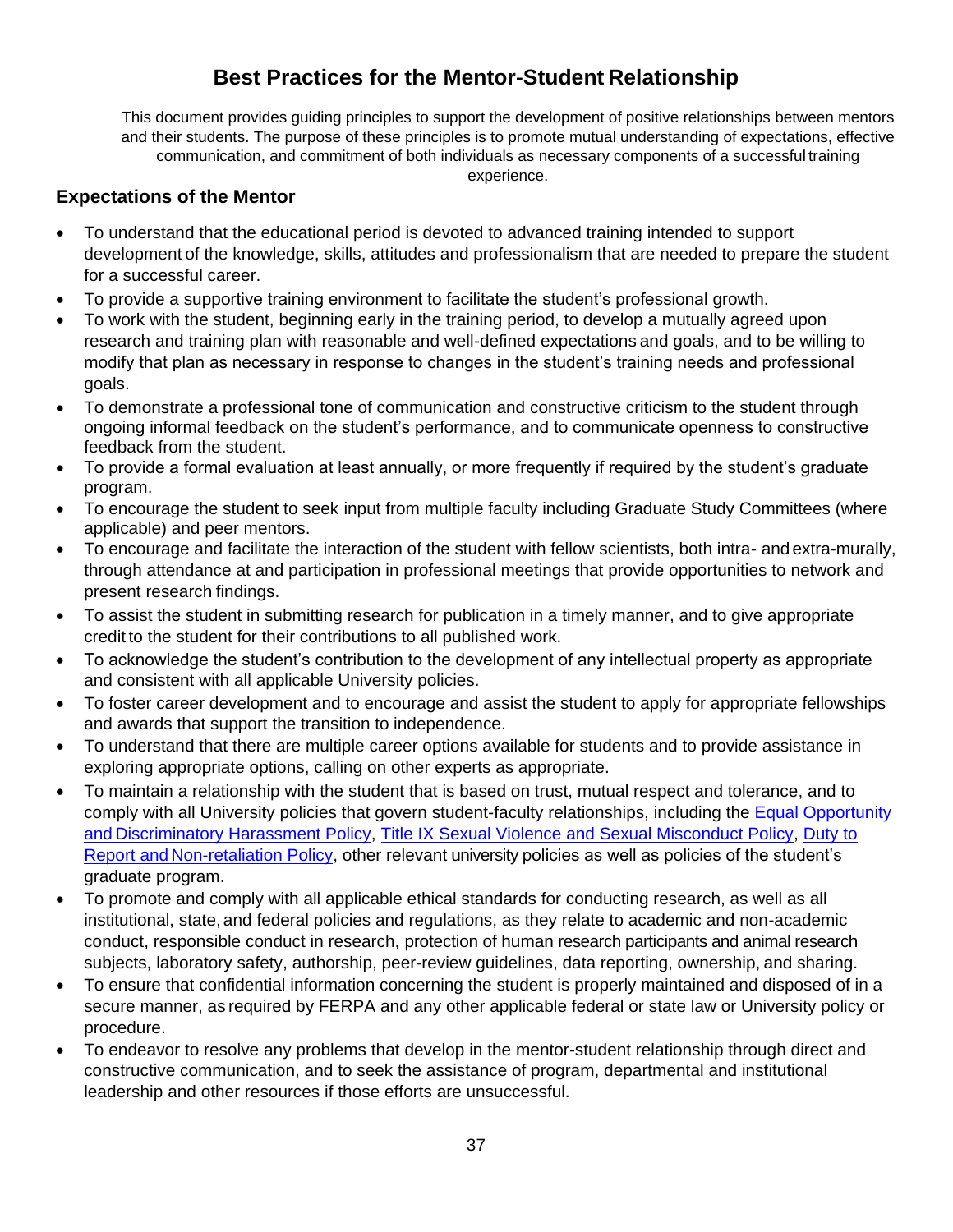# Best Practices for the Mentor-Student Relationship

This document provides guiding principles to support the development of positive relationships between mentors and their students. The purpose of these principles is to promote mutual understanding of expectations, effective communication, and commitment of both individuals as necessary components of a successful training experience.

## Expectations of the Mentor

- To understand that the educational period is devoted to advanced training intended to support development of the knowledge, skills, attitudes and professionalism that are needed to prepare the student for a successful career.
- To provide a supportive training environment to facilitate the student's professional growth.
- To work with the student, beginning early in the training period, to develop a mutually agreed upon research and training plan with reasonable and well-defined expectations and goals, and to be willing to modify that plan as necessary in response to changes in the student's training needs and professional goals.
- To demonstrate a professional tone of communication and constructive criticism to the student through ongoing informal feedback on the student's performance, and to communicate openness to constructive feedback from the student.
- To provide a formal evaluation at least annually, or more frequently if required by the student's graduate program.
- To encourage the student to seek input from multiple faculty including Graduate Study Committees (where applicable) and peer mentors.
- To encourage and facilitate the interaction of the student with fellow scientists, both intra- and extra-murally, through attendance at and participation in professional meetings that provide opportunities to network and present research findings.
- To assist the student in submitting research for publication in a timely manner, and to give appropriate credit to the student for their contributions to all published work.
- To acknowledge the student's contribution to the development of any intellectual property as appropriate and consistent with all applicable University policies.
- To foster career development and to encourage and assist the student to apply for appropriate fellowships and awards that support the transition to independence.
- To understand that there are multiple career options available for students and to provide assistance in exploring appropriate options, calling on other experts as appropriate.
- To maintain a relationship with the student that is based on trust, mutual respect and tolerance, and to comply with all University policies that govern student-faculty relationships, including the Equal Opportunity and Discriminatory Harassment Policy, Title IX Sexual Violence and Sexual Misconduct Policy, Duty to Report and Non-retaliation Policy, other relevant university policies as well as policies of the student's graduate program.
- To promote and comply with all applicable ethical standards for conducting research, as well as all institutional, state, and federal policies and regulations, as they relate to academic and non-academic conduct, responsible conduct in research, protection of human research participants and animal research subjects, laboratory safety, authorship, peer-review guidelines, data reporting, ownership, and sharing.
- To ensure that confidential information concerning the student is properly maintained and disposed of in a secure manner, as required by FERPA and any other applicable federal or state law or University policy or procedure.
- To endeavor to resolve any problems that develop in the mentor-student relationship through direct and constructive communication, and to seek the assistance of program, departmental and institutional leadership and other resources if those efforts are unsuccessful.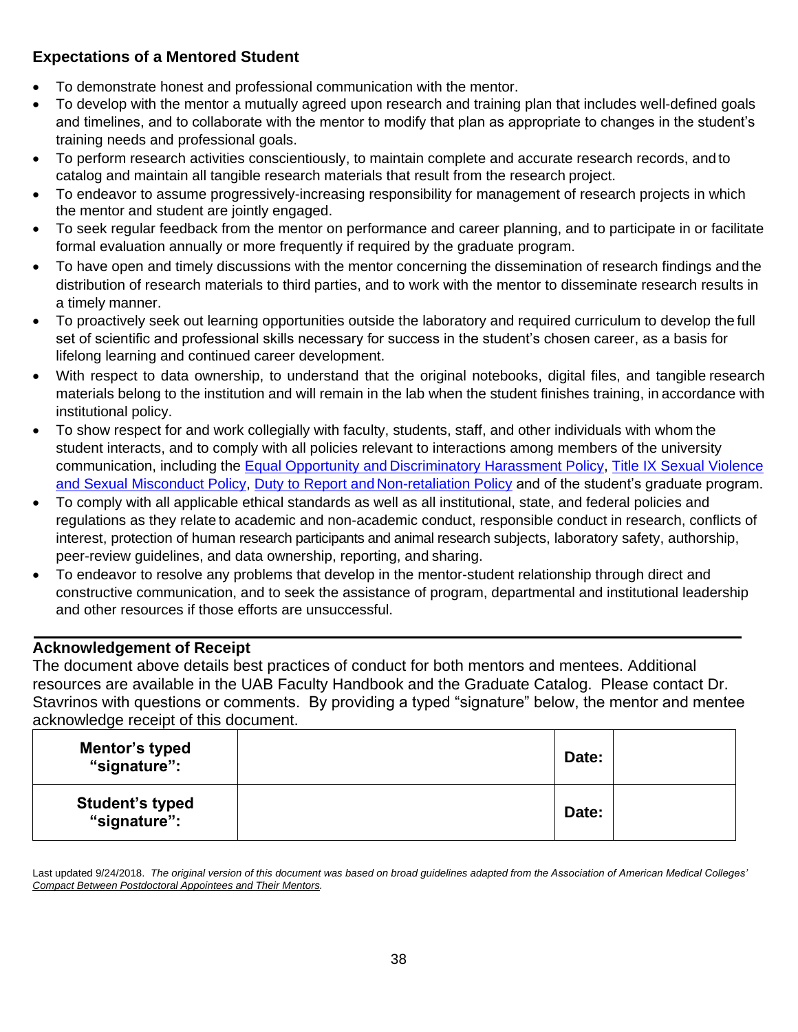### Expectations of a Mentored Student

- To demonstrate honest and professional communication with the mentor.
- To develop with the mentor a mutually agreed upon research and training plan that includes well-defined goals and timelines, and to collaborate with the mentor to modify that plan as appropriate to changes in the student's training needs and professional goals.
- To perform research activities conscientiously, to maintain complete and accurate research records, and to catalog and maintain all tangible research materials that result from the research project.
- To endeavor to assume progressively-increasing responsibility for management of research projects in which the mentor and student are jointly engaged.
- To seek regular feedback from the mentor on performance and career planning, and to participate in or facilitate formal evaluation annually or more frequently if required by the graduate program.
- To have open and timely discussions with the mentor concerning the dissemination of research findings and the distribution of research materials to third parties, and to work with the mentor to disseminate research results in a timely manner.
- To proactively seek out learning opportunities outside the laboratory and required curriculum to develop the full set of scientific and professional skills necessary for success in the student's chosen career, as a basis for lifelong learning and continued career development.
- With respect to data ownership, to understand that the original notebooks, digital files, and tangible research materials belong to the institution and will remain in the lab when the student finishes training, in accordance with institutional policy.
- To show respect for and work collegially with faculty, students, staff, and other individuals with whom the student interacts, and to comply with all policies relevant to interactions among members of the university communication, including the Equal Opportunity and Discriminatory Harassment Policy, Title IX Sexual Violence and Sexual Misconduct Policy, Duty to Report and Non-retaliation Policy and of the student's graduate program.
- To comply with all applicable ethical standards as well as all institutional, state, and federal policies and regulations as they relate to academic and non-academic conduct, responsible conduct in research, conflicts of interest, protection of human research participants and animal research subjects, laboratory safety, authorship, peer-review guidelines, and data ownership, reporting, and sharing.
- To endeavor to resolve any problems that develop in the mentor-student relationship through direct and constructive communication, and to seek the assistance of program, departmental and institutional leadership and other resources if those efforts are unsuccessful.

---

### Acknowledgement of Receipt

The document above details best practices of conduct for both mentors and mentees. Additional resources are available in the UAB Faculty Handbook and the Graduate Catalog. Please contact Dr. Stavrinos with questions or comments. By providing a typed "signature" below, the mentor and mentee acknowledge receipt of this document.

| | | | |
|---|---|---|---|
| **Mentor's typed "signature":** | | **Date:** | |
| **Student's typed "signature":** | | **Date:** | |

Last updated 9/24/2018. *The original version of this document was based on broad guidelines adapted from the Association of American Medical Colleges' Compact Between Postdoctoral Appointees and Their Mentors.*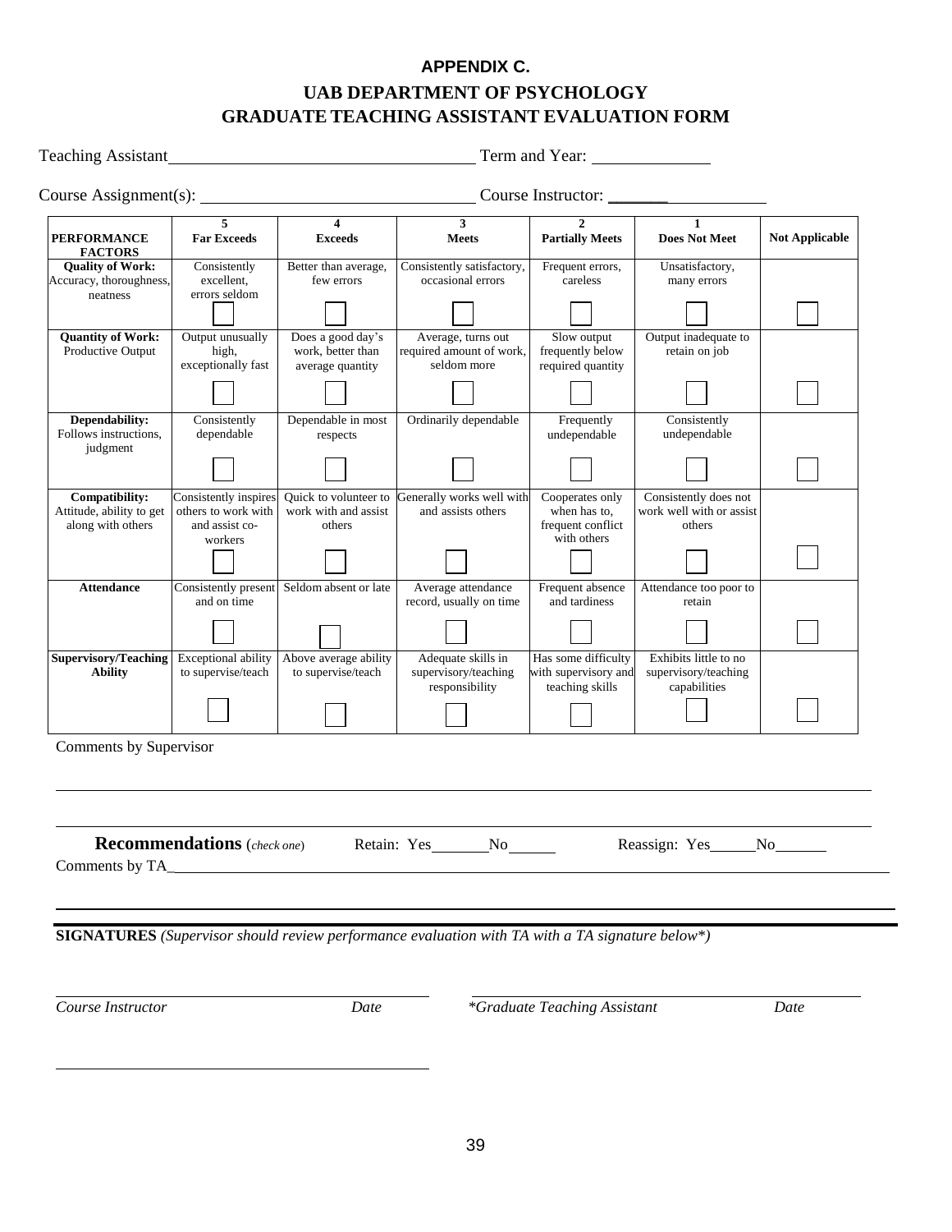**APPENDIX C.**

# UAB DEPARTMENT OF PSYCHOLOGY
# GRADUATE TEACHING ASSISTANT EVALUATION FORM

Teaching Assistant\_\_\_\_\_\_\_\_\_\_\_\_\_\_\_\_\_\_\_\_\_\_\_\_\_\_\_\_\_\_\_\_\_\_ Term and Year: \_\_\_\_\_\_\_\_\_\_\_\_\_\_

Course Assignment(s): \_\_\_\_\_\_\_\_\_\_\_\_\_\_\_\_\_\_\_\_\_\_\_\_\_\_\_\_\_\_ Course Instructor: \_\_\_\_\_\_\_\_\_\_\_\_\_\_\_\_\_\_\_\_

| PERFORMANCE FACTORS | 5 Far Exceeds | 4 Exceeds | 3 Meets | 2 Partially Meets | 1 Does Not Meet | Not Applicable |
|---|---|---|---|---|---|---|
| **Quality of Work:** Accuracy, thoroughness, neatness | Consistently excellent, errors seldom ☐ | Better than average, few errors ☐ | Consistently satisfactory, occasional errors ☐ | Frequent errors, careless ☐ | Unsatisfactory, many errors ☐ | ☐ |
| **Quantity of Work:** Productive Output | Output unusually high, exceptionally fast ☐ | Does a good day's work, better than average quantity ☐ | Average, turns out required amount of work, seldom more ☐ | Slow output frequently below required quantity ☐ | Output inadequate to retain on job ☐ | ☐ |
| **Dependability:** Follows instructions, judgment | Consistently dependable ☐ | Dependable in most respects ☐ | Ordinarily dependable ☐ | Frequently undependable ☐ | Consistently undependable ☐ | ☐ |
| **Compatibility:** Attitude, ability to get along with others | Consistently inspires others to work with and assist co-workers ☐ | Quick to volunteer to work with and assist others ☐ | Generally works well with and assists others ☐ | Cooperates only when has to, frequent conflict with others ☐ | Consistently does not work well with or assist others ☐ | ☐ |
| **Attendance** | Consistently present and on time ☐ | Seldom absent or late ☐ | Average attendance record, usually on time ☐ | Frequent absence and tardiness ☐ | Attendance too poor to retain ☐ | ☐ |
| **Supervisory/Teaching Ability** | Exceptional ability to supervise/teach ☐ | Above average ability to supervise/teach ☐ | Adequate skills in supervisory/teaching responsibility ☐ | Has some difficulty with supervisory and teaching skills ☐ | Exhibits little to no supervisory/teaching capabilities ☐ | ☐ |

Comments by Supervisor

\_\_\_\_\_\_\_\_\_\_\_\_\_\_\_\_\_\_\_\_\_\_\_\_\_\_\_\_\_\_\_\_\_\_\_\_\_\_\_\_\_\_\_\_\_\_\_\_\_\_\_\_\_\_\_\_\_\_\_\_\_\_\_\_\_\_\_\_\_\_\_\_\_\_\_\_

\_\_\_\_\_\_\_\_\_\_\_\_\_\_\_\_\_\_\_\_\_\_\_\_\_\_\_\_\_\_\_\_\_\_\_\_\_\_\_\_\_\_\_\_\_\_\_\_\_\_\_\_\_\_\_\_\_\_\_\_\_\_\_\_\_\_\_\_\_\_\_\_\_\_\_\_

**Recommendations** (*check one*) Retain: Yes\_\_\_\_\_\_\_No\_\_\_\_\_\_ Reassign: Yes\_\_\_\_\_\_No\_\_\_\_\_\_\_

Comments by TA\_\_\_\_\_\_\_\_\_\_\_\_\_\_\_\_\_\_\_\_\_\_\_\_\_\_\_\_\_\_\_\_\_\_\_\_\_\_\_\_\_\_\_\_\_\_\_\_\_\_\_\_\_\_\_\_\_\_\_\_\_\_\_\_\_\_\_\_

\_\_\_\_\_\_\_\_\_\_\_\_\_\_\_\_\_\_\_\_\_\_\_\_\_\_\_\_\_\_\_\_\_\_\_\_\_\_\_\_\_\_\_\_\_\_\_\_\_\_\_\_\_\_\_\_\_\_\_\_\_\_\_\_\_\_\_\_\_\_\_\_\_\_\_\_

**SIGNATURES** *(Supervisor should review performance evaluation with TA with a TA signature below\*)*

\_\_\_\_\_\_\_\_\_\_\_\_\_\_\_\_\_\_\_\_\_\_\_\_\_\_\_\_\_\_\_\_\_\_\_\_ \_\_\_\_\_\_\_\_\_\_\_\_\_\_\_\_\_\_\_\_\_\_\_\_\_\_\_\_\_\_\_\_\_\_\_\_

*Course Instructor* *Date* *\*Graduate Teaching Assistant* *Date*

\_\_\_\_\_\_\_\_\_\_\_\_\_\_\_\_\_\_\_\_\_\_\_\_\_\_\_\_\_\_\_\_\_\_\_\_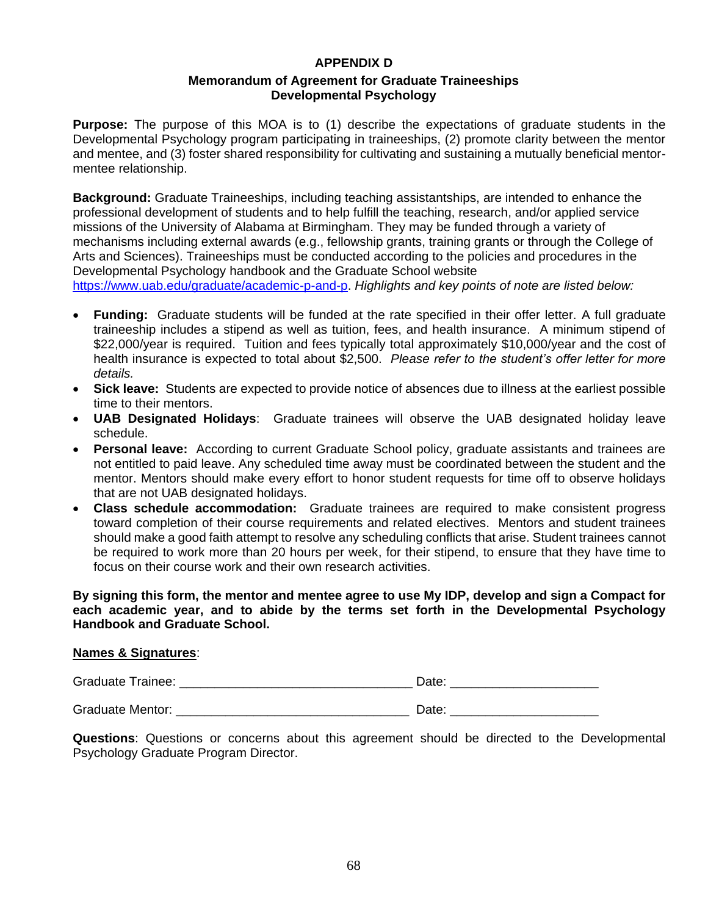# APPENDIX D

## Memorandum of Agreement for Graduate Traineeships
## Developmental Psychology

**Purpose:** The purpose of this MOA is to (1) describe the expectations of graduate students in the Developmental Psychology program participating in traineeships, (2) promote clarity between the mentor and mentee, and (3) foster shared responsibility for cultivating and sustaining a mutually beneficial mentor-mentee relationship.

**Background:** Graduate Traineeships, including teaching assistantships, are intended to enhance the professional development of students and to help fulfill the teaching, research, and/or applied service missions of the University of Alabama at Birmingham. They may be funded through a variety of mechanisms including external awards (e.g., fellowship grants, training grants or through the College of Arts and Sciences). Traineeships must be conducted according to the policies and procedures in the Developmental Psychology handbook and the Graduate School website https://www.uab.edu/graduate/academic-p-and-p. *Highlights and key points of note are listed below:*

- **Funding:** Graduate students will be funded at the rate specified in their offer letter. A full graduate traineeship includes a stipend as well as tuition, fees, and health insurance. A minimum stipend of $22,000/year is required. Tuition and fees typically total approximately $10,000/year and the cost of health insurance is expected to total about $2,500. *Please refer to the student's offer letter for more details.*
- **Sick leave:** Students are expected to provide notice of absences due to illness at the earliest possible time to their mentors.
- **UAB Designated Holidays**: Graduate trainees will observe the UAB designated holiday leave schedule.
- **Personal leave:** According to current Graduate School policy, graduate assistants and trainees are not entitled to paid leave. Any scheduled time away must be coordinated between the student and the mentor. Mentors should make every effort to honor student requests for time off to observe holidays that are not UAB designated holidays.
- **Class schedule accommodation:** Graduate trainees are required to make consistent progress toward completion of their course requirements and related electives. Mentors and student trainees should make a good faith attempt to resolve any scheduling conflicts that arise. Student trainees cannot be required to work more than 20 hours per week, for their stipend, to ensure that they have time to focus on their course work and their own research activities.

**By signing this form, the mentor and mentee agree to use My IDP, develop and sign a Compact for each academic year, and to abide by the terms set forth in the Developmental Psychology Handbook and Graduate School.**

**Names & Signatures**:

Graduate Trainee: ________________________________ Date: ____________________

Graduate Mentor: ________________________________ Date: ____________________

**Questions**: Questions or concerns about this agreement should be directed to the Developmental Psychology Graduate Program Director.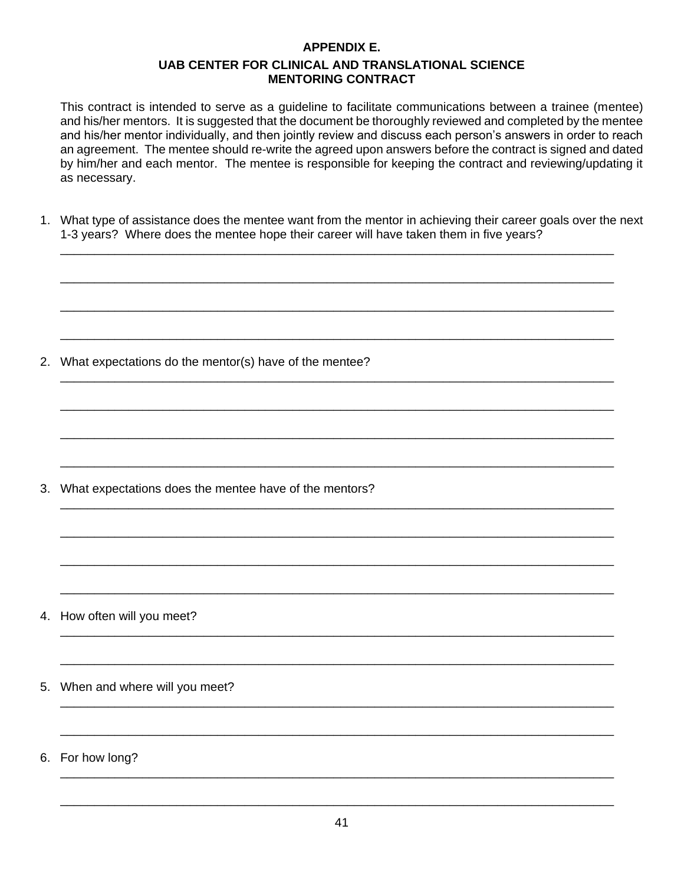**APPENDIX E.**

**UAB CENTER FOR CLINICAL AND TRANSLATIONAL SCIENCE MENTORING CONTRACT**

This contract is intended to serve as a guideline to facilitate communications between a trainee (mentee) and his/her mentors. It is suggested that the document be thoroughly reviewed and completed by the mentee and his/her mentor individually, and then jointly review and discuss each person's answers in order to reach an agreement. The mentee should re-write the agreed upon answers before the contract is signed and dated by him/her and each mentor. The mentee is responsible for keeping the contract and reviewing/updating it as necessary.

1. What type of assistance does the mentee want from the mentor in achieving their career goals over the next 1-3 years? Where does the mentee hope their career will have taken them in five years?

   ______________________________________________________________________________

   ______________________________________________________________________________

   ______________________________________________________________________________

   ______________________________________________________________________________

2. What expectations do the mentor(s) have of the mentee?

   ______________________________________________________________________________

   ______________________________________________________________________________

   ______________________________________________________________________________

   ______________________________________________________________________________

3. What expectations does the mentee have of the mentors?

   ______________________________________________________________________________

   ______________________________________________________________________________

   ______________________________________________________________________________

   ______________________________________________________________________________

4. How often will you meet?

   ______________________________________________________________________________

   ______________________________________________________________________________

5. When and where will you meet?

   ______________________________________________________________________________

   ______________________________________________________________________________

6. For how long?

   ______________________________________________________________________________

   ______________________________________________________________________________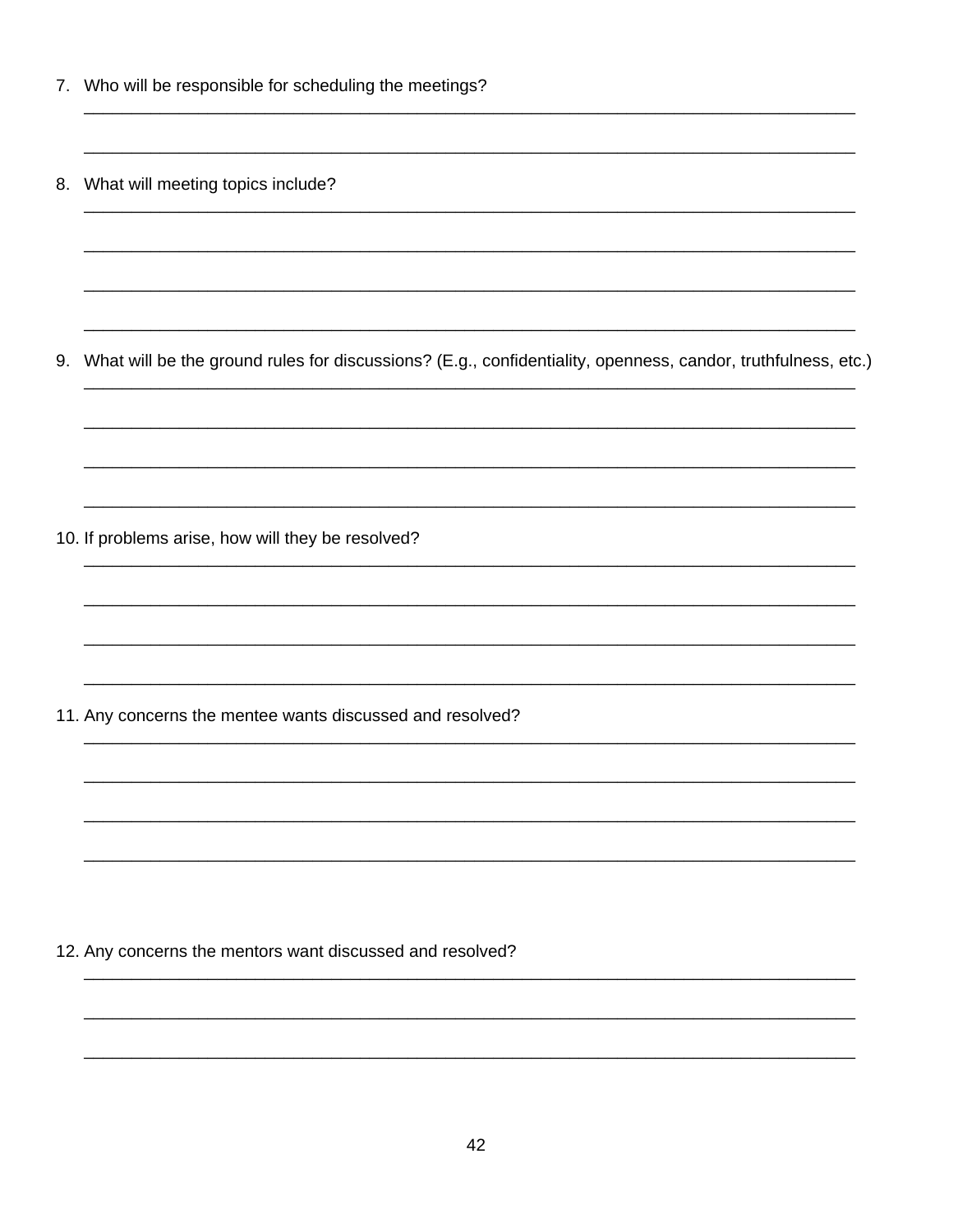7. Who will be responsible for scheduling the meetings?

_____________________________________________________________________________

_____________________________________________________________________________

8. What will meeting topics include?

_____________________________________________________________________________

_____________________________________________________________________________

_____________________________________________________________________________

_____________________________________________________________________________

9. What will be the ground rules for discussions? (E.g., confidentiality, openness, candor, truthfulness, etc.)

_____________________________________________________________________________

_____________________________________________________________________________

_____________________________________________________________________________

_____________________________________________________________________________

10. If problems arise, how will they be resolved?

_____________________________________________________________________________

_____________________________________________________________________________

_____________________________________________________________________________

_____________________________________________________________________________

11. Any concerns the mentee wants discussed and resolved?

_____________________________________________________________________________

_____________________________________________________________________________

_____________________________________________________________________________

_____________________________________________________________________________

12. Any concerns the mentors want discussed and resolved?

_____________________________________________________________________________

_____________________________________________________________________________

_____________________________________________________________________________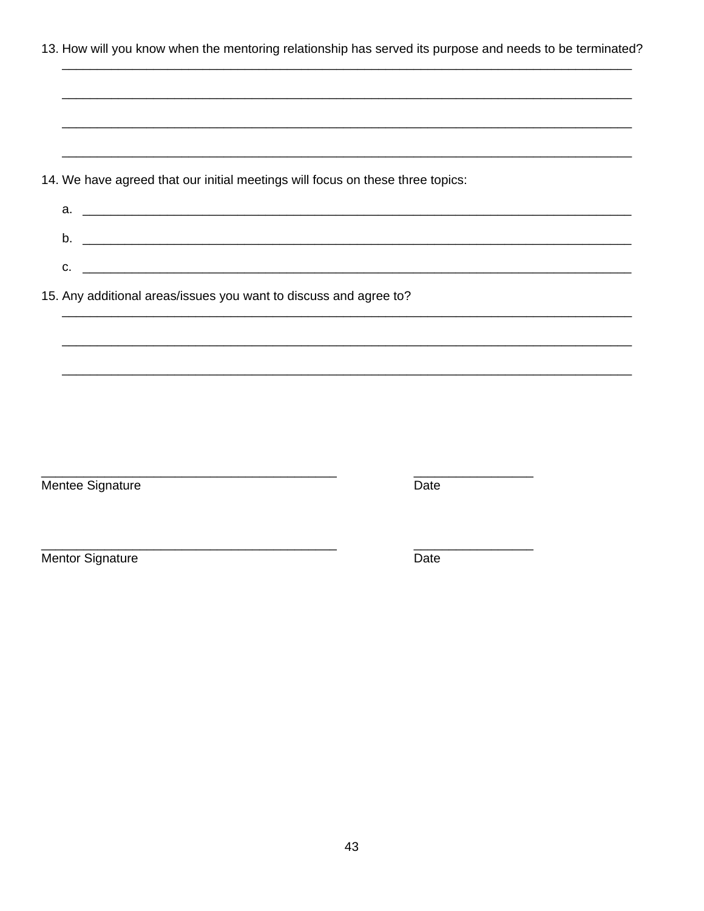13. How will you know when the mentoring relationship has served its purpose and needs to be terminated?

    ______________________________________________________________________________

    ______________________________________________________________________________

    ______________________________________________________________________________

    ______________________________________________________________________________

14. We have agreed that our initial meetings will focus on these three topics:

    a. ____________________________________________________________________________

    b. ____________________________________________________________________________

    c. ____________________________________________________________________________

15. Any additional areas/issues you want to discuss and agree to?

    ______________________________________________________________________________

    ______________________________________________________________________________

    ______________________________________________________________________________

_________________________________________ _________________

Mentee Signature Date

_________________________________________ _________________

Mentor Signature Date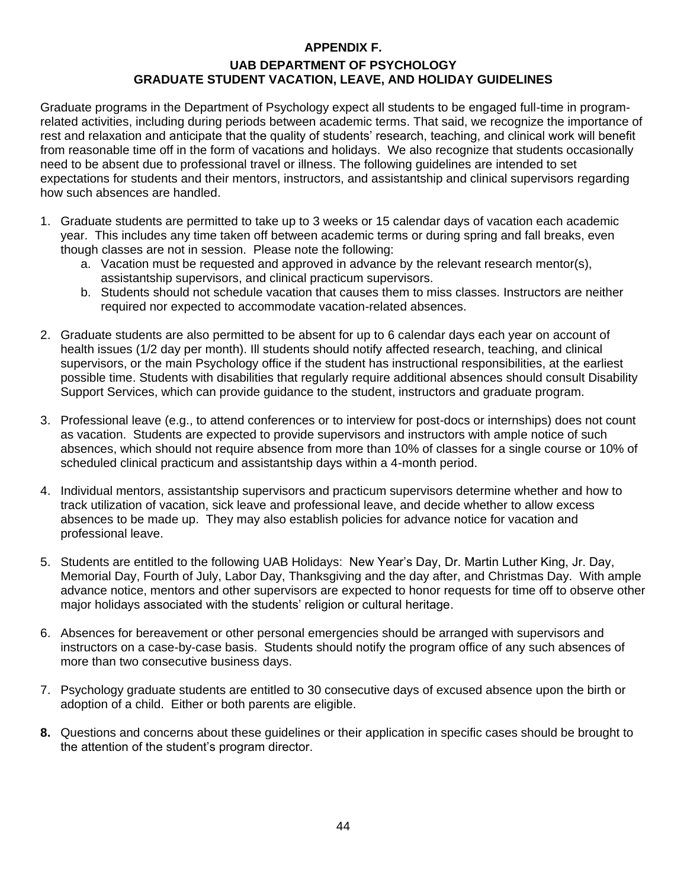# APPENDIX F.

## UAB DEPARTMENT OF PSYCHOLOGY
## GRADUATE STUDENT VACATION, LEAVE, AND HOLIDAY GUIDELINES

Graduate programs in the Department of Psychology expect all students to be engaged full-time in program-related activities, including during periods between academic terms. That said, we recognize the importance of rest and relaxation and anticipate that the quality of students' research, teaching, and clinical work will benefit from reasonable time off in the form of vacations and holidays. We also recognize that students occasionally need to be absent due to professional travel or illness. The following guidelines are intended to set expectations for students and their mentors, instructors, and assistantship and clinical supervisors regarding how such absences are handled.

1. Graduate students are permitted to take up to 3 weeks or 15 calendar days of vacation each academic year. This includes any time taken off between academic terms or during spring and fall breaks, even though classes are not in session. Please note the following:
   a. Vacation must be requested and approved in advance by the relevant research mentor(s), assistantship supervisors, and clinical practicum supervisors.
   b. Students should not schedule vacation that causes them to miss classes. Instructors are neither required nor expected to accommodate vacation-related absences.

2. Graduate students are also permitted to be absent for up to 6 calendar days each year on account of health issues (1/2 day per month). Ill students should notify affected research, teaching, and clinical supervisors, or the main Psychology office if the student has instructional responsibilities, at the earliest possible time. Students with disabilities that regularly require additional absences should consult Disability Support Services, which can provide guidance to the student, instructors and graduate program.

3. Professional leave (e.g., to attend conferences or to interview for post-docs or internships) does not count as vacation. Students are expected to provide supervisors and instructors with ample notice of such absences, which should not require absence from more than 10% of classes for a single course or 10% of scheduled clinical practicum and assistantship days within a 4-month period.

4. Individual mentors, assistantship supervisors and practicum supervisors determine whether and how to track utilization of vacation, sick leave and professional leave, and decide whether to allow excess absences to be made up. They may also establish policies for advance notice for vacation and professional leave.

5. Students are entitled to the following UAB Holidays: New Year's Day, Dr. Martin Luther King, Jr. Day, Memorial Day, Fourth of July, Labor Day, Thanksgiving and the day after, and Christmas Day. With ample advance notice, mentors and other supervisors are expected to honor requests for time off to observe other major holidays associated with the students' religion or cultural heritage.

6. Absences for bereavement or other personal emergencies should be arranged with supervisors and instructors on a case-by-case basis. Students should notify the program office of any such absences of more than two consecutive business days.

7. Psychology graduate students are entitled to 30 consecutive days of excused absence upon the birth or adoption of a child. Either or both parents are eligible.

8. Questions and concerns about these guidelines or their application in specific cases should be brought to the attention of the student's program director.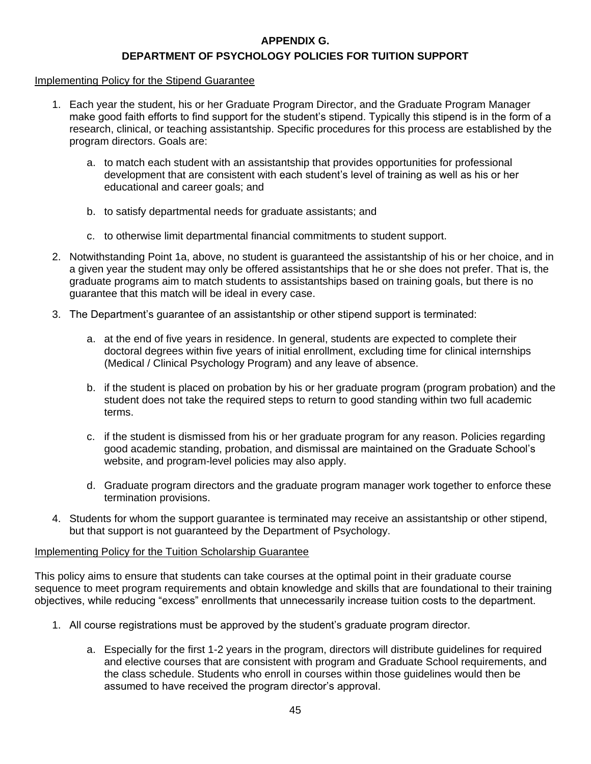# APPENDIX G.

## DEPARTMENT OF PSYCHOLOGY POLICIES FOR TUITION SUPPORT

Implementing Policy for the Stipend Guarantee

1. Each year the student, his or her Graduate Program Director, and the Graduate Program Manager make good faith efforts to find support for the student's stipend. Typically this stipend is in the form of a research, clinical, or teaching assistantship. Specific procedures for this process are established by the program directors. Goals are:

    a. to match each student with an assistantship that provides opportunities for professional development that are consistent with each student's level of training as well as his or her educational and career goals; and

    b. to satisfy departmental needs for graduate assistants; and

    c. to otherwise limit departmental financial commitments to student support.

2. Notwithstanding Point 1a, above, no student is guaranteed the assistantship of his or her choice, and in a given year the student may only be offered assistantships that he or she does not prefer. That is, the graduate programs aim to match students to assistantships based on training goals, but there is no guarantee that this match will be ideal in every case.

3. The Department's guarantee of an assistantship or other stipend support is terminated:

    a. at the end of five years in residence. In general, students are expected to complete their doctoral degrees within five years of initial enrollment, excluding time for clinical internships (Medical / Clinical Psychology Program) and any leave of absence.

    b. if the student is placed on probation by his or her graduate program (program probation) and the student does not take the required steps to return to good standing within two full academic terms.

    c. if the student is dismissed from his or her graduate program for any reason. Policies regarding good academic standing, probation, and dismissal are maintained on the Graduate School's website, and program-level policies may also apply.

    d. Graduate program directors and the graduate program manager work together to enforce these termination provisions.

4. Students for whom the support guarantee is terminated may receive an assistantship or other stipend, but that support is not guaranteed by the Department of Psychology.

Implementing Policy for the Tuition Scholarship Guarantee

This policy aims to ensure that students can take courses at the optimal point in their graduate course sequence to meet program requirements and obtain knowledge and skills that are foundational to their training objectives, while reducing "excess" enrollments that unnecessarily increase tuition costs to the department.

1. All course registrations must be approved by the student's graduate program director.

    a. Especially for the first 1-2 years in the program, directors will distribute guidelines for required and elective courses that are consistent with program and Graduate School requirements, and the class schedule. Students who enroll in courses within those guidelines would then be assumed to have received the program director's approval.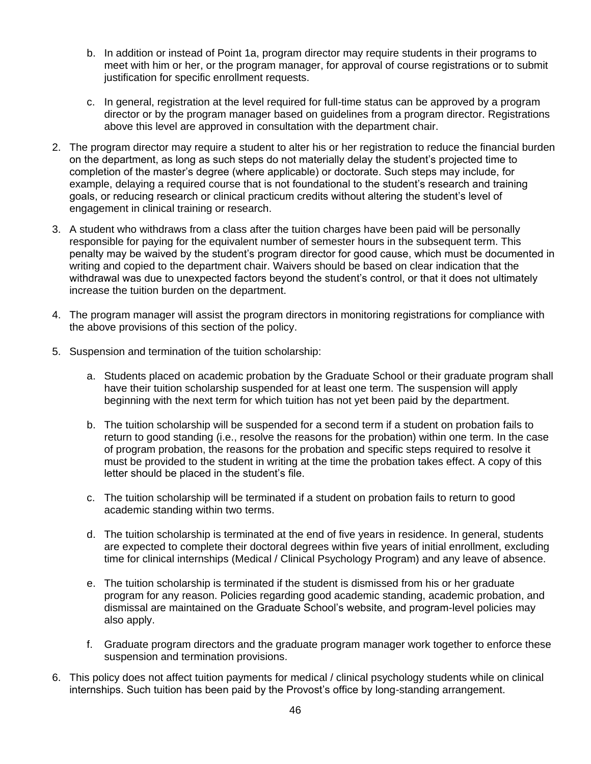b. In addition or instead of Point 1a, program director may require students in their programs to meet with him or her, or the program manager, for approval of course registrations or to submit justification for specific enrollment requests.

   c. In general, registration at the level required for full-time status can be approved by a program director or by the program manager based on guidelines from a program director. Registrations above this level are approved in consultation with the department chair.

2. The program director may require a student to alter his or her registration to reduce the financial burden on the department, as long as such steps do not materially delay the student's projected time to completion of the master's degree (where applicable) or doctorate. Such steps may include, for example, delaying a required course that is not foundational to the student's research and training goals, or reducing research or clinical practicum credits without altering the student's level of engagement in clinical training or research.

3. A student who withdraws from a class after the tuition charges have been paid will be personally responsible for paying for the equivalent number of semester hours in the subsequent term. This penalty may be waived by the student's program director for good cause, which must be documented in writing and copied to the department chair. Waivers should be based on clear indication that the withdrawal was due to unexpected factors beyond the student's control, or that it does not ultimately increase the tuition burden on the department.

4. The program manager will assist the program directors in monitoring registrations for compliance with the above provisions of this section of the policy.

5. Suspension and termination of the tuition scholarship:

   a. Students placed on academic probation by the Graduate School or their graduate program shall have their tuition scholarship suspended for at least one term. The suspension will apply beginning with the next term for which tuition has not yet been paid by the department.

   b. The tuition scholarship will be suspended for a second term if a student on probation fails to return to good standing (i.e., resolve the reasons for the probation) within one term. In the case of program probation, the reasons for the probation and specific steps required to resolve it must be provided to the student in writing at the time the probation takes effect. A copy of this letter should be placed in the student's file.

   c. The tuition scholarship will be terminated if a student on probation fails to return to good academic standing within two terms.

   d. The tuition scholarship is terminated at the end of five years in residence. In general, students are expected to complete their doctoral degrees within five years of initial enrollment, excluding time for clinical internships (Medical / Clinical Psychology Program) and any leave of absence.

   e. The tuition scholarship is terminated if the student is dismissed from his or her graduate program for any reason. Policies regarding good academic standing, academic probation, and dismissal are maintained on the Graduate School's website, and program-level policies may also apply.

   f. Graduate program directors and the graduate program manager work together to enforce these suspension and termination provisions.

6. This policy does not affect tuition payments for medical / clinical psychology students while on clinical internships. Such tuition has been paid by the Provost's office by long-standing arrangement.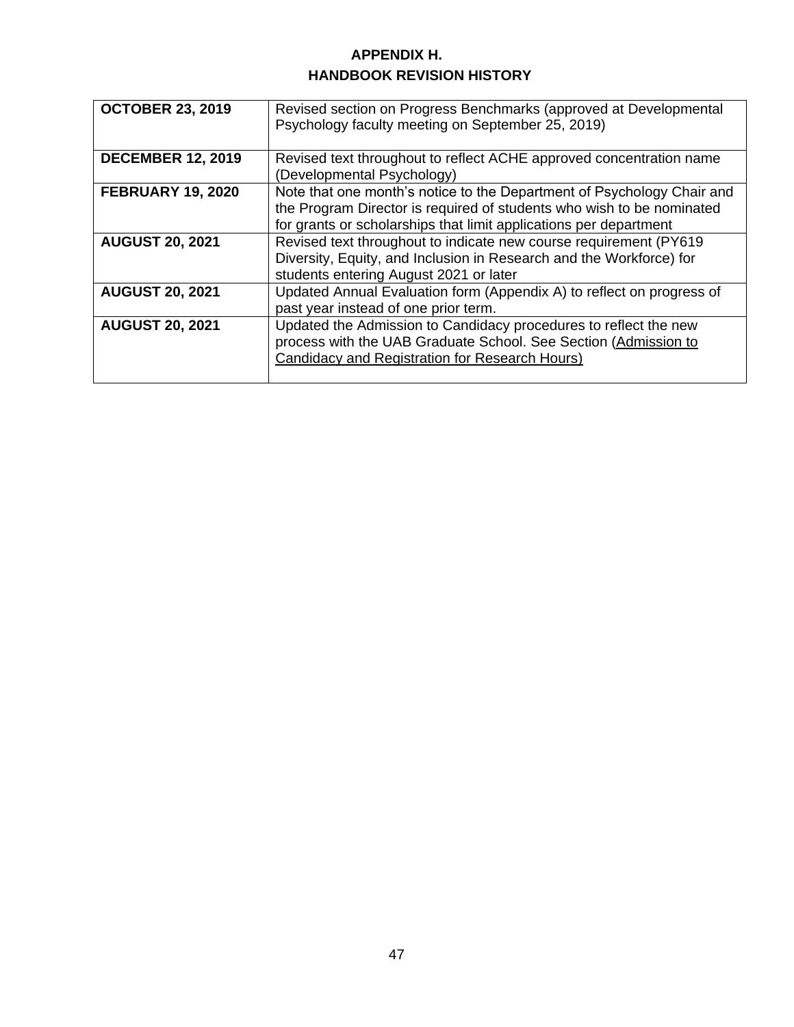# APPENDIX H.
## HANDBOOK REVISION HISTORY

| | |
|---|---|
| **OCTOBER 23, 2019** | Revised section on Progress Benchmarks (approved at Developmental Psychology faculty meeting on September 25, 2019) |
| **DECEMBER 12, 2019** | Revised text throughout to reflect ACHE approved concentration name (Developmental Psychology) |
| **FEBRUARY 19, 2020** | Note that one month's notice to the Department of Psychology Chair and the Program Director is required of students who wish to be nominated for grants or scholarships that limit applications per department |
| **AUGUST 20, 2021** | Revised text throughout to indicate new course requirement (PY619 Diversity, Equity, and Inclusion in Research and the Workforce) for students entering August 2021 or later |
| **AUGUST 20, 2021** | Updated Annual Evaluation form (Appendix A) to reflect on progress of past year instead of one prior term. |
| **AUGUST 20, 2021** | Updated the Admission to Candidacy procedures to reflect the new process with the UAB Graduate School. See Section (Admission to Candidacy and Registration for Research Hours) |